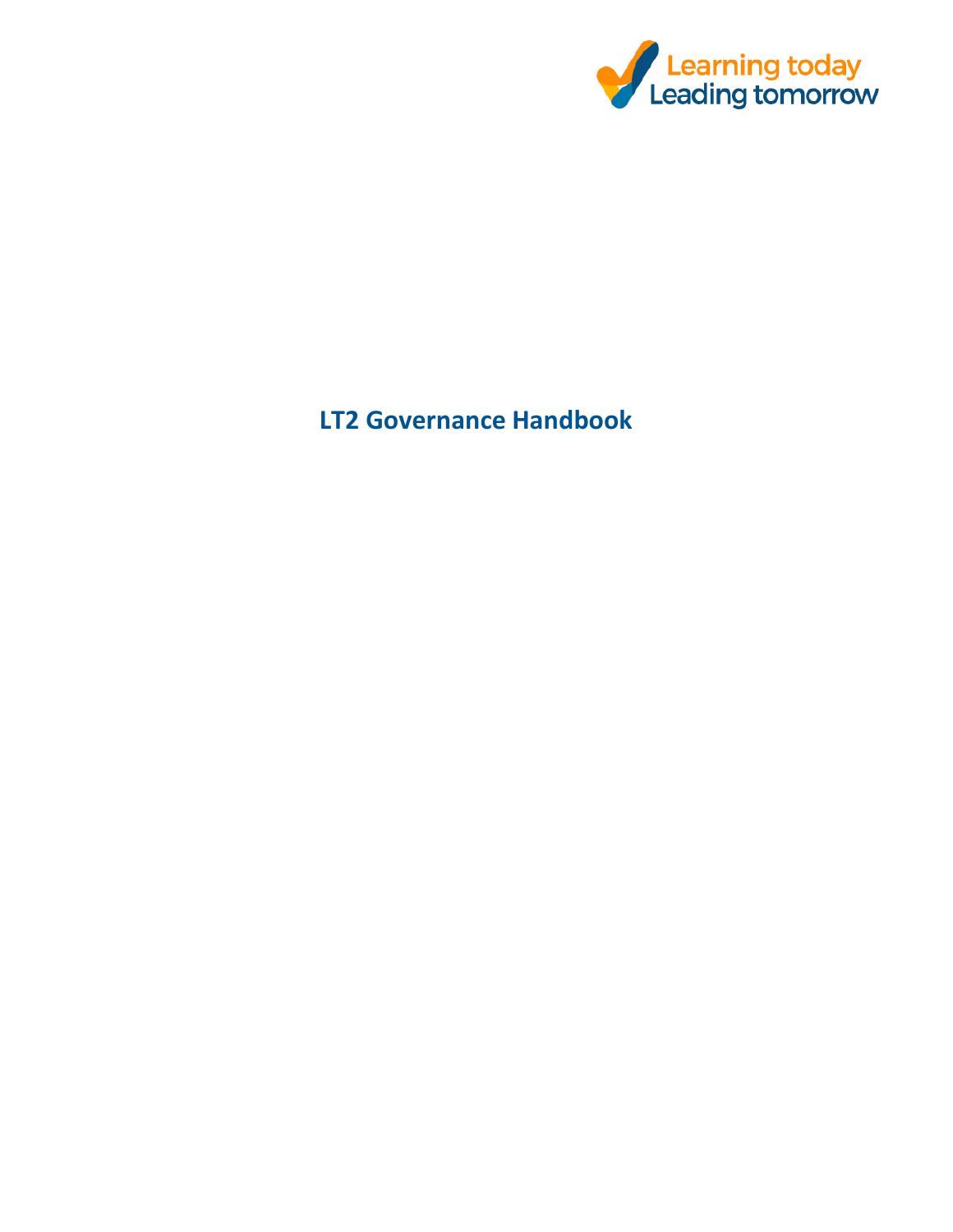Learning today
Leading tomorrow

# LT2 Governance Handbook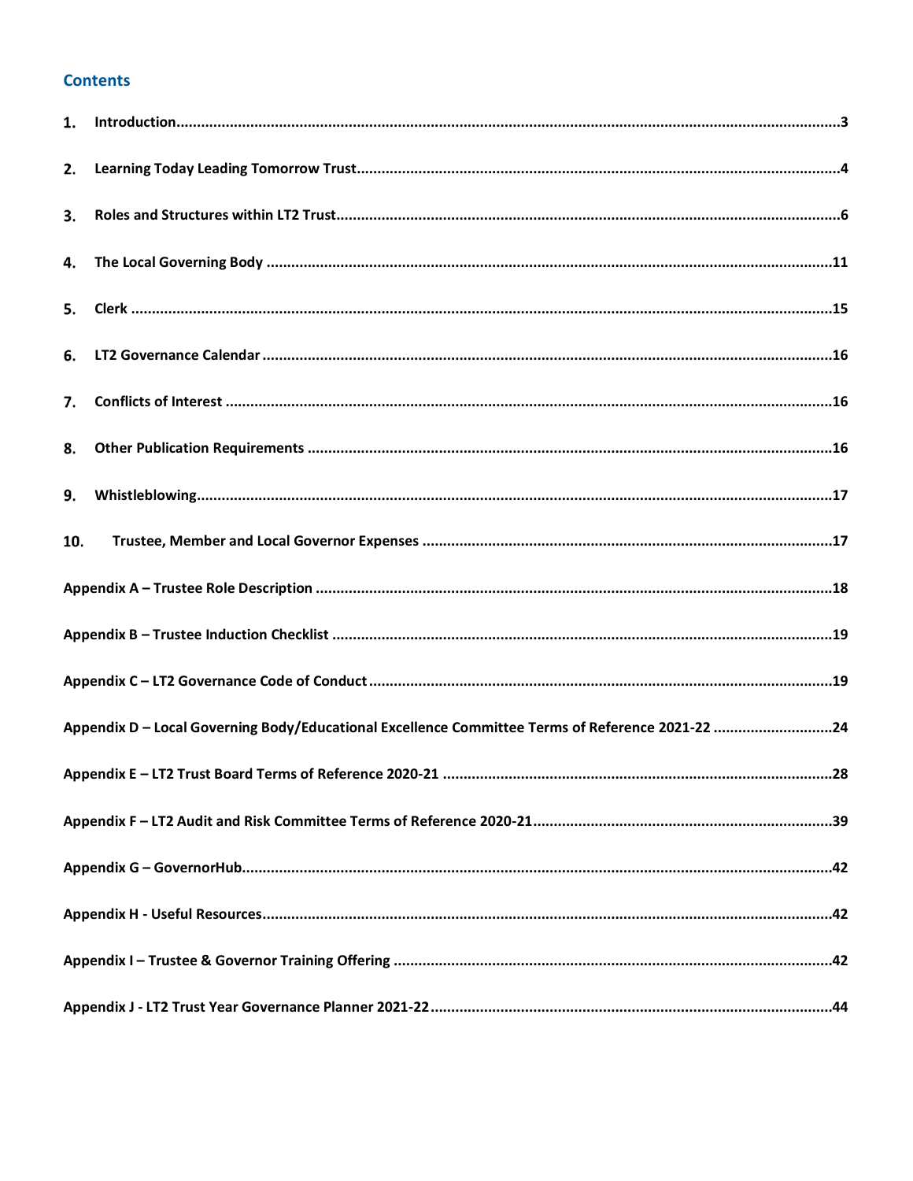## Contents

1. Introduction ........................................................................ 3
2. Learning Today Leading Tomorrow Trust ........................................................................ 4
3. Roles and Structures within LT2 Trust ........................................................................ 6
4. The Local Governing Body ........................................................................ 11
5. Clerk ........................................................................ 15
6. LT2 Governance Calendar ........................................................................ 16
7. Conflicts of Interest ........................................................................ 16
8. Other Publication Requirements ........................................................................ 16
9. Whistleblowing ........................................................................ 17
10. Trustee, Member and Local Governor Expenses ........................................................................ 17

Appendix A – Trustee Role Description ........................................................................ 18

Appendix B – Trustee Induction Checklist ........................................................................ 19

Appendix C – LT2 Governance Code of Conduct ........................................................................ 19

Appendix D – Local Governing Body/Educational Excellence Committee Terms of Reference 2021-22 ........................ 24

Appendix E – LT2 Trust Board Terms of Reference 2020-21 ........................................................................ 28

Appendix F – LT2 Audit and Risk Committee Terms of Reference 2020-21 ........................................................................ 39

Appendix G – GovernorHub ........................................................................ 42

Appendix H - Useful Resources ........................................................................ 42

Appendix I – Trustee & Governor Training Offering ........................................................................ 42

Appendix J - LT2 Trust Year Governance Planner 2021-22 ........................................................................ 44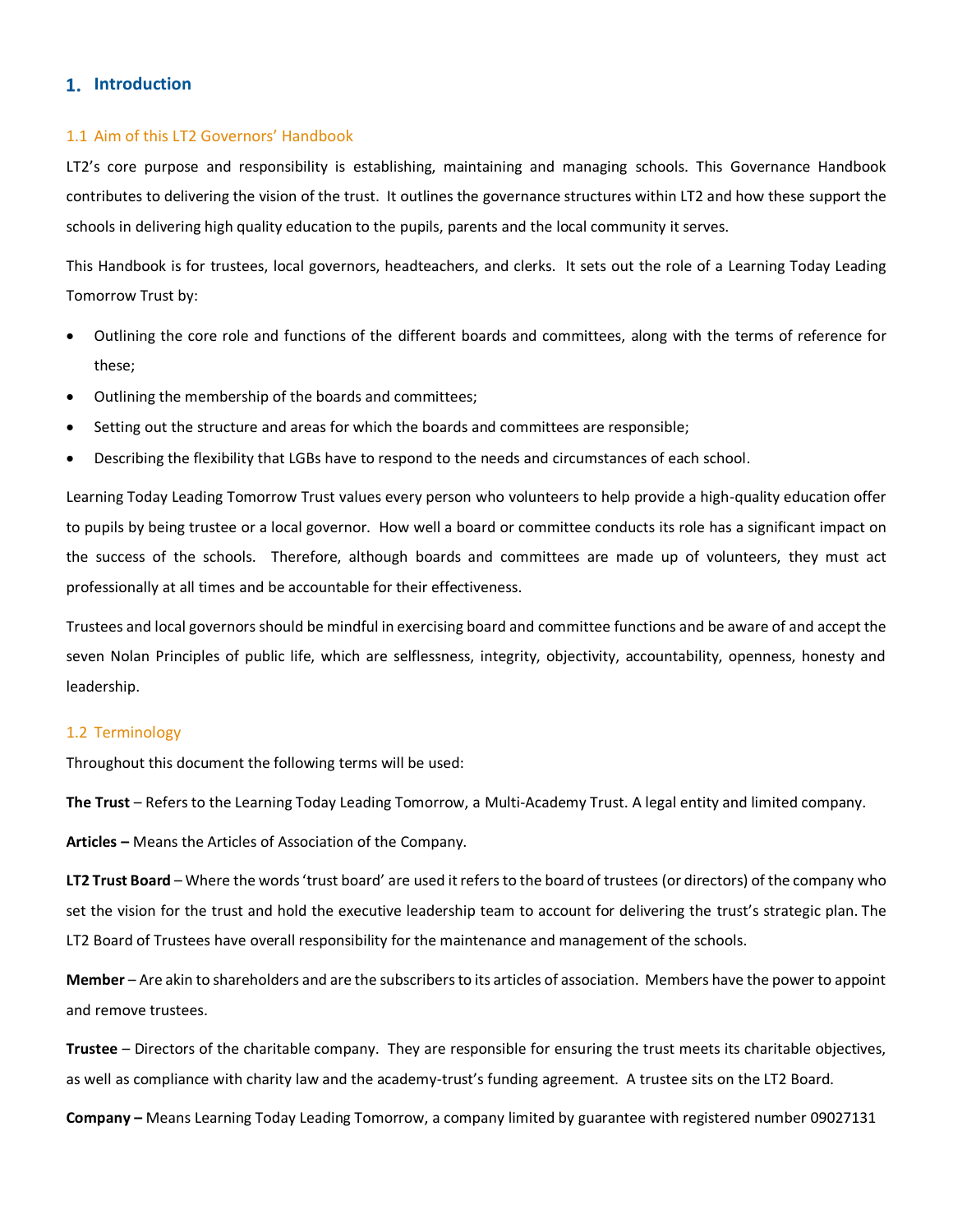# 1. Introduction

## 1.1 Aim of this LT2 Governors' Handbook

LT2's core purpose and responsibility is establishing, maintaining and managing schools. This Governance Handbook contributes to delivering the vision of the trust. It outlines the governance structures within LT2 and how these support the schools in delivering high quality education to the pupils, parents and the local community it serves.

This Handbook is for trustees, local governors, headteachers, and clerks. It sets out the role of a Learning Today Leading Tomorrow Trust by:

- Outlining the core role and functions of the different boards and committees, along with the terms of reference for these;
- Outlining the membership of the boards and committees;
- Setting out the structure and areas for which the boards and committees are responsible;
- Describing the flexibility that LGBs have to respond to the needs and circumstances of each school.

Learning Today Leading Tomorrow Trust values every person who volunteers to help provide a high-quality education offer to pupils by being trustee or a local governor. How well a board or committee conducts its role has a significant impact on the success of the schools. Therefore, although boards and committees are made up of volunteers, they must act professionally at all times and be accountable for their effectiveness.

Trustees and local governors should be mindful in exercising board and committee functions and be aware of and accept the seven Nolan Principles of public life, which are selflessness, integrity, objectivity, accountability, openness, honesty and leadership.

## 1.2 Terminology

Throughout this document the following terms will be used:

**The Trust** – Refers to the Learning Today Leading Tomorrow, a Multi-Academy Trust. A legal entity and limited company.

**Articles –** Means the Articles of Association of the Company.

**LT2 Trust Board** – Where the words 'trust board' are used it refers to the board of trustees (or directors) of the company who set the vision for the trust and hold the executive leadership team to account for delivering the trust's strategic plan. The LT2 Board of Trustees have overall responsibility for the maintenance and management of the schools.

**Member** – Are akin to shareholders and are the subscribers to its articles of association. Members have the power to appoint and remove trustees.

**Trustee** – Directors of the charitable company. They are responsible for ensuring the trust meets its charitable objectives, as well as compliance with charity law and the academy-trust's funding agreement. A trustee sits on the LT2 Board.

**Company –** Means Learning Today Leading Tomorrow, a company limited by guarantee with registered number 09027131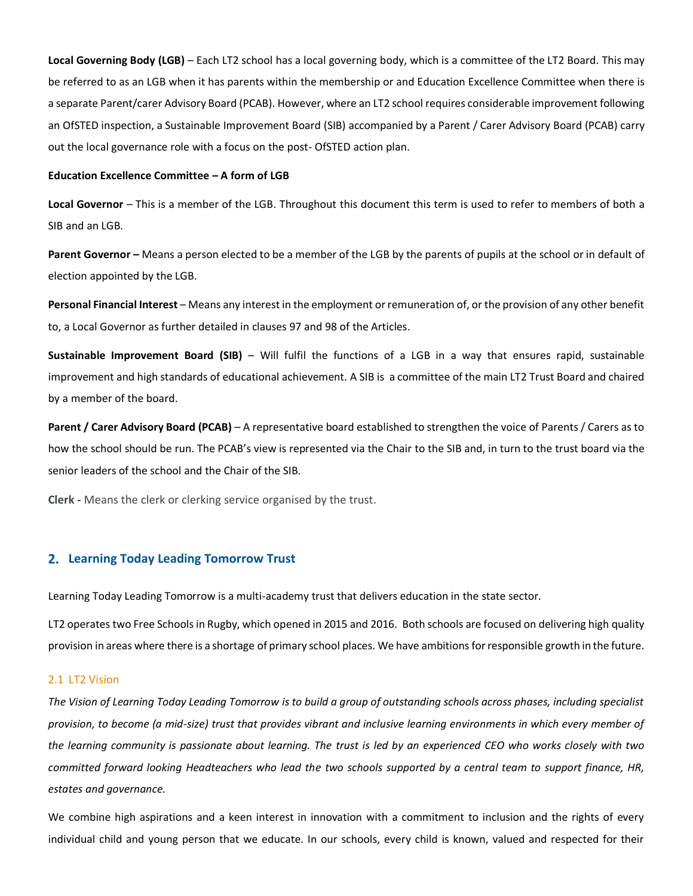**Local Governing Body (LGB)** – Each LT2 school has a local governing body, which is a committee of the LT2 Board. This may be referred to as an LGB when it has parents within the membership or and Education Excellence Committee when there is a separate Parent/carer Advisory Board (PCAB). However, where an LT2 school requires considerable improvement following an OfSTED inspection, a Sustainable Improvement Board (SIB) accompanied by a Parent / Carer Advisory Board (PCAB) carry out the local governance role with a focus on the post- OfSTED action plan.

**Education Excellence Committee – A form of LGB**

**Local Governor** – This is a member of the LGB. Throughout this document this term is used to refer to members of both a SIB and an LGB.

**Parent Governor –** Means a person elected to be a member of the LGB by the parents of pupils at the school or in default of election appointed by the LGB.

**Personal Financial Interest** – Means any interest in the employment or remuneration of, or the provision of any other benefit to, a Local Governor as further detailed in clauses 97 and 98 of the Articles.

**Sustainable Improvement Board (SIB)** – Will fulfil the functions of a LGB in a way that ensures rapid, sustainable improvement and high standards of educational achievement. A SIB is a committee of the main LT2 Trust Board and chaired by a member of the board.

**Parent / Carer Advisory Board (PCAB)** – A representative board established to strengthen the voice of Parents / Carers as to how the school should be run. The PCAB's view is represented via the Chair to the SIB and, in turn to the trust board via the senior leaders of the school and the Chair of the SIB.

**Clerk -** Means the clerk or clerking service organised by the trust.

## 2. Learning Today Leading Tomorrow Trust

Learning Today Leading Tomorrow is a multi-academy trust that delivers education in the state sector.

LT2 operates two Free Schools in Rugby, which opened in 2015 and 2016. Both schools are focused on delivering high quality provision in areas where there is a shortage of primary school places. We have ambitions for responsible growth in the future.

### 2.1 LT2 Vision

*The Vision of Learning Today Leading Tomorrow is to build a group of outstanding schools across phases, including specialist provision, to become (a mid-size) trust that provides vibrant and inclusive learning environments in which every member of the learning community is passionate about learning. The trust is led by an experienced CEO who works closely with two committed forward looking Headteachers who lead the two schools supported by a central team to support finance, HR, estates and governance.*

We combine high aspirations and a keen interest in innovation with a commitment to inclusion and the rights of every individual child and young person that we educate. In our schools, every child is known, valued and respected for their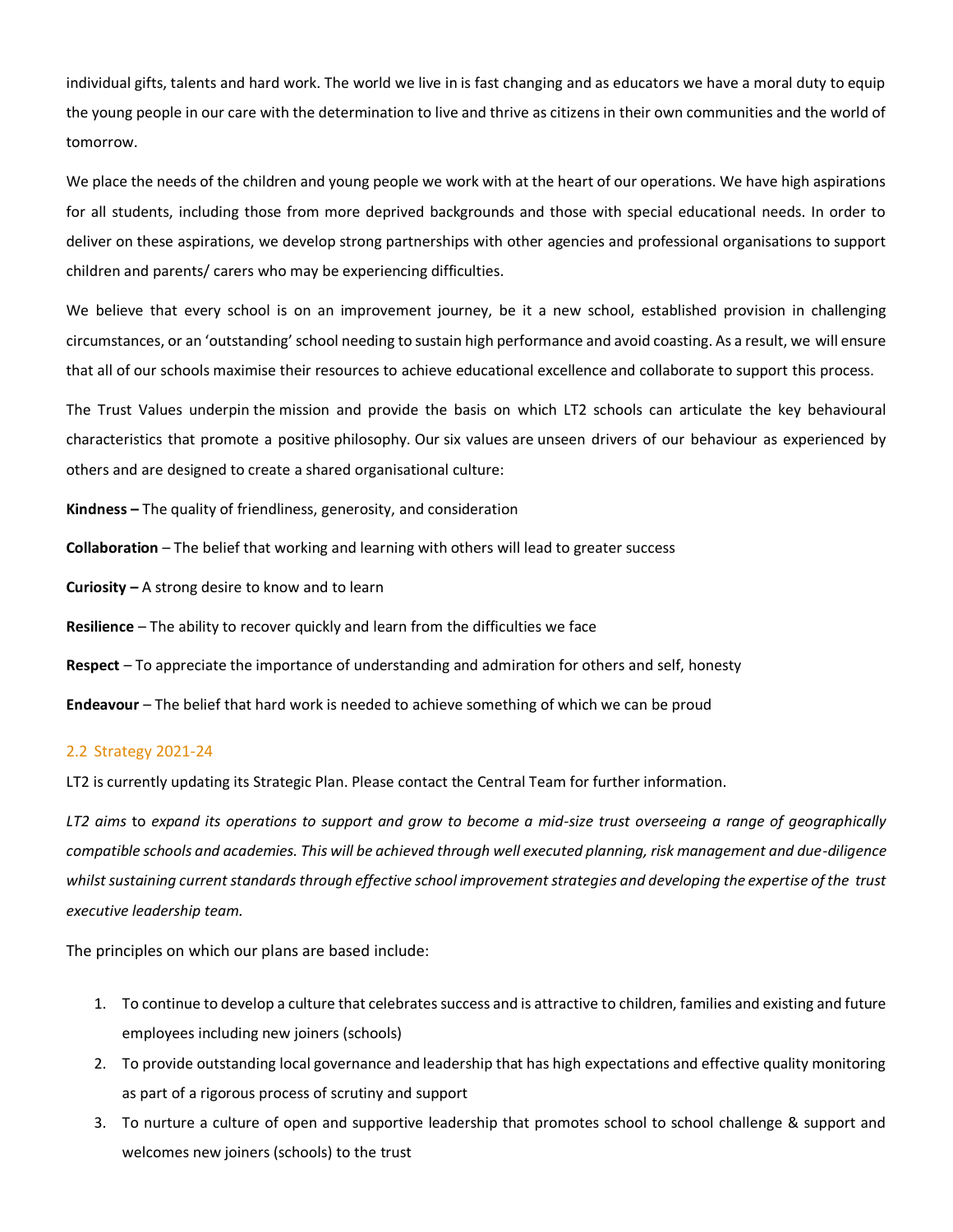individual gifts, talents and hard work. The world we live in is fast changing and as educators we have a moral duty to equip the young people in our care with the determination to live and thrive as citizens in their own communities and the world of tomorrow.

We place the needs of the children and young people we work with at the heart of our operations. We have high aspirations for all students, including those from more deprived backgrounds and those with special educational needs. In order to deliver on these aspirations, we develop strong partnerships with other agencies and professional organisations to support children and parents/ carers who may be experiencing difficulties.

We believe that every school is on an improvement journey, be it a new school, established provision in challenging circumstances, or an 'outstanding' school needing to sustain high performance and avoid coasting. As a result, we will ensure that all of our schools maximise their resources to achieve educational excellence and collaborate to support this process.

The Trust Values underpin the mission and provide the basis on which LT2 schools can articulate the key behavioural characteristics that promote a positive philosophy. Our six values are unseen drivers of our behaviour as experienced by others and are designed to create a shared organisational culture:

**Kindness –** The quality of friendliness, generosity, and consideration

**Collaboration** – The belief that working and learning with others will lead to greater success

**Curiosity –** A strong desire to know and to learn

**Resilience** – The ability to recover quickly and learn from the difficulties we face

**Respect** – To appreciate the importance of understanding and admiration for others and self, honesty

**Endeavour** – The belief that hard work is needed to achieve something of which we can be proud

### 2.2 Strategy 2021-24

LT2 is currently updating its Strategic Plan. Please contact the Central Team for further information.

*LT2 aims* to *expand its operations to support and grow to become a mid-size trust overseeing a range of geographically compatible schools and academies. This will be achieved through well executed planning, risk management and due-diligence whilst sustaining current standards through effective school improvement strategies and developing the expertise of the trust executive leadership team.*

The principles on which our plans are based include:

1. To continue to develop a culture that celebrates success and is attractive to children, families and existing and future employees including new joiners (schools)
2. To provide outstanding local governance and leadership that has high expectations and effective quality monitoring as part of a rigorous process of scrutiny and support
3. To nurture a culture of open and supportive leadership that promotes school to school challenge & support and welcomes new joiners (schools) to the trust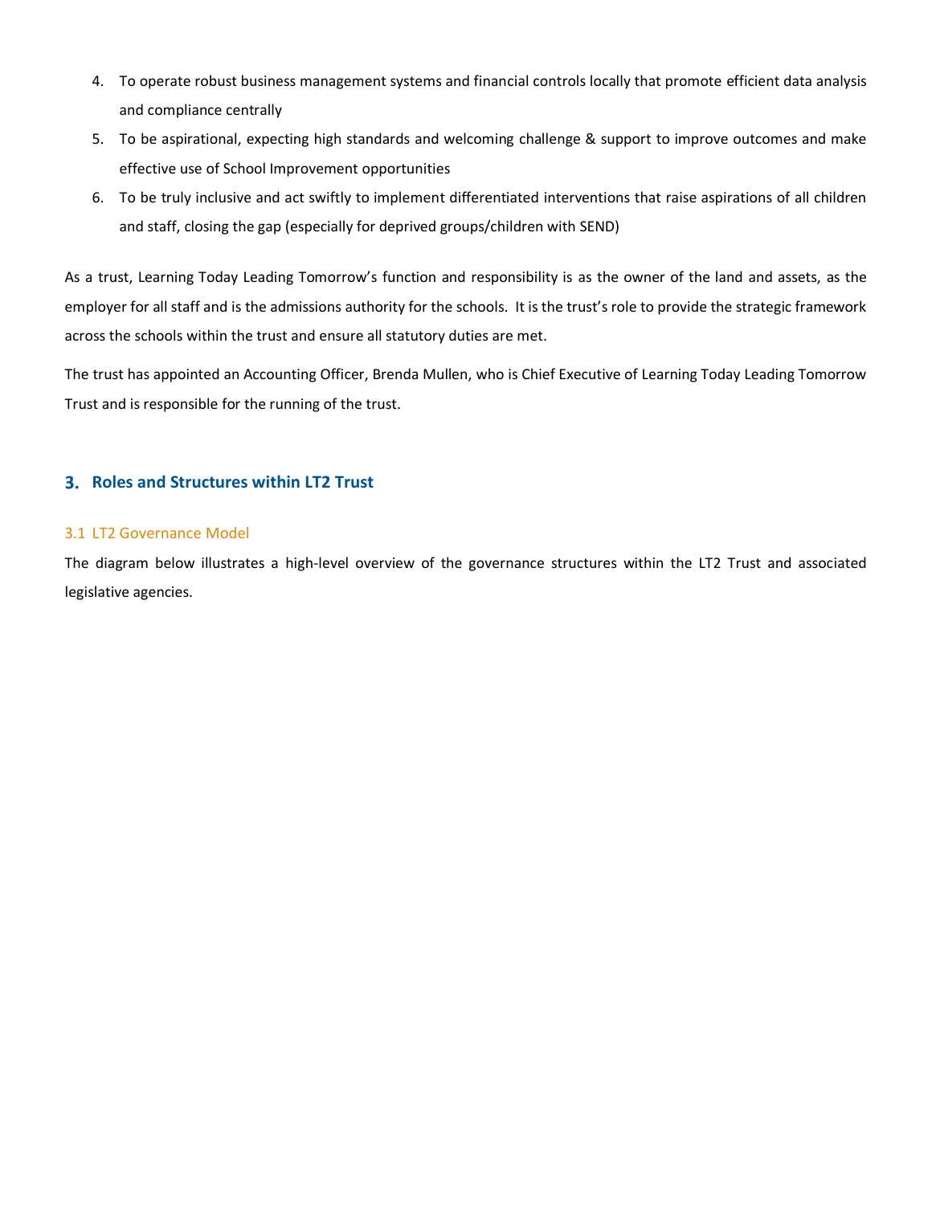4. To operate robust business management systems and financial controls locally that promote efficient data analysis and compliance centrally
5. To be aspirational, expecting high standards and welcoming challenge & support to improve outcomes and make effective use of School Improvement opportunities
6. To be truly inclusive and act swiftly to implement differentiated interventions that raise aspirations of all children and staff, closing the gap (especially for deprived groups/children with SEND)

As a trust, Learning Today Leading Tomorrow's function and responsibility is as the owner of the land and assets, as the employer for all staff and is the admissions authority for the schools. It is the trust's role to provide the strategic framework across the schools within the trust and ensure all statutory duties are met.

The trust has appointed an Accounting Officer, Brenda Mullen, who is Chief Executive of Learning Today Leading Tomorrow Trust and is responsible for the running of the trust.

## 3. Roles and Structures within LT2 Trust

### 3.1 LT2 Governance Model

The diagram below illustrates a high-level overview of the governance structures within the LT2 Trust and associated legislative agencies.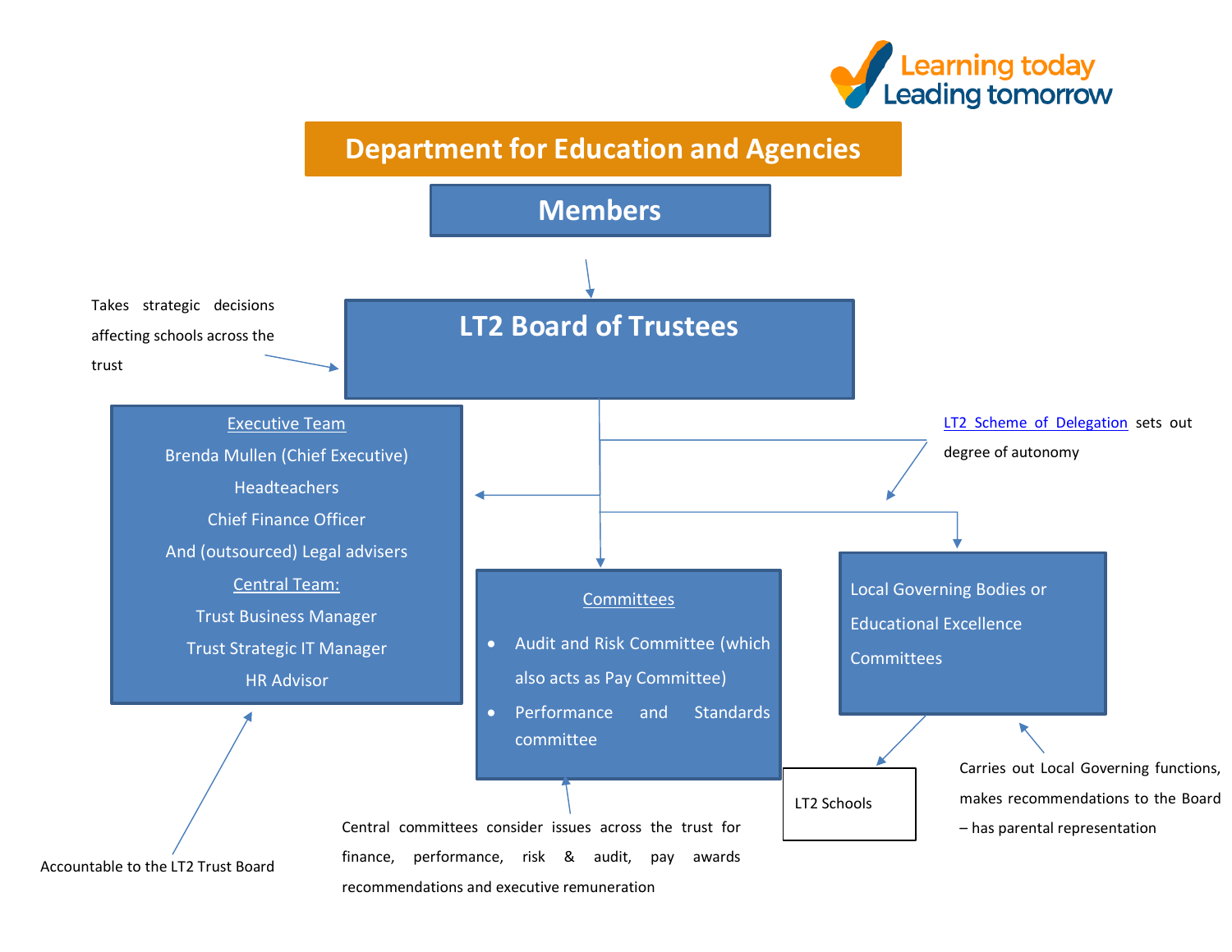Learning today
Leading tomorrow

# Department for Education and Agencies

## Members

## LT2 Board of Trustees

Takes strategic decisions affecting schools across the trust

**Executive Team**

Brenda Mullen (Chief Executive)

Headteachers

Chief Finance Officer

And (outsourced) Legal advisers

**Central Team:**

Trust Business Manager

Trust Strategic IT Manager

HR Advisor

Accountable to the LT2 Trust Board

**Committees**

- Audit and Risk Committee (which also acts as Pay Committee)
- Performance and Standards committee

Central committees consider issues across the trust for finance, performance, risk & audit, pay awards recommendations and executive remuneration

LT2 Scheme of Delegation sets out degree of autonomy

Local Governing Bodies or Educational Excellence Committees

Carries out Local Governing functions, makes recommendations to the Board – has parental representation

LT2 Schools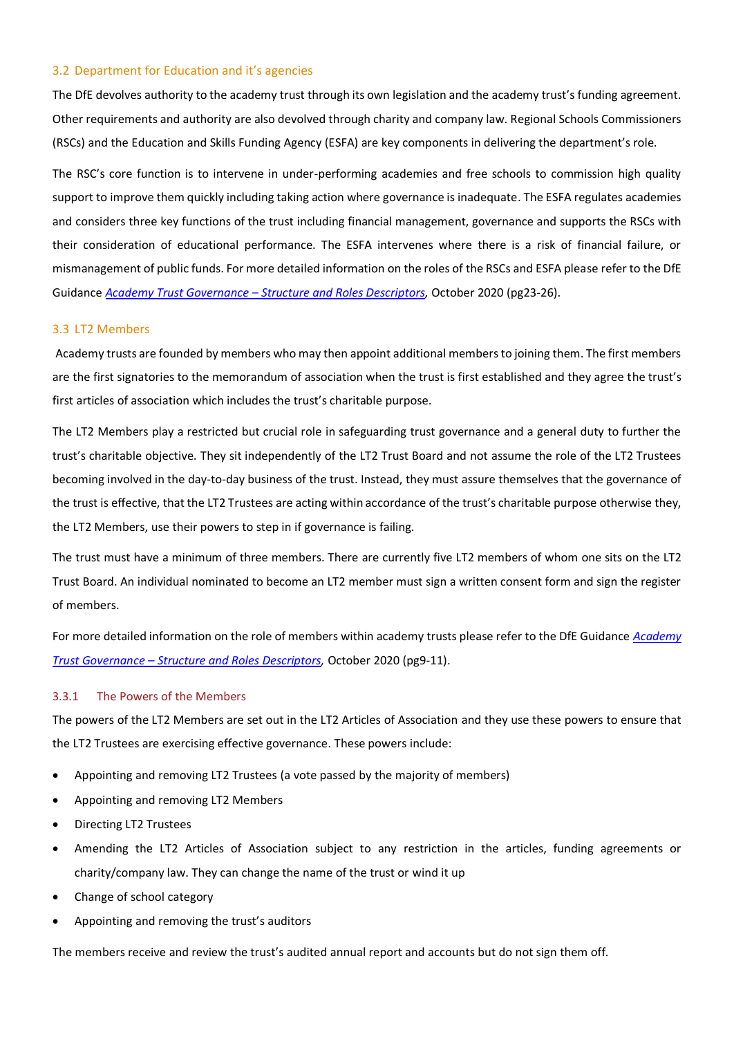### 3.2 Department for Education and it's agencies

The DfE devolves authority to the academy trust through its own legislation and the academy trust's funding agreement. Other requirements and authority are also devolved through charity and company law. Regional Schools Commissioners (RSCs) and the Education and Skills Funding Agency (ESFA) are key components in delivering the department's role.

The RSC's core function is to intervene in under-performing academies and free schools to commission high quality support to improve them quickly including taking action where governance is inadequate. The ESFA regulates academies and considers three key functions of the trust including financial management, governance and supports the RSCs with their consideration of educational performance. The ESFA intervenes where there is a risk of financial failure, or mismanagement of public funds. For more detailed information on the roles of the RSCs and ESFA please refer to the DfE Guidance *Academy Trust Governance – Structure and Roles Descriptors*, October 2020 (pg23-26).

### 3.3 LT2 Members

Academy trusts are founded by members who may then appoint additional members to joining them. The first members are the first signatories to the memorandum of association when the trust is first established and they agree the trust's first articles of association which includes the trust's charitable purpose.

The LT2 Members play a restricted but crucial role in safeguarding trust governance and a general duty to further the trust's charitable objective. They sit independently of the LT2 Trust Board and not assume the role of the LT2 Trustees becoming involved in the day-to-day business of the trust. Instead, they must assure themselves that the governance of the trust is effective, that the LT2 Trustees are acting within accordance of the trust's charitable purpose otherwise they, the LT2 Members, use their powers to step in if governance is failing.

The trust must have a minimum of three members. There are currently five LT2 members of whom one sits on the LT2 Trust Board. An individual nominated to become an LT2 member must sign a written consent form and sign the register of members.

For more detailed information on the role of members within academy trusts please refer to the DfE Guidance *Academy Trust Governance – Structure and Roles Descriptors*, October 2020 (pg9-11).

#### 3.3.1 The Powers of the Members

The powers of the LT2 Members are set out in the LT2 Articles of Association and they use these powers to ensure that the LT2 Trustees are exercising effective governance. These powers include:

- Appointing and removing LT2 Trustees (a vote passed by the majority of members)
- Appointing and removing LT2 Members
- Directing LT2 Trustees
- Amending the LT2 Articles of Association subject to any restriction in the articles, funding agreements or charity/company law. They can change the name of the trust or wind it up
- Change of school category
- Appointing and removing the trust's auditors

The members receive and review the trust's audited annual report and accounts but do not sign them off.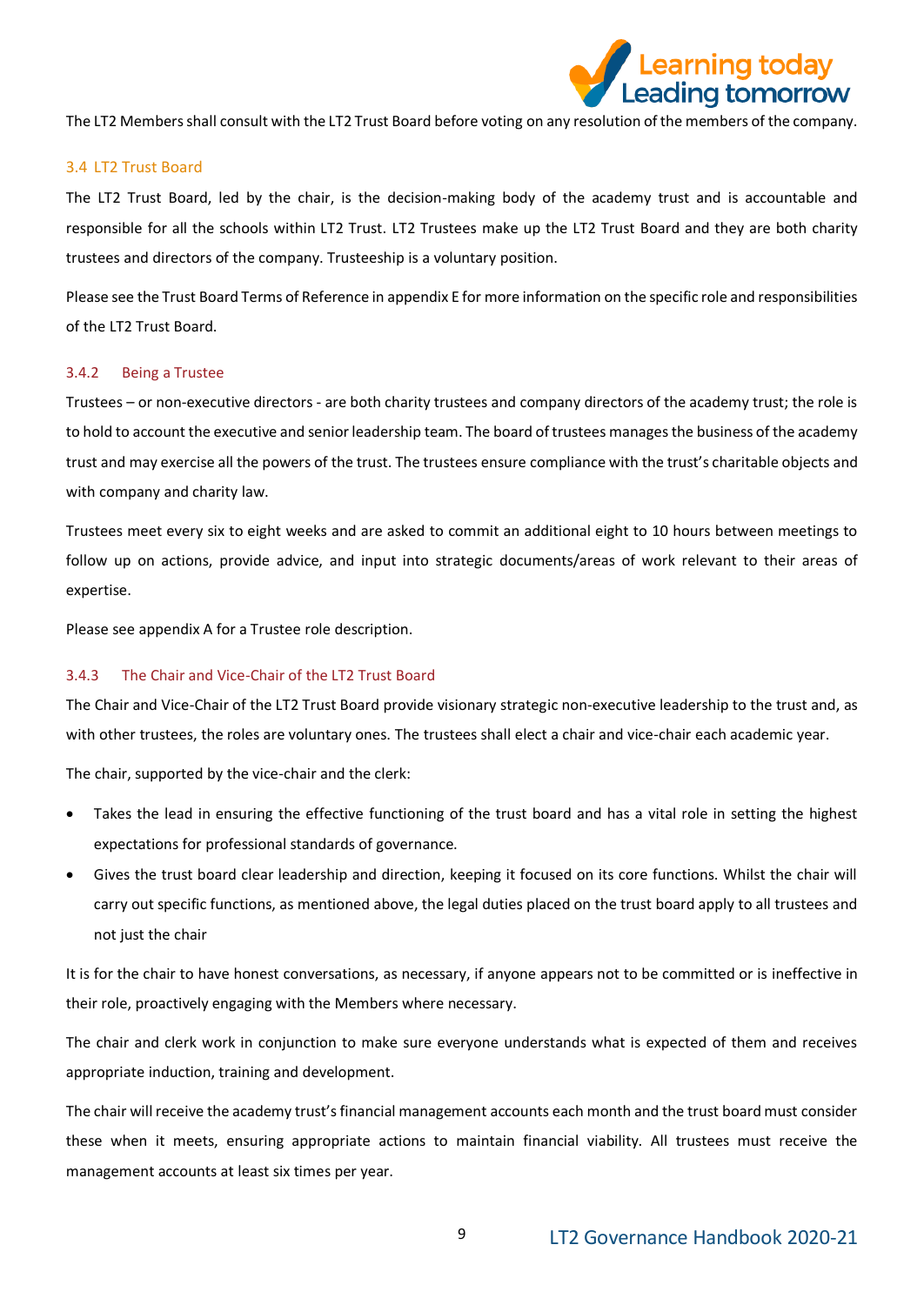The LT2 Members shall consult with the LT2 Trust Board before voting on any resolution of the members of the company.

## 3.4 LT2 Trust Board

The LT2 Trust Board, led by the chair, is the decision-making body of the academy trust and is accountable and responsible for all the schools within LT2 Trust. LT2 Trustees make up the LT2 Trust Board and they are both charity trustees and directors of the company. Trusteeship is a voluntary position.

Please see the Trust Board Terms of Reference in appendix E for more information on the specific role and responsibilities of the LT2 Trust Board.

### 3.4.2 Being a Trustee

Trustees – or non-executive directors - are both charity trustees and company directors of the academy trust; the role is to hold to account the executive and senior leadership team. The board of trustees manages the business of the academy trust and may exercise all the powers of the trust. The trustees ensure compliance with the trust's charitable objects and with company and charity law.

Trustees meet every six to eight weeks and are asked to commit an additional eight to 10 hours between meetings to follow up on actions, provide advice, and input into strategic documents/areas of work relevant to their areas of expertise.

Please see appendix A for a Trustee role description.

### 3.4.3 The Chair and Vice-Chair of the LT2 Trust Board

The Chair and Vice-Chair of the LT2 Trust Board provide visionary strategic non-executive leadership to the trust and, as with other trustees, the roles are voluntary ones. The trustees shall elect a chair and vice-chair each academic year.

The chair, supported by the vice-chair and the clerk:

- Takes the lead in ensuring the effective functioning of the trust board and has a vital role in setting the highest expectations for professional standards of governance.
- Gives the trust board clear leadership and direction, keeping it focused on its core functions. Whilst the chair will carry out specific functions, as mentioned above, the legal duties placed on the trust board apply to all trustees and not just the chair

It is for the chair to have honest conversations, as necessary, if anyone appears not to be committed or is ineffective in their role, proactively engaging with the Members where necessary.

The chair and clerk work in conjunction to make sure everyone understands what is expected of them and receives appropriate induction, training and development.

The chair will receive the academy trust's financial management accounts each month and the trust board must consider these when it meets, ensuring appropriate actions to maintain financial viability. All trustees must receive the management accounts at least six times per year.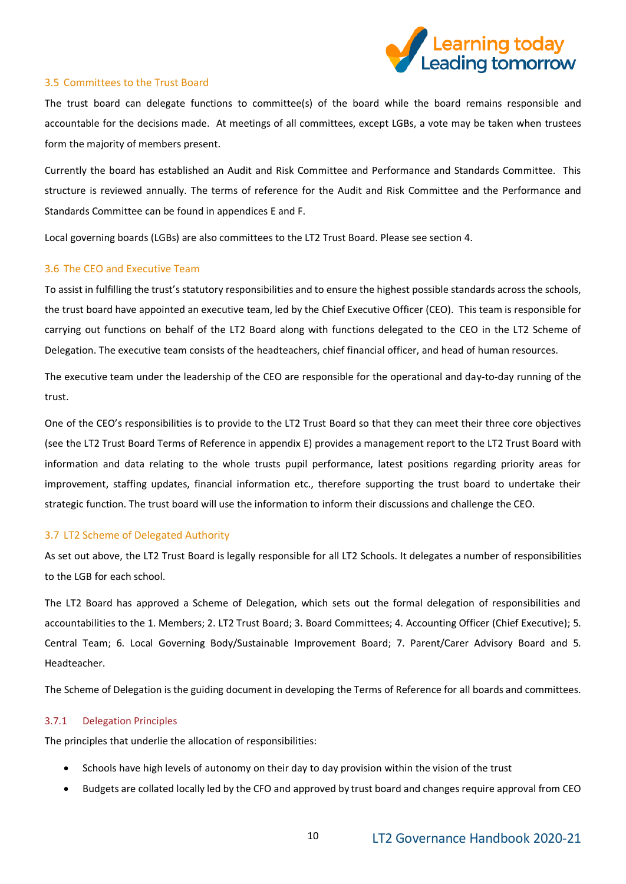### 3.5 Committees to the Trust Board

The trust board can delegate functions to committee(s) of the board while the board remains responsible and accountable for the decisions made. At meetings of all committees, except LGBs, a vote may be taken when trustees form the majority of members present.

Currently the board has established an Audit and Risk Committee and Performance and Standards Committee. This structure is reviewed annually. The terms of reference for the Audit and Risk Committee and the Performance and Standards Committee can be found in appendices E and F.

Local governing boards (LGBs) are also committees to the LT2 Trust Board. Please see section 4.

### 3.6 The CEO and Executive Team

To assist in fulfilling the trust's statutory responsibilities and to ensure the highest possible standards across the schools, the trust board have appointed an executive team, led by the Chief Executive Officer (CEO). This team is responsible for carrying out functions on behalf of the LT2 Board along with functions delegated to the CEO in the LT2 Scheme of Delegation. The executive team consists of the headteachers, chief financial officer, and head of human resources.

The executive team under the leadership of the CEO are responsible for the operational and day-to-day running of the trust.

One of the CEO's responsibilities is to provide to the LT2 Trust Board so that they can meet their three core objectives (see the LT2 Trust Board Terms of Reference in appendix E) provides a management report to the LT2 Trust Board with information and data relating to the whole trusts pupil performance, latest positions regarding priority areas for improvement, staffing updates, financial information etc., therefore supporting the trust board to undertake their strategic function. The trust board will use the information to inform their discussions and challenge the CEO.

### 3.7 LT2 Scheme of Delegated Authority

As set out above, the LT2 Trust Board is legally responsible for all LT2 Schools. It delegates a number of responsibilities to the LGB for each school.

The LT2 Board has approved a Scheme of Delegation, which sets out the formal delegation of responsibilities and accountabilities to the 1. Members; 2. LT2 Trust Board; 3. Board Committees; 4. Accounting Officer (Chief Executive); 5. Central Team; 6. Local Governing Body/Sustainable Improvement Board; 7. Parent/Carer Advisory Board and 5. Headteacher.

The Scheme of Delegation is the guiding document in developing the Terms of Reference for all boards and committees.

#### 3.7.1 Delegation Principles

The principles that underlie the allocation of responsibilities:

- Schools have high levels of autonomy on their day to day provision within the vision of the trust
- Budgets are collated locally led by the CFO and approved by trust board and changes require approval from CEO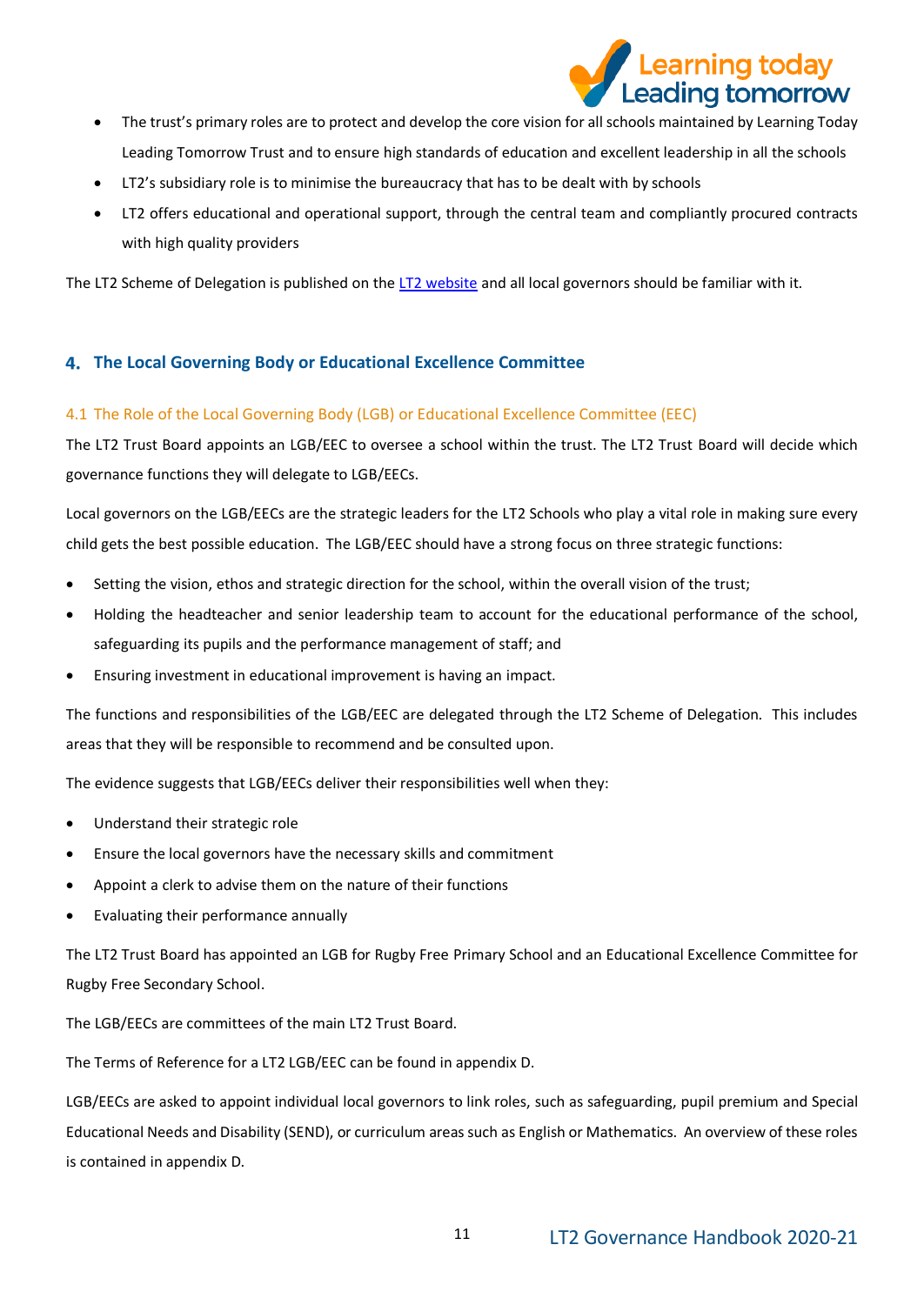- The trust's primary roles are to protect and develop the core vision for all schools maintained by Learning Today Leading Tomorrow Trust and to ensure high standards of education and excellent leadership in all the schools
- LT2's subsidiary role is to minimise the bureaucracy that has to be dealt with by schools
- LT2 offers educational and operational support, through the central team and compliantly procured contracts with high quality providers

The LT2 Scheme of Delegation is published on the LT2 website and all local governors should be familiar with it.

## 4. The Local Governing Body or Educational Excellence Committee

### 4.1 The Role of the Local Governing Body (LGB) or Educational Excellence Committee (EEC)

The LT2 Trust Board appoints an LGB/EEC to oversee a school within the trust. The LT2 Trust Board will decide which governance functions they will delegate to LGB/EECs.

Local governors on the LGB/EECs are the strategic leaders for the LT2 Schools who play a vital role in making sure every child gets the best possible education. The LGB/EEC should have a strong focus on three strategic functions:

- Setting the vision, ethos and strategic direction for the school, within the overall vision of the trust;
- Holding the headteacher and senior leadership team to account for the educational performance of the school, safeguarding its pupils and the performance management of staff; and
- Ensuring investment in educational improvement is having an impact.

The functions and responsibilities of the LGB/EEC are delegated through the LT2 Scheme of Delegation. This includes areas that they will be responsible to recommend and be consulted upon.

The evidence suggests that LGB/EECs deliver their responsibilities well when they:

- Understand their strategic role
- Ensure the local governors have the necessary skills and commitment
- Appoint a clerk to advise them on the nature of their functions
- Evaluating their performance annually

The LT2 Trust Board has appointed an LGB for Rugby Free Primary School and an Educational Excellence Committee for Rugby Free Secondary School.

The LGB/EECs are committees of the main LT2 Trust Board.

The Terms of Reference for a LT2 LGB/EEC can be found in appendix D.

LGB/EECs are asked to appoint individual local governors to link roles, such as safeguarding, pupil premium and Special Educational Needs and Disability (SEND), or curriculum areas such as English or Mathematics. An overview of these roles is contained in appendix D.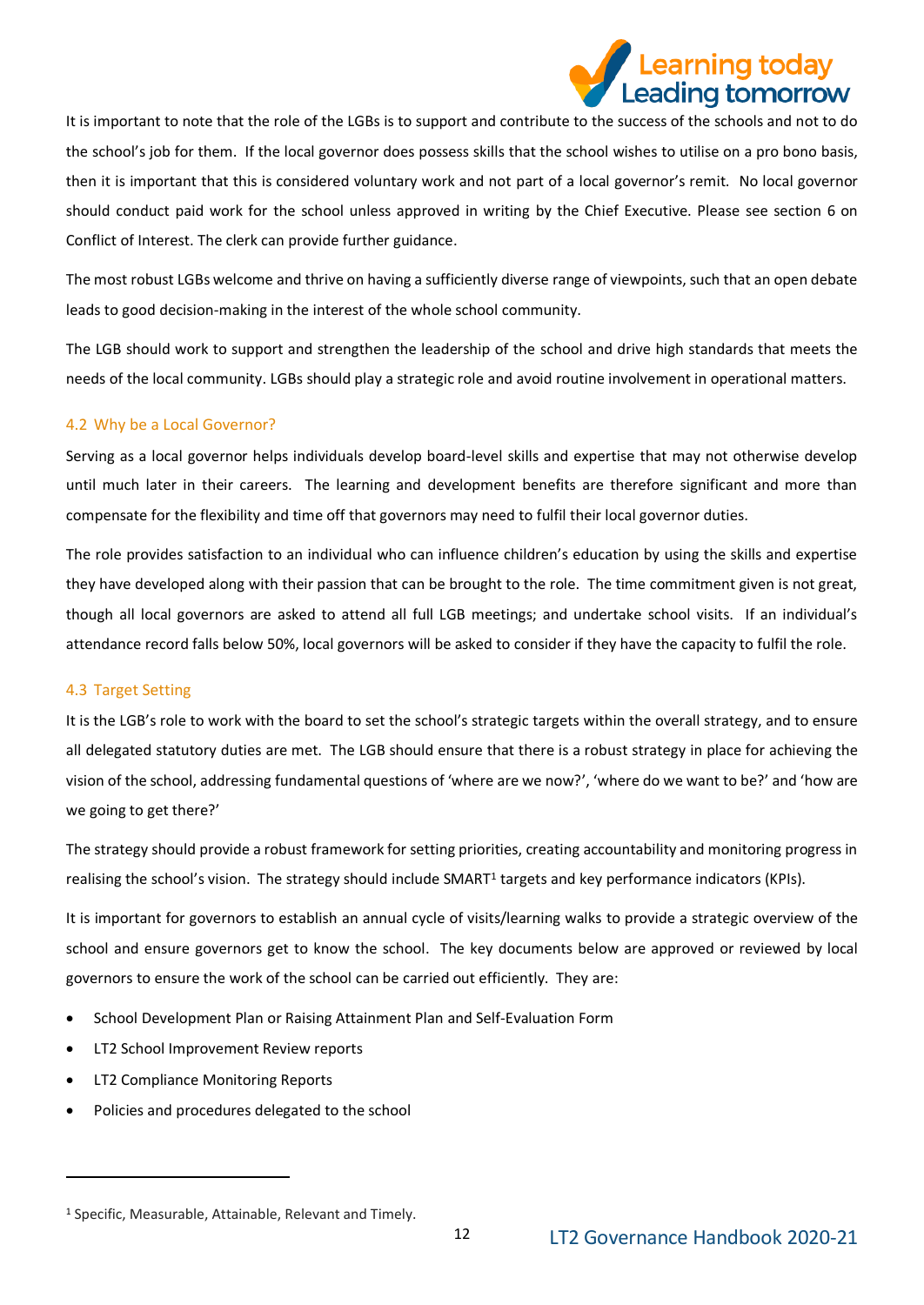It is important to note that the role of the LGBs is to support and contribute to the success of the schools and not to do the school's job for them. If the local governor does possess skills that the school wishes to utilise on a pro bono basis, then it is important that this is considered voluntary work and not part of a local governor's remit. No local governor should conduct paid work for the school unless approved in writing by the Chief Executive. Please see section 6 on Conflict of Interest. The clerk can provide further guidance.

The most robust LGBs welcome and thrive on having a sufficiently diverse range of viewpoints, such that an open debate leads to good decision-making in the interest of the whole school community.

The LGB should work to support and strengthen the leadership of the school and drive high standards that meets the needs of the local community. LGBs should play a strategic role and avoid routine involvement in operational matters.

### 4.2 Why be a Local Governor?

Serving as a local governor helps individuals develop board-level skills and expertise that may not otherwise develop until much later in their careers. The learning and development benefits are therefore significant and more than compensate for the flexibility and time off that governors may need to fulfil their local governor duties.

The role provides satisfaction to an individual who can influence children's education by using the skills and expertise they have developed along with their passion that can be brought to the role. The time commitment given is not great, though all local governors are asked to attend all full LGB meetings; and undertake school visits. If an individual's attendance record falls below 50%, local governors will be asked to consider if they have the capacity to fulfil the role.

### 4.3 Target Setting

It is the LGB's role to work with the board to set the school's strategic targets within the overall strategy, and to ensure all delegated statutory duties are met. The LGB should ensure that there is a robust strategy in place for achieving the vision of the school, addressing fundamental questions of 'where are we now?', 'where do we want to be?' and 'how are we going to get there?'

The strategy should provide a robust framework for setting priorities, creating accountability and monitoring progress in realising the school's vision. The strategy should include SMART[1] targets and key performance indicators (KPIs).

It is important for governors to establish an annual cycle of visits/learning walks to provide a strategic overview of the school and ensure governors get to know the school. The key documents below are approved or reviewed by local governors to ensure the work of the school can be carried out efficiently. They are:

- School Development Plan or Raising Attainment Plan and Self-Evaluation Form
- LT2 School Improvement Review reports
- LT2 Compliance Monitoring Reports
- Policies and procedures delegated to the school

[1] Specific, Measurable, Attainable, Relevant and Timely.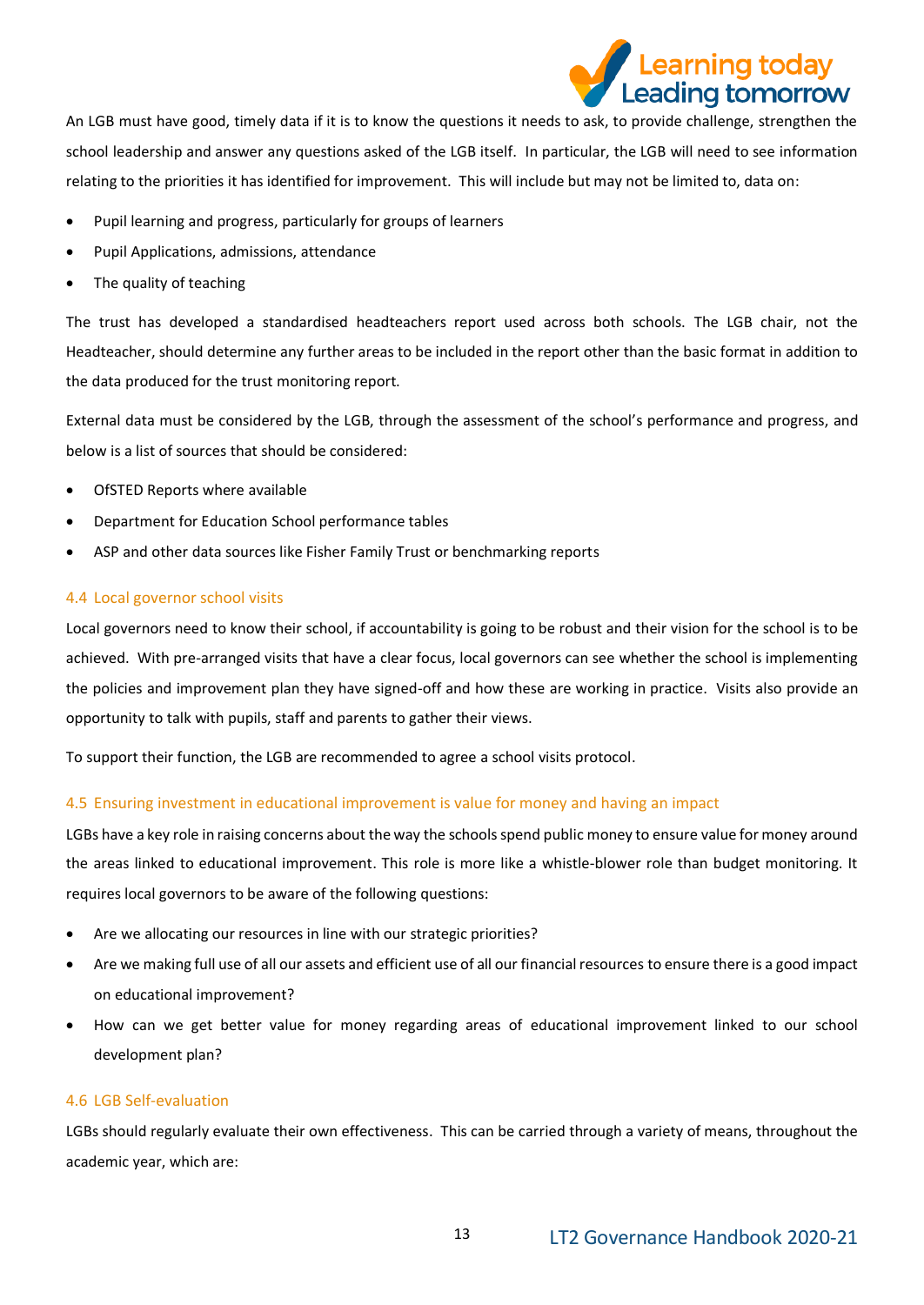An LGB must have good, timely data if it is to know the questions it needs to ask, to provide challenge, strengthen the school leadership and answer any questions asked of the LGB itself. In particular, the LGB will need to see information relating to the priorities it has identified for improvement. This will include but may not be limited to, data on:

- Pupil learning and progress, particularly for groups of learners
- Pupil Applications, admissions, attendance
- The quality of teaching

The trust has developed a standardised headteachers report used across both schools. The LGB chair, not the Headteacher, should determine any further areas to be included in the report other than the basic format in addition to the data produced for the trust monitoring report.

External data must be considered by the LGB, through the assessment of the school's performance and progress, and below is a list of sources that should be considered:

- OfSTED Reports where available
- Department for Education School performance tables
- ASP and other data sources like Fisher Family Trust or benchmarking reports

### 4.4 Local governor school visits

Local governors need to know their school, if accountability is going to be robust and their vision for the school is to be achieved. With pre-arranged visits that have a clear focus, local governors can see whether the school is implementing the policies and improvement plan they have signed-off and how these are working in practice. Visits also provide an opportunity to talk with pupils, staff and parents to gather their views.

To support their function, the LGB are recommended to agree a school visits protocol.

### 4.5 Ensuring investment in educational improvement is value for money and having an impact

LGBs have a key role in raising concerns about the way the schools spend public money to ensure value for money around the areas linked to educational improvement. This role is more like a whistle-blower role than budget monitoring. It requires local governors to be aware of the following questions:

- Are we allocating our resources in line with our strategic priorities?
- Are we making full use of all our assets and efficient use of all our financial resources to ensure there is a good impact on educational improvement?
- How can we get better value for money regarding areas of educational improvement linked to our school development plan?

### 4.6 LGB Self-evaluation

LGBs should regularly evaluate their own effectiveness. This can be carried through a variety of means, throughout the academic year, which are: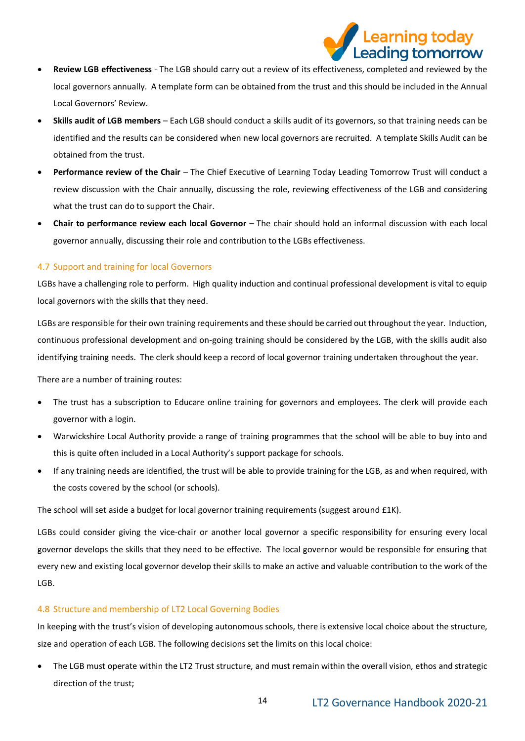- **Review LGB effectiveness** - The LGB should carry out a review of its effectiveness, completed and reviewed by the local governors annually. A template form can be obtained from the trust and this should be included in the Annual Local Governors' Review.
- **Skills audit of LGB members** – Each LGB should conduct a skills audit of its governors, so that training needs can be identified and the results can be considered when new local governors are recruited. A template Skills Audit can be obtained from the trust.
- **Performance review of the Chair** – The Chief Executive of Learning Today Leading Tomorrow Trust will conduct a review discussion with the Chair annually, discussing the role, reviewing effectiveness of the LGB and considering what the trust can do to support the Chair.
- **Chair to performance review each local Governor** – The chair should hold an informal discussion with each local governor annually, discussing their role and contribution to the LGBs effectiveness.

### 4.7 Support and training for local Governors

LGBs have a challenging role to perform. High quality induction and continual professional development is vital to equip local governors with the skills that they need.

LGBs are responsible for their own training requirements and these should be carried out throughout the year. Induction, continuous professional development and on-going training should be considered by the LGB, with the skills audit also identifying training needs. The clerk should keep a record of local governor training undertaken throughout the year.

There are a number of training routes:

- The trust has a subscription to Educare online training for governors and employees. The clerk will provide each governor with a login.
- Warwickshire Local Authority provide a range of training programmes that the school will be able to buy into and this is quite often included in a Local Authority's support package for schools.
- If any training needs are identified, the trust will be able to provide training for the LGB, as and when required, with the costs covered by the school (or schools).

The school will set aside a budget for local governor training requirements (suggest around £1K).

LGBs could consider giving the vice-chair or another local governor a specific responsibility for ensuring every local governor develops the skills that they need to be effective. The local governor would be responsible for ensuring that every new and existing local governor develop their skills to make an active and valuable contribution to the work of the LGB.

### 4.8 Structure and membership of LT2 Local Governing Bodies

In keeping with the trust's vision of developing autonomous schools, there is extensive local choice about the structure, size and operation of each LGB. The following decisions set the limits on this local choice:

- The LGB must operate within the LT2 Trust structure, and must remain within the overall vision, ethos and strategic direction of the trust;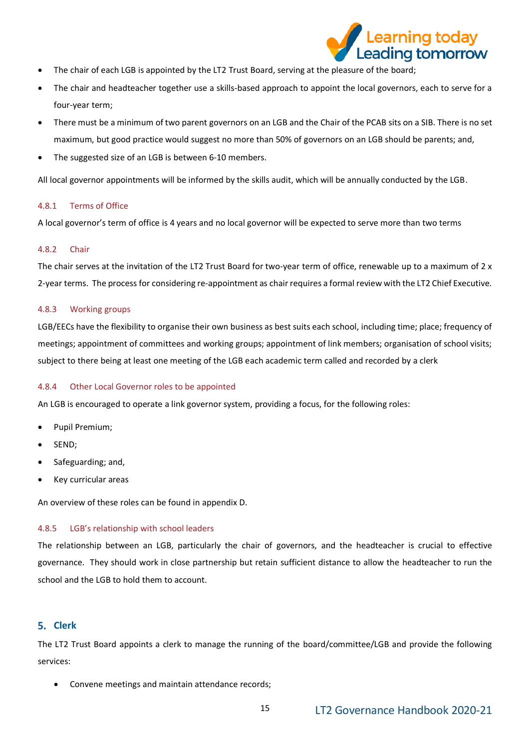- The chair of each LGB is appointed by the LT2 Trust Board, serving at the pleasure of the board;
- The chair and headteacher together use a skills-based approach to appoint the local governors, each to serve for a four-year term;
- There must be a minimum of two parent governors on an LGB and the Chair of the PCAB sits on a SIB. There is no set maximum, but good practice would suggest no more than 50% of governors on an LGB should be parents; and,
- The suggested size of an LGB is between 6-10 members.

All local governor appointments will be informed by the skills audit, which will be annually conducted by the LGB.

### 4.8.1 Terms of Office

A local governor's term of office is 4 years and no local governor will be expected to serve more than two terms

### 4.8.2 Chair

The chair serves at the invitation of the LT2 Trust Board for two-year term of office, renewable up to a maximum of 2 x 2-year terms. The process for considering re-appointment as chair requires a formal review with the LT2 Chief Executive.

### 4.8.3 Working groups

LGB/EECs have the flexibility to organise their own business as best suits each school, including time; place; frequency of meetings; appointment of committees and working groups; appointment of link members; organisation of school visits; subject to there being at least one meeting of the LGB each academic term called and recorded by a clerk

### 4.8.4 Other Local Governor roles to be appointed

An LGB is encouraged to operate a link governor system, providing a focus, for the following roles:

- Pupil Premium;
- SEND;
- Safeguarding; and,
- Key curricular areas

An overview of these roles can be found in appendix D.

### 4.8.5 LGB's relationship with school leaders

The relationship between an LGB, particularly the chair of governors, and the headteacher is crucial to effective governance. They should work in close partnership but retain sufficient distance to allow the headteacher to run the school and the LGB to hold them to account.

## 5. Clerk

The LT2 Trust Board appoints a clerk to manage the running of the board/committee/LGB and provide the following services:

- Convene meetings and maintain attendance records;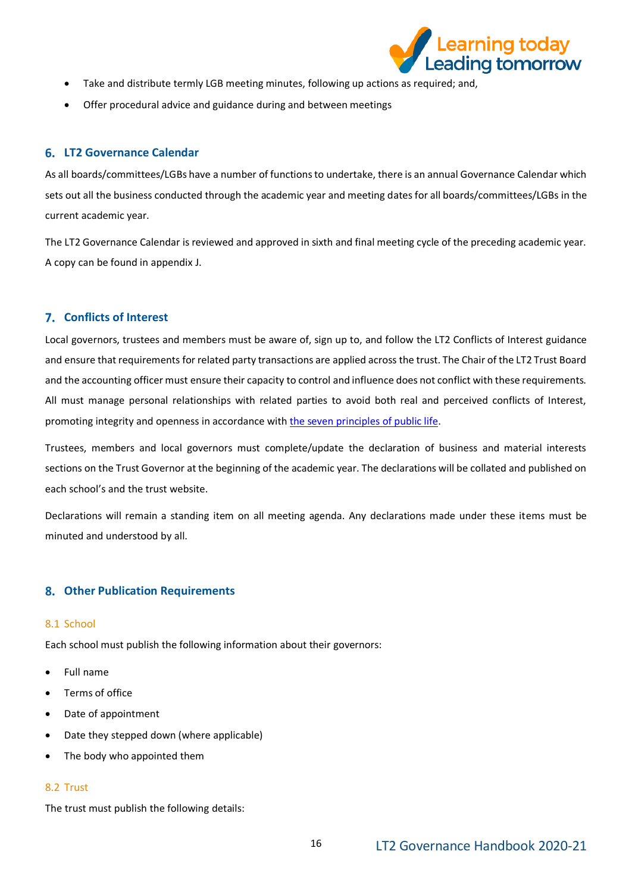- Take and distribute termly LGB meeting minutes, following up actions as required; and,
- Offer procedural advice and guidance during and between meetings

## 6. LT2 Governance Calendar

As all boards/committees/LGBs have a number of functions to undertake, there is an annual Governance Calendar which sets out all the business conducted through the academic year and meeting dates for all boards/committees/LGBs in the current academic year.

The LT2 Governance Calendar is reviewed and approved in sixth and final meeting cycle of the preceding academic year. A copy can be found in appendix J.

## 7. Conflicts of Interest

Local governors, trustees and members must be aware of, sign up to, and follow the LT2 Conflicts of Interest guidance and ensure that requirements for related party transactions are applied across the trust. The Chair of the LT2 Trust Board and the accounting officer must ensure their capacity to control and influence does not conflict with these requirements. All must manage personal relationships with related parties to avoid both real and perceived conflicts of Interest, promoting integrity and openness in accordance with the seven principles of public life.

Trustees, members and local governors must complete/update the declaration of business and material interests sections on the Trust Governor at the beginning of the academic year. The declarations will be collated and published on each school's and the trust website.

Declarations will remain a standing item on all meeting agenda. Any declarations made under these items must be minuted and understood by all.

## 8. Other Publication Requirements

### 8.1 School

Each school must publish the following information about their governors:

- Full name
- Terms of office
- Date of appointment
- Date they stepped down (where applicable)
- The body who appointed them

### 8.2 Trust

The trust must publish the following details: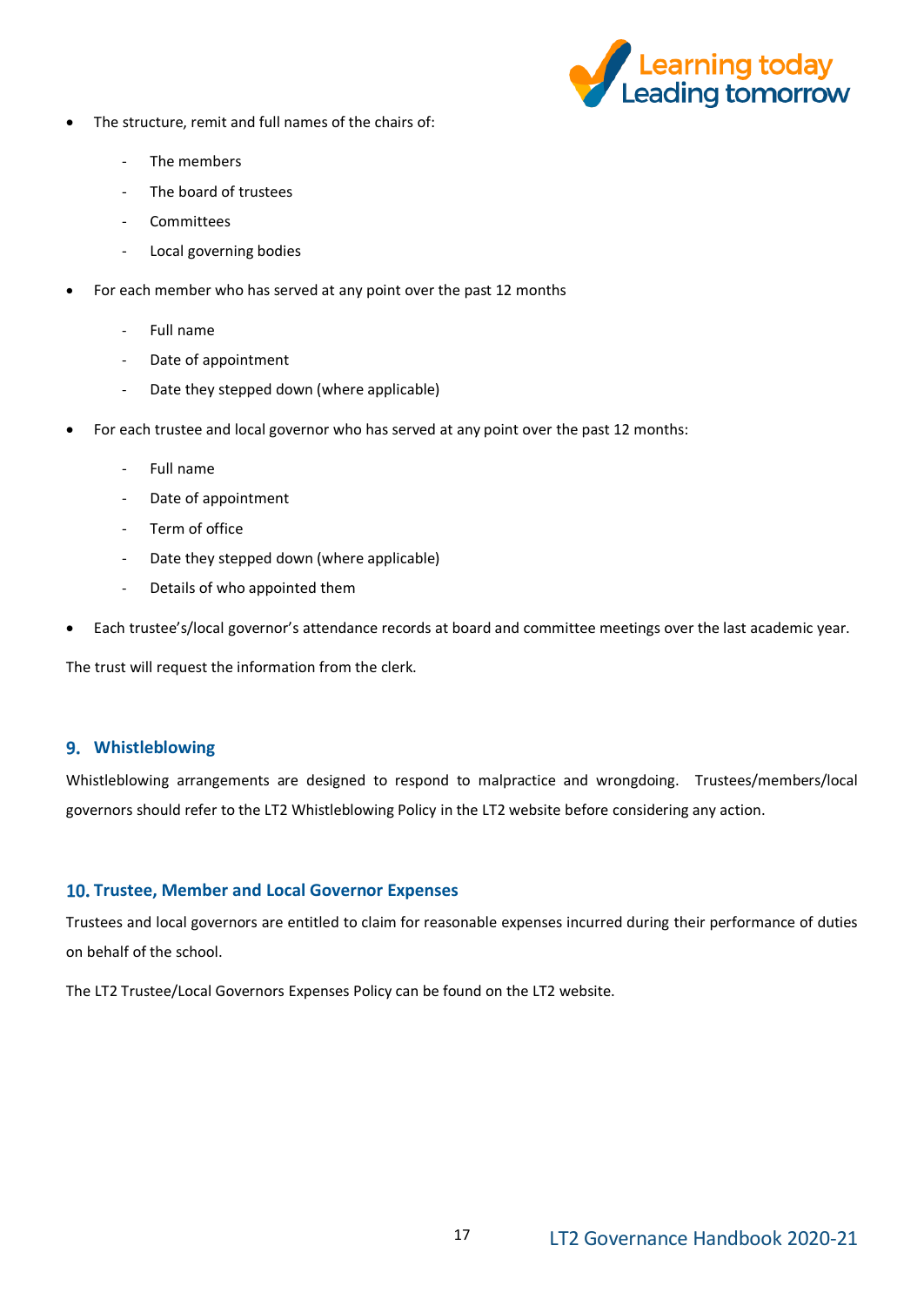- The structure, remit and full names of the chairs of:
  - The members
  - The board of trustees
  - Committees
  - Local governing bodies
- For each member who has served at any point over the past 12 months
  - Full name
  - Date of appointment
  - Date they stepped down (where applicable)
- For each trustee and local governor who has served at any point over the past 12 months:
  - Full name
  - Date of appointment
  - Term of office
  - Date they stepped down (where applicable)
  - Details of who appointed them
- Each trustee's/local governor's attendance records at board and committee meetings over the last academic year.

The trust will request the information from the clerk.

## 9. Whistleblowing

Whistleblowing arrangements are designed to respond to malpractice and wrongdoing. Trustees/members/local governors should refer to the LT2 Whistleblowing Policy in the LT2 website before considering any action.

## 10. Trustee, Member and Local Governor Expenses

Trustees and local governors are entitled to claim for reasonable expenses incurred during their performance of duties on behalf of the school.

The LT2 Trustee/Local Governors Expenses Policy can be found on the LT2 website.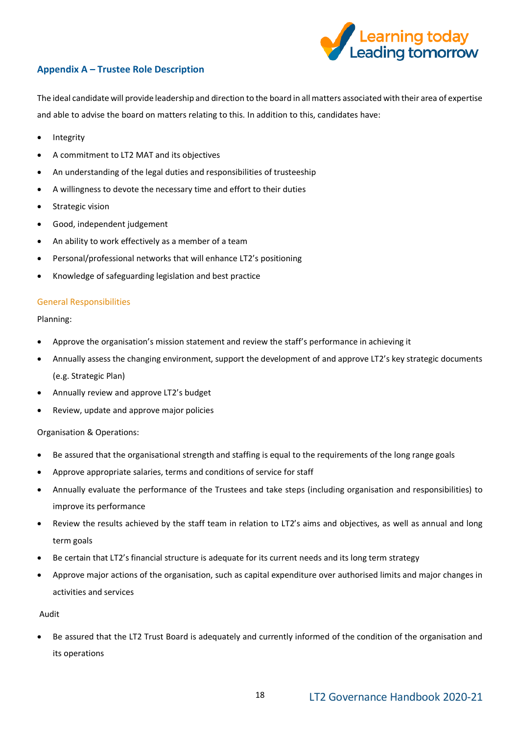## Appendix A – Trustee Role Description

The ideal candidate will provide leadership and direction to the board in all matters associated with their area of expertise and able to advise the board on matters relating to this. In addition to this, candidates have:

- Integrity
- A commitment to LT2 MAT and its objectives
- An understanding of the legal duties and responsibilities of trusteeship
- A willingness to devote the necessary time and effort to their duties
- Strategic vision
- Good, independent judgement
- An ability to work effectively as a member of a team
- Personal/professional networks that will enhance LT2's positioning
- Knowledge of safeguarding legislation and best practice

### General Responsibilities

Planning:

- Approve the organisation's mission statement and review the staff's performance in achieving it
- Annually assess the changing environment, support the development of and approve LT2's key strategic documents (e.g. Strategic Plan)
- Annually review and approve LT2's budget
- Review, update and approve major policies

Organisation & Operations:

- Be assured that the organisational strength and staffing is equal to the requirements of the long range goals
- Approve appropriate salaries, terms and conditions of service for staff
- Annually evaluate the performance of the Trustees and take steps (including organisation and responsibilities) to improve its performance
- Review the results achieved by the staff team in relation to LT2's aims and objectives, as well as annual and long term goals
- Be certain that LT2's financial structure is adequate for its current needs and its long term strategy
- Approve major actions of the organisation, such as capital expenditure over authorised limits and major changes in activities and services

Audit

- Be assured that the LT2 Trust Board is adequately and currently informed of the condition of the organisation and its operations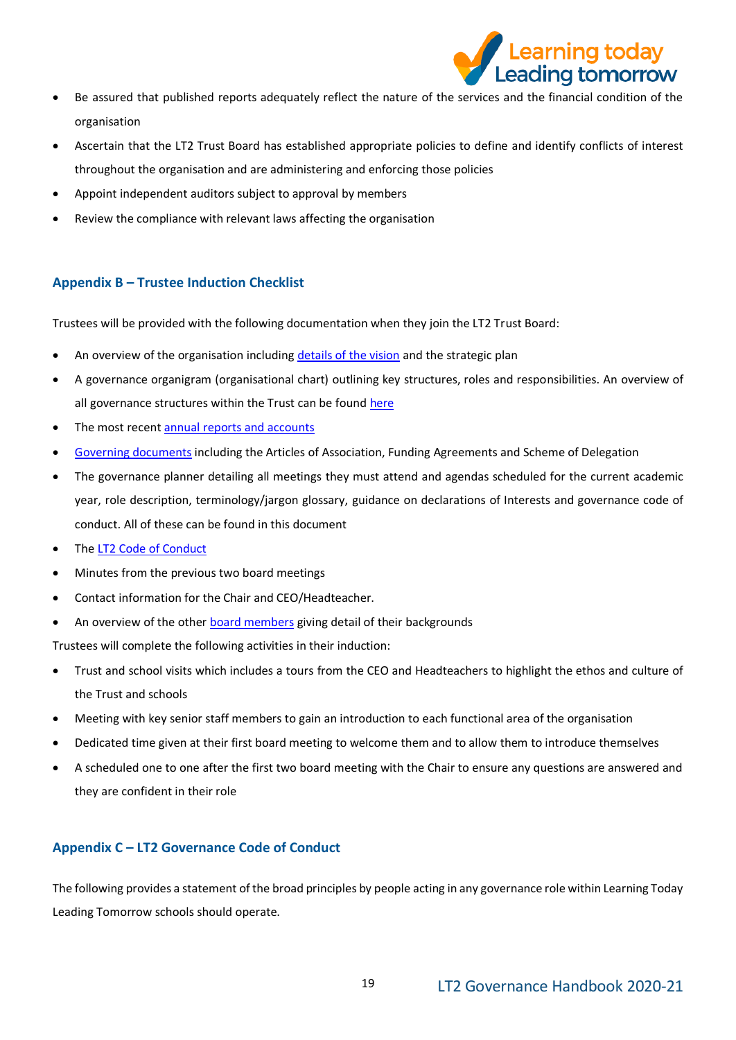- Be assured that published reports adequately reflect the nature of the services and the financial condition of the organisation
- Ascertain that the LT2 Trust Board has established appropriate policies to define and identify conflicts of interest throughout the organisation and are administering and enforcing those policies
- Appoint independent auditors subject to approval by members
- Review the compliance with relevant laws affecting the organisation

## Appendix B – Trustee Induction Checklist

Trustees will be provided with the following documentation when they join the LT2 Trust Board:

- An overview of the organisation including details of the vision and the strategic plan
- A governance organigram (organisational chart) outlining key structures, roles and responsibilities. An overview of all governance structures within the Trust can be found here
- The most recent annual reports and accounts
- Governing documents including the Articles of Association, Funding Agreements and Scheme of Delegation
- The governance planner detailing all meetings they must attend and agendas scheduled for the current academic year, role description, terminology/jargon glossary, guidance on declarations of Interests and governance code of conduct. All of these can be found in this document
- The LT2 Code of Conduct
- Minutes from the previous two board meetings
- Contact information for the Chair and CEO/Headteacher.
- An overview of the other board members giving detail of their backgrounds

Trustees will complete the following activities in their induction:

- Trust and school visits which includes a tours from the CEO and Headteachers to highlight the ethos and culture of the Trust and schools
- Meeting with key senior staff members to gain an introduction to each functional area of the organisation
- Dedicated time given at their first board meeting to welcome them and to allow them to introduce themselves
- A scheduled one to one after the first two board meeting with the Chair to ensure any questions are answered and they are confident in their role

## Appendix C – LT2 Governance Code of Conduct

The following provides a statement of the broad principles by people acting in any governance role within Learning Today Leading Tomorrow schools should operate.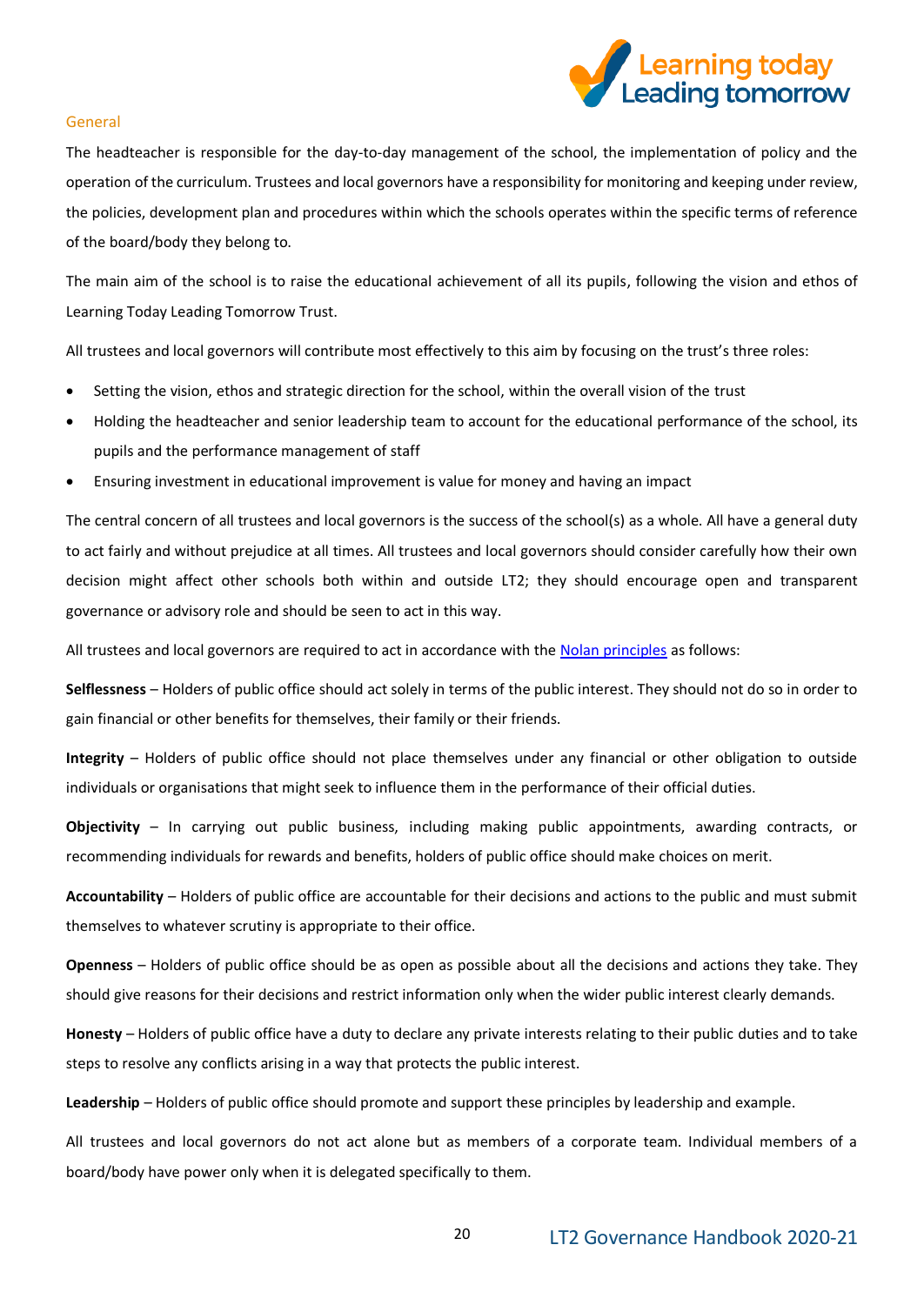## General

The headteacher is responsible for the day-to-day management of the school, the implementation of policy and the operation of the curriculum. Trustees and local governors have a responsibility for monitoring and keeping under review, the policies, development plan and procedures within which the schools operates within the specific terms of reference of the board/body they belong to.

The main aim of the school is to raise the educational achievement of all its pupils, following the vision and ethos of Learning Today Leading Tomorrow Trust.

All trustees and local governors will contribute most effectively to this aim by focusing on the trust's three roles:

- Setting the vision, ethos and strategic direction for the school, within the overall vision of the trust
- Holding the headteacher and senior leadership team to account for the educational performance of the school, its pupils and the performance management of staff
- Ensuring investment in educational improvement is value for money and having an impact

The central concern of all trustees and local governors is the success of the school(s) as a whole. All have a general duty to act fairly and without prejudice at all times. All trustees and local governors should consider carefully how their own decision might affect other schools both within and outside LT2; they should encourage open and transparent governance or advisory role and should be seen to act in this way.

All trustees and local governors are required to act in accordance with the Nolan principles as follows:

**Selflessness** – Holders of public office should act solely in terms of the public interest. They should not do so in order to gain financial or other benefits for themselves, their family or their friends.

**Integrity** – Holders of public office should not place themselves under any financial or other obligation to outside individuals or organisations that might seek to influence them in the performance of their official duties.

**Objectivity** – In carrying out public business, including making public appointments, awarding contracts, or recommending individuals for rewards and benefits, holders of public office should make choices on merit.

**Accountability** – Holders of public office are accountable for their decisions and actions to the public and must submit themselves to whatever scrutiny is appropriate to their office.

**Openness** – Holders of public office should be as open as possible about all the decisions and actions they take. They should give reasons for their decisions and restrict information only when the wider public interest clearly demands.

**Honesty** – Holders of public office have a duty to declare any private interests relating to their public duties and to take steps to resolve any conflicts arising in a way that protects the public interest.

**Leadership** – Holders of public office should promote and support these principles by leadership and example.

All trustees and local governors do not act alone but as members of a corporate team. Individual members of a board/body have power only when it is delegated specifically to them.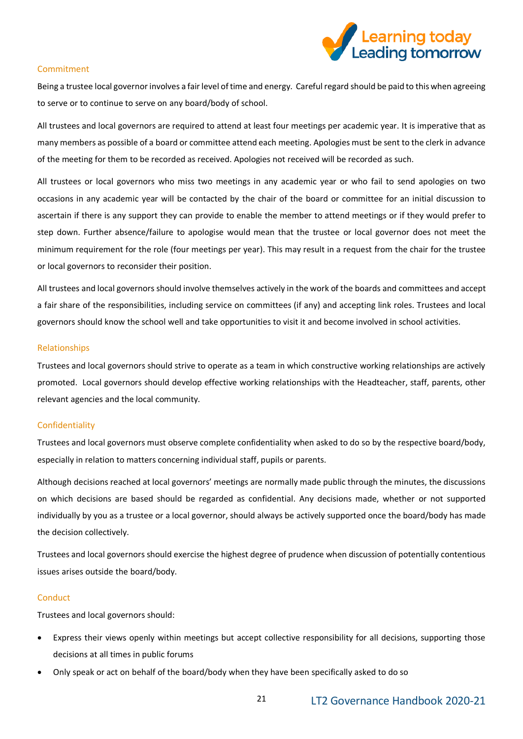### Commitment

Being a trustee local governor involves a fair level of time and energy. Careful regard should be paid to this when agreeing to serve or to continue to serve on any board/body of school.

All trustees and local governors are required to attend at least four meetings per academic year. It is imperative that as many members as possible of a board or committee attend each meeting. Apologies must be sent to the clerk in advance of the meeting for them to be recorded as received. Apologies not received will be recorded as such.

All trustees or local governors who miss two meetings in any academic year or who fail to send apologies on two occasions in any academic year will be contacted by the chair of the board or committee for an initial discussion to ascertain if there is any support they can provide to enable the member to attend meetings or if they would prefer to step down. Further absence/failure to apologise would mean that the trustee or local governor does not meet the minimum requirement for the role (four meetings per year). This may result in a request from the chair for the trustee or local governors to reconsider their position.

All trustees and local governors should involve themselves actively in the work of the boards and committees and accept a fair share of the responsibilities, including service on committees (if any) and accepting link roles. Trustees and local governors should know the school well and take opportunities to visit it and become involved in school activities.

### Relationships

Trustees and local governors should strive to operate as a team in which constructive working relationships are actively promoted. Local governors should develop effective working relationships with the Headteacher, staff, parents, other relevant agencies and the local community.

### Confidentiality

Trustees and local governors must observe complete confidentiality when asked to do so by the respective board/body, especially in relation to matters concerning individual staff, pupils or parents.

Although decisions reached at local governors' meetings are normally made public through the minutes, the discussions on which decisions are based should be regarded as confidential. Any decisions made, whether or not supported individually by you as a trustee or a local governor, should always be actively supported once the board/body has made the decision collectively.

Trustees and local governors should exercise the highest degree of prudence when discussion of potentially contentious issues arises outside the board/body.

### Conduct

Trustees and local governors should:

- Express their views openly within meetings but accept collective responsibility for all decisions, supporting those decisions at all times in public forums
- Only speak or act on behalf of the board/body when they have been specifically asked to do so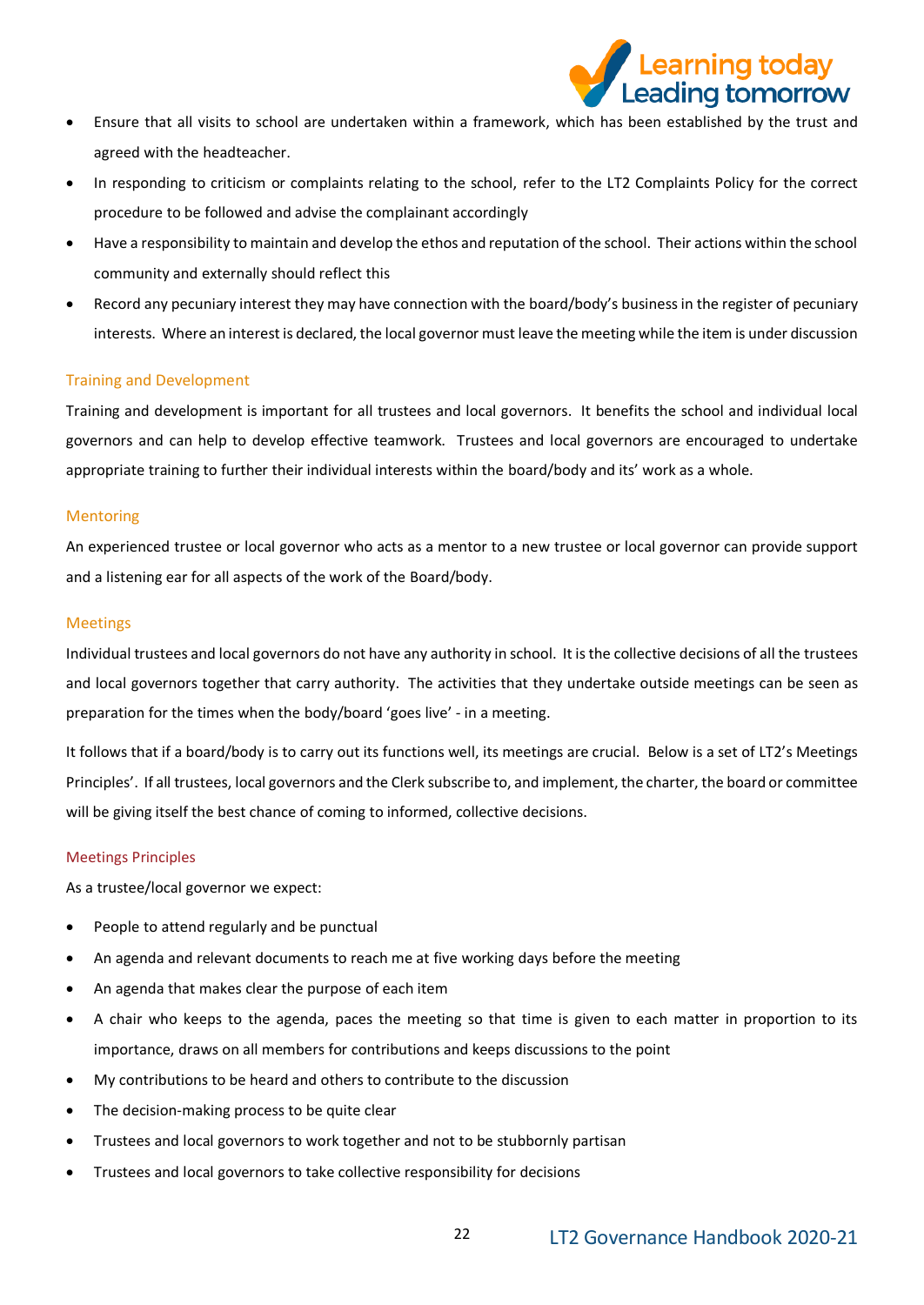- Ensure that all visits to school are undertaken within a framework, which has been established by the trust and agreed with the headteacher.
- In responding to criticism or complaints relating to the school, refer to the LT2 Complaints Policy for the correct procedure to be followed and advise the complainant accordingly
- Have a responsibility to maintain and develop the ethos and reputation of the school. Their actions within the school community and externally should reflect this
- Record any pecuniary interest they may have connection with the board/body's business in the register of pecuniary interests. Where an interest is declared, the local governor must leave the meeting while the item is under discussion

## Training and Development

Training and development is important for all trustees and local governors. It benefits the school and individual local governors and can help to develop effective teamwork. Trustees and local governors are encouraged to undertake appropriate training to further their individual interests within the board/body and its' work as a whole.

## Mentoring

An experienced trustee or local governor who acts as a mentor to a new trustee or local governor can provide support and a listening ear for all aspects of the work of the Board/body.

## Meetings

Individual trustees and local governors do not have any authority in school. It is the collective decisions of all the trustees and local governors together that carry authority. The activities that they undertake outside meetings can be seen as preparation for the times when the body/board 'goes live' - in a meeting.

It follows that if a board/body is to carry out its functions well, its meetings are crucial. Below is a set of LT2's Meetings Principles'. If all trustees, local governors and the Clerk subscribe to, and implement, the charter, the board or committee will be giving itself the best chance of coming to informed, collective decisions.

### Meetings Principles

As a trustee/local governor we expect:

- People to attend regularly and be punctual
- An agenda and relevant documents to reach me at five working days before the meeting
- An agenda that makes clear the purpose of each item
- A chair who keeps to the agenda, paces the meeting so that time is given to each matter in proportion to its importance, draws on all members for contributions and keeps discussions to the point
- My contributions to be heard and others to contribute to the discussion
- The decision-making process to be quite clear
- Trustees and local governors to work together and not to be stubbornly partisan
- Trustees and local governors to take collective responsibility for decisions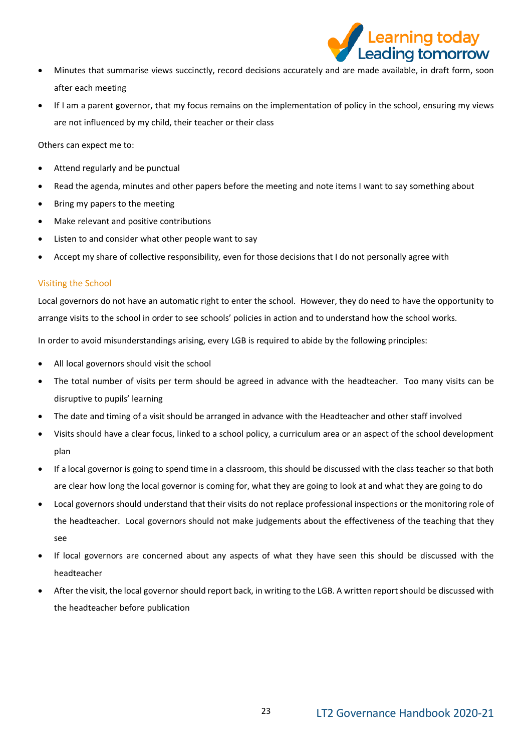- Minutes that summarise views succinctly, record decisions accurately and are made available, in draft form, soon after each meeting
- If I am a parent governor, that my focus remains on the implementation of policy in the school, ensuring my views are not influenced by my child, their teacher or their class

Others can expect me to:

- Attend regularly and be punctual
- Read the agenda, minutes and other papers before the meeting and note items I want to say something about
- Bring my papers to the meeting
- Make relevant and positive contributions
- Listen to and consider what other people want to say
- Accept my share of collective responsibility, even for those decisions that I do not personally agree with

### Visiting the School

Local governors do not have an automatic right to enter the school. However, they do need to have the opportunity to arrange visits to the school in order to see schools' policies in action and to understand how the school works.

In order to avoid misunderstandings arising, every LGB is required to abide by the following principles:

- All local governors should visit the school
- The total number of visits per term should be agreed in advance with the headteacher. Too many visits can be disruptive to pupils' learning
- The date and timing of a visit should be arranged in advance with the Headteacher and other staff involved
- Visits should have a clear focus, linked to a school policy, a curriculum area or an aspect of the school development plan
- If a local governor is going to spend time in a classroom, this should be discussed with the class teacher so that both are clear how long the local governor is coming for, what they are going to look at and what they are going to do
- Local governors should understand that their visits do not replace professional inspections or the monitoring role of the headteacher. Local governors should not make judgements about the effectiveness of the teaching that they see
- If local governors are concerned about any aspects of what they have seen this should be discussed with the headteacher
- After the visit, the local governor should report back, in writing to the LGB. A written report should be discussed with the headteacher before publication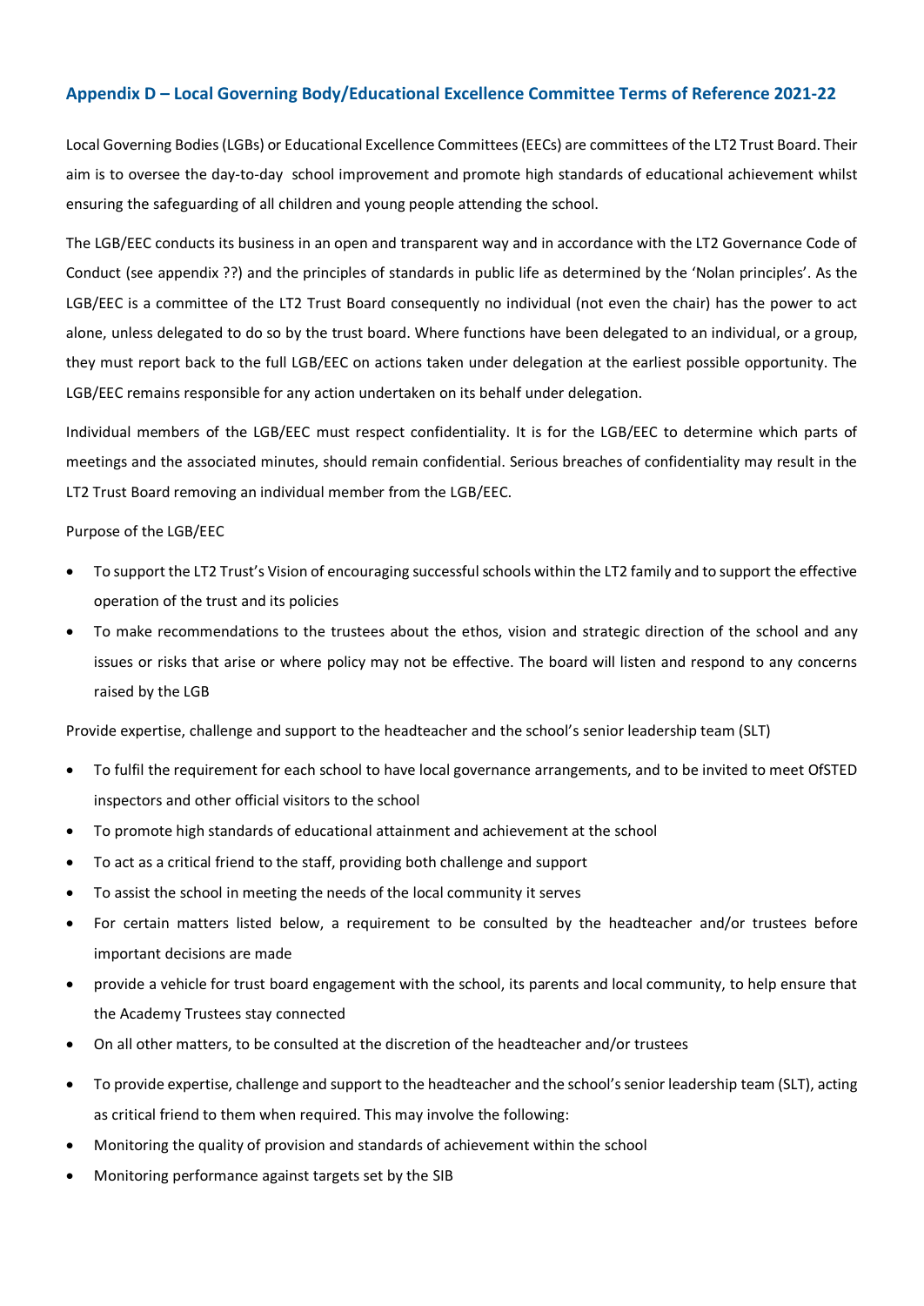## Appendix D – Local Governing Body/Educational Excellence Committee Terms of Reference 2021-22

Local Governing Bodies (LGBs) or Educational Excellence Committees (EECs) are committees of the LT2 Trust Board. Their aim is to oversee the day-to-day school improvement and promote high standards of educational achievement whilst ensuring the safeguarding of all children and young people attending the school.

The LGB/EEC conducts its business in an open and transparent way and in accordance with the LT2 Governance Code of Conduct (see appendix ??) and the principles of standards in public life as determined by the 'Nolan principles'. As the LGB/EEC is a committee of the LT2 Trust Board consequently no individual (not even the chair) has the power to act alone, unless delegated to do so by the trust board. Where functions have been delegated to an individual, or a group, they must report back to the full LGB/EEC on actions taken under delegation at the earliest possible opportunity. The LGB/EEC remains responsible for any action undertaken on its behalf under delegation.

Individual members of the LGB/EEC must respect confidentiality. It is for the LGB/EEC to determine which parts of meetings and the associated minutes, should remain confidential. Serious breaches of confidentiality may result in the LT2 Trust Board removing an individual member from the LGB/EEC.

Purpose of the LGB/EEC

- To support the LT2 Trust's Vision of encouraging successful schools within the LT2 family and to support the effective operation of the trust and its policies
- To make recommendations to the trustees about the ethos, vision and strategic direction of the school and any issues or risks that arise or where policy may not be effective. The board will listen and respond to any concerns raised by the LGB

Provide expertise, challenge and support to the headteacher and the school's senior leadership team (SLT)

- To fulfil the requirement for each school to have local governance arrangements, and to be invited to meet OfSTED inspectors and other official visitors to the school
- To promote high standards of educational attainment and achievement at the school
- To act as a critical friend to the staff, providing both challenge and support
- To assist the school in meeting the needs of the local community it serves
- For certain matters listed below, a requirement to be consulted by the headteacher and/or trustees before important decisions are made
- provide a vehicle for trust board engagement with the school, its parents and local community, to help ensure that the Academy Trustees stay connected
- On all other matters, to be consulted at the discretion of the headteacher and/or trustees
- To provide expertise, challenge and support to the headteacher and the school's senior leadership team (SLT), acting as critical friend to them when required. This may involve the following:
- Monitoring the quality of provision and standards of achievement within the school
- Monitoring performance against targets set by the SIB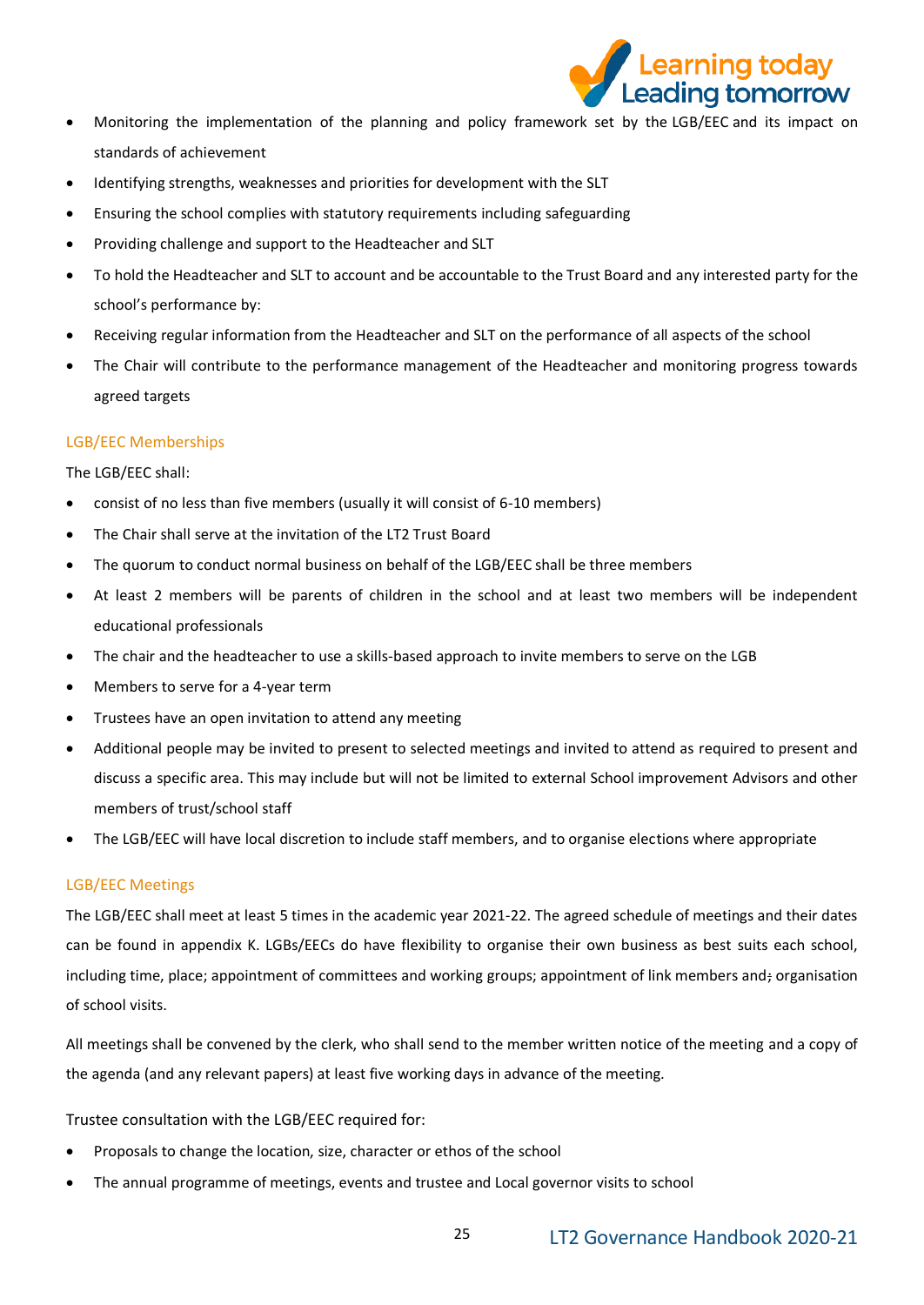- Monitoring the implementation of the planning and policy framework set by the LGB/EEC and its impact on standards of achievement
- Identifying strengths, weaknesses and priorities for development with the SLT
- Ensuring the school complies with statutory requirements including safeguarding
- Providing challenge and support to the Headteacher and SLT
- To hold the Headteacher and SLT to account and be accountable to the Trust Board and any interested party for the school's performance by:
- Receiving regular information from the Headteacher and SLT on the performance of all aspects of the school
- The Chair will contribute to the performance management of the Headteacher and monitoring progress towards agreed targets

### LGB/EEC Memberships

The LGB/EEC shall:

- consist of no less than five members (usually it will consist of 6-10 members)
- The Chair shall serve at the invitation of the LT2 Trust Board
- The quorum to conduct normal business on behalf of the LGB/EEC shall be three members
- At least 2 members will be parents of children in the school and at least two members will be independent educational professionals
- The chair and the headteacher to use a skills-based approach to invite members to serve on the LGB
- Members to serve for a 4-year term
- Trustees have an open invitation to attend any meeting
- Additional people may be invited to present to selected meetings and invited to attend as required to present and discuss a specific area. This may include but will not be limited to external School improvement Advisors and other members of trust/school staff
- The LGB/EEC will have local discretion to include staff members, and to organise elections where appropriate

### LGB/EEC Meetings

The LGB/EEC shall meet at least 5 times in the academic year 2021-22. The agreed schedule of meetings and their dates can be found in appendix K. LGBs/EECs do have flexibility to organise their own business as best suits each school, including time, place; appointment of committees and working groups; appointment of link members and; organisation of school visits.

All meetings shall be convened by the clerk, who shall send to the member written notice of the meeting and a copy of the agenda (and any relevant papers) at least five working days in advance of the meeting.

Trustee consultation with the LGB/EEC required for:

- Proposals to change the location, size, character or ethos of the school
- The annual programme of meetings, events and trustee and Local governor visits to school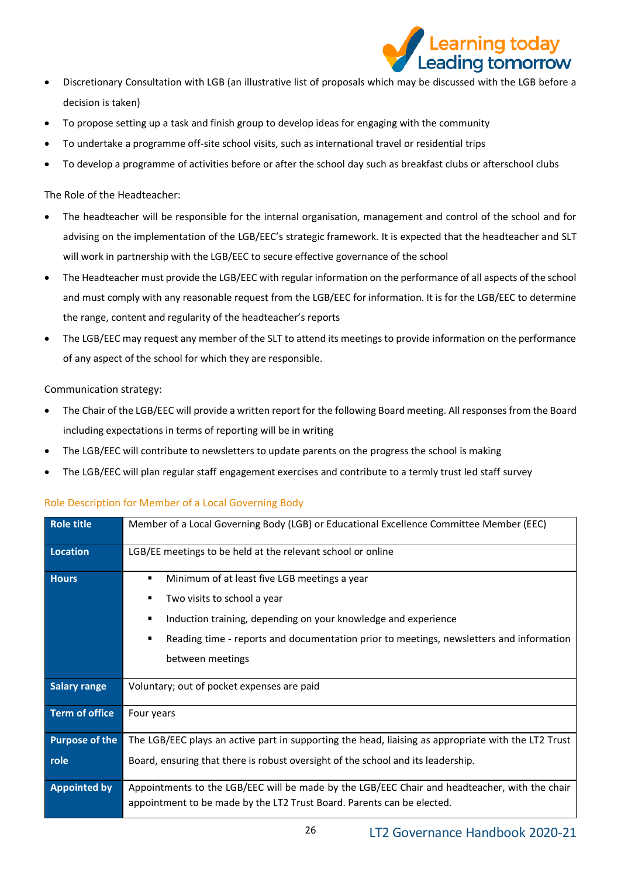- Discretionary Consultation with LGB (an illustrative list of proposals which may be discussed with the LGB before a decision is taken)
- To propose setting up a task and finish group to develop ideas for engaging with the community
- To undertake a programme off-site school visits, such as international travel or residential trips
- To develop a programme of activities before or after the school day such as breakfast clubs or afterschool clubs

The Role of the Headteacher:

- The headteacher will be responsible for the internal organisation, management and control of the school and for advising on the implementation of the LGB/EEC's strategic framework. It is expected that the headteacher and SLT will work in partnership with the LGB/EEC to secure effective governance of the school
- The Headteacher must provide the LGB/EEC with regular information on the performance of all aspects of the school and must comply with any reasonable request from the LGB/EEC for information. It is for the LGB/EEC to determine the range, content and regularity of the headteacher's reports
- The LGB/EEC may request any member of the SLT to attend its meetings to provide information on the performance of any aspect of the school for which they are responsible.

Communication strategy:

- The Chair of the LGB/EEC will provide a written report for the following Board meeting. All responses from the Board including expectations in terms of reporting will be in writing
- The LGB/EEC will contribute to newsletters to update parents on the progress the school is making
- The LGB/EEC will plan regular staff engagement exercises and contribute to a termly trust led staff survey

## Role Description for Member of a Local Governing Body

| Role title | Member of a Local Governing Body (LGB) or Educational Excellence Committee Member (EEC) |
|---|---|
| Location | LGB/EE meetings to be held at the relevant school or online |
| Hours | ▪ Minimum of at least five LGB meetings a year<br>▪ Two visits to school a year<br>▪ Induction training, depending on your knowledge and experience<br>▪ Reading time - reports and documentation prior to meetings, newsletters and information between meetings |
| Salary range | Voluntary; out of pocket expenses are paid |
| Term of office | Four years |
| Purpose of the role | The LGB/EEC plays an active part in supporting the head, liaising as appropriate with the LT2 Trust Board, ensuring that there is robust oversight of the school and its leadership. |
| Appointed by | Appointments to the LGB/EEC will be made by the LGB/EEC Chair and headteacher, with the chair appointment to be made by the LT2 Trust Board. Parents can be elected. |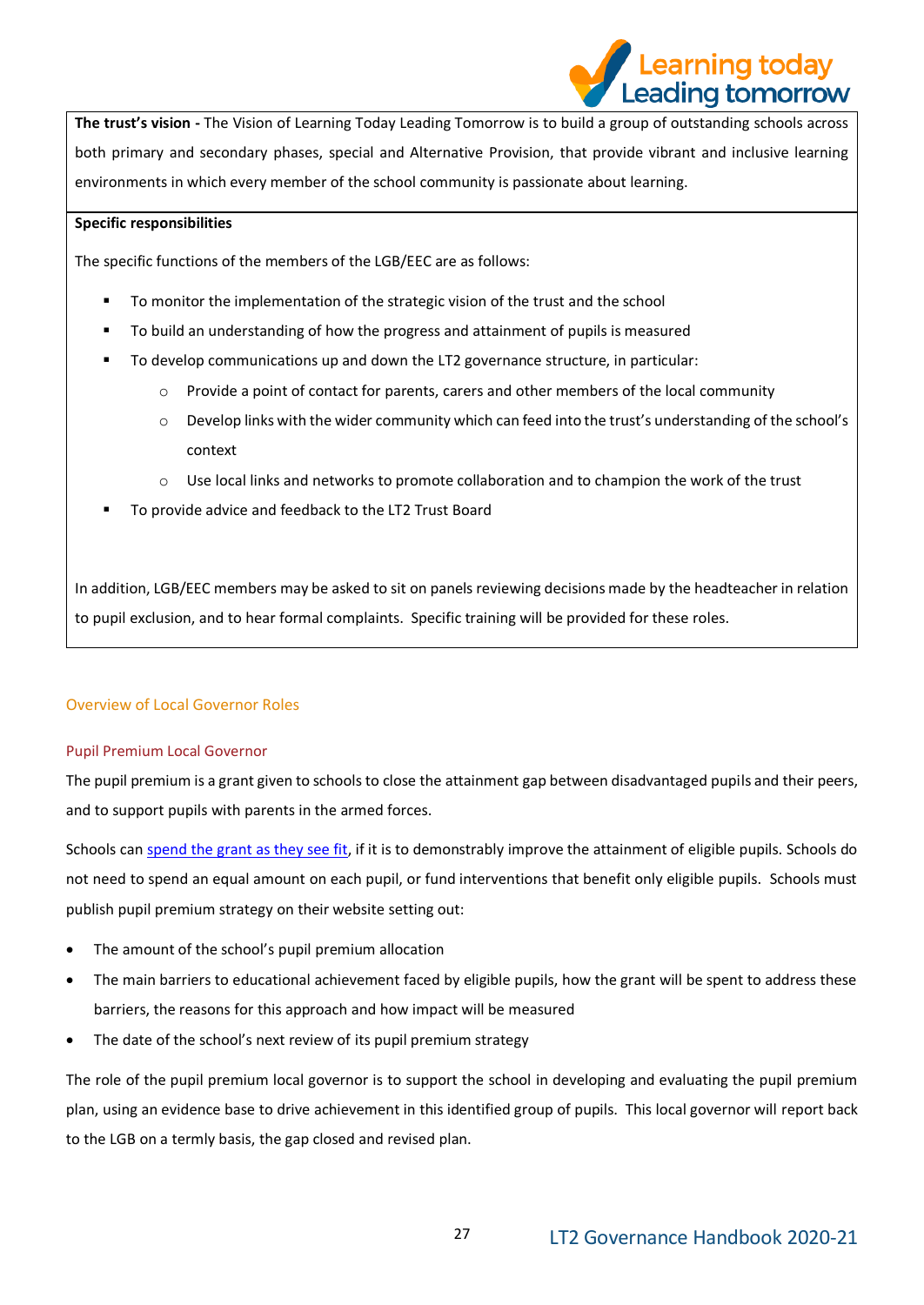**The trust's vision -** The Vision of Learning Today Leading Tomorrow is to build a group of outstanding schools across both primary and secondary phases, special and Alternative Provision, that provide vibrant and inclusive learning environments in which every member of the school community is passionate about learning.

**Specific responsibilities**

The specific functions of the members of the LGB/EEC are as follows:

- To monitor the implementation of the strategic vision of the trust and the school
- To build an understanding of how the progress and attainment of pupils is measured
- To develop communications up and down the LT2 governance structure, in particular:
  - Provide a point of contact for parents, carers and other members of the local community
  - Develop links with the wider community which can feed into the trust's understanding of the school's context
  - Use local links and networks to promote collaboration and to champion the work of the trust
- To provide advice and feedback to the LT2 Trust Board

In addition, LGB/EEC members may be asked to sit on panels reviewing decisions made by the headteacher in relation to pupil exclusion, and to hear formal complaints. Specific training will be provided for these roles.

## Overview of Local Governor Roles

### Pupil Premium Local Governor

The pupil premium is a grant given to schools to close the attainment gap between disadvantaged pupils and their peers, and to support pupils with parents in the armed forces.

Schools can spend the grant as they see fit, if it is to demonstrably improve the attainment of eligible pupils. Schools do not need to spend an equal amount on each pupil, or fund interventions that benefit only eligible pupils. Schools must publish pupil premium strategy on their website setting out:

- The amount of the school's pupil premium allocation
- The main barriers to educational achievement faced by eligible pupils, how the grant will be spent to address these barriers, the reasons for this approach and how impact will be measured
- The date of the school's next review of its pupil premium strategy

The role of the pupil premium local governor is to support the school in developing and evaluating the pupil premium plan, using an evidence base to drive achievement in this identified group of pupils. This local governor will report back to the LGB on a termly basis, the gap closed and revised plan.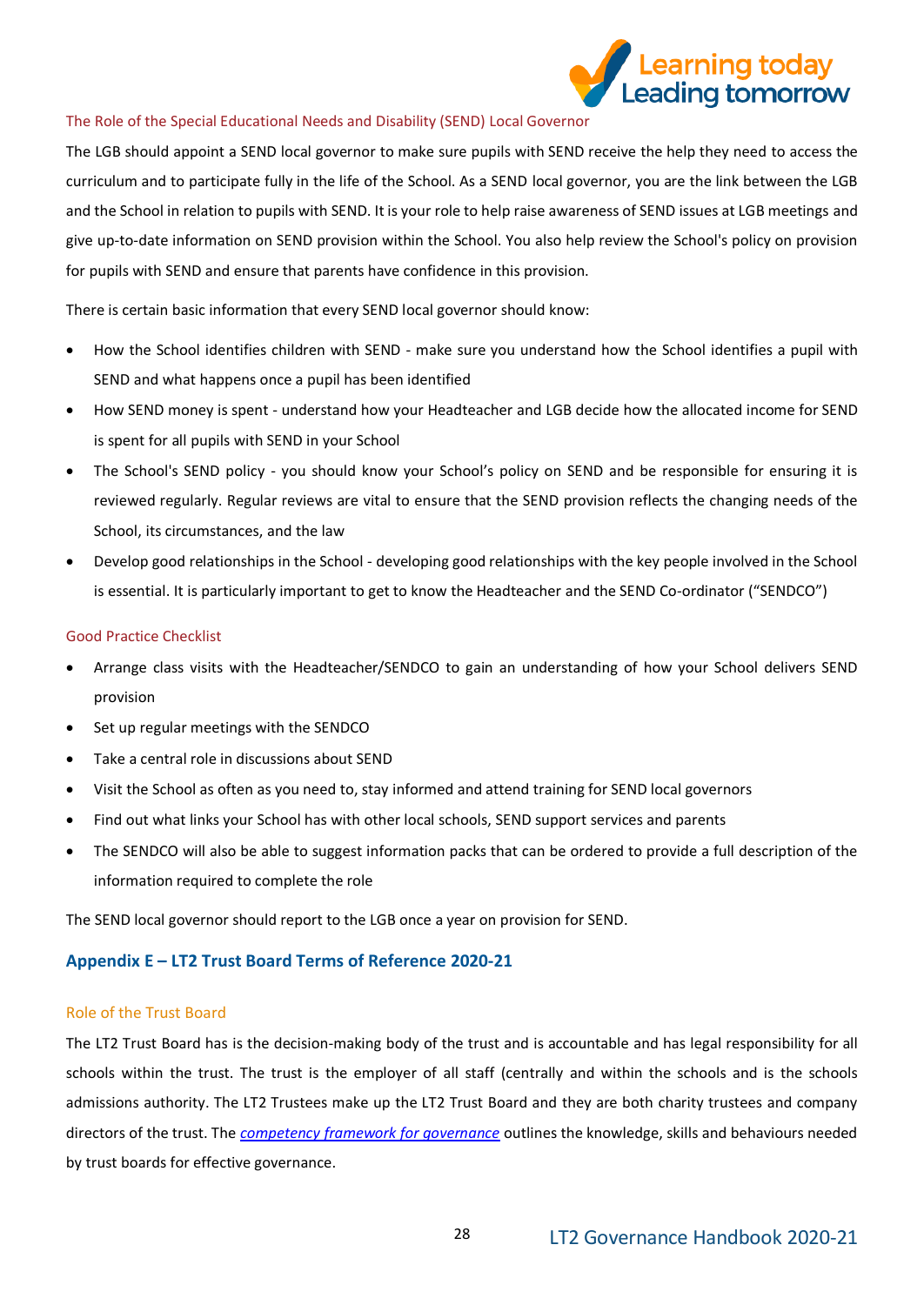### The Role of the Special Educational Needs and Disability (SEND) Local Governor

The LGB should appoint a SEND local governor to make sure pupils with SEND receive the help they need to access the curriculum and to participate fully in the life of the School. As a SEND local governor, you are the link between the LGB and the School in relation to pupils with SEND. It is your role to help raise awareness of SEND issues at LGB meetings and give up-to-date information on SEND provision within the School. You also help review the School's policy on provision for pupils with SEND and ensure that parents have confidence in this provision.

There is certain basic information that every SEND local governor should know:

- How the School identifies children with SEND - make sure you understand how the School identifies a pupil with SEND and what happens once a pupil has been identified
- How SEND money is spent - understand how your Headteacher and LGB decide how the allocated income for SEND is spent for all pupils with SEND in your School
- The School's SEND policy - you should know your School's policy on SEND and be responsible for ensuring it is reviewed regularly. Regular reviews are vital to ensure that the SEND provision reflects the changing needs of the School, its circumstances, and the law
- Develop good relationships in the School - developing good relationships with the key people involved in the School is essential. It is particularly important to get to know the Headteacher and the SEND Co-ordinator ("SENDCO")

### Good Practice Checklist

- Arrange class visits with the Headteacher/SENDCO to gain an understanding of how your School delivers SEND provision
- Set up regular meetings with the SENDCO
- Take a central role in discussions about SEND
- Visit the School as often as you need to, stay informed and attend training for SEND local governors
- Find out what links your School has with other local schools, SEND support services and parents
- The SENDCO will also be able to suggest information packs that can be ordered to provide a full description of the information required to complete the role

The SEND local governor should report to the LGB once a year on provision for SEND.

## Appendix E – LT2 Trust Board Terms of Reference 2020-21

### Role of the Trust Board

The LT2 Trust Board has is the decision-making body of the trust and is accountable and has legal responsibility for all schools within the trust. The trust is the employer of all staff (centrally and within the schools and is the schools admissions authority. The LT2 Trustees make up the LT2 Trust Board and they are both charity trustees and company directors of the trust. The *competency framework for governance* outlines the knowledge, skills and behaviours needed by trust boards for effective governance.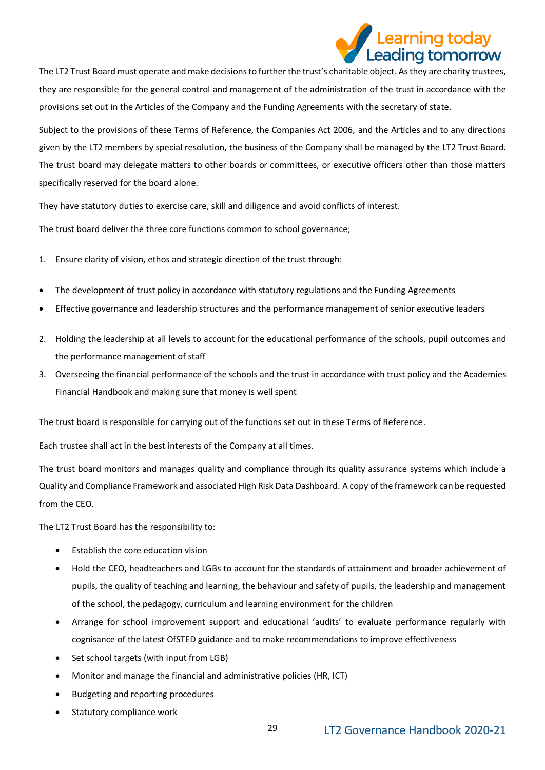The LT2 Trust Board must operate and make decisions to further the trust's charitable object. As they are charity trustees, they are responsible for the general control and management of the administration of the trust in accordance with the provisions set out in the Articles of the Company and the Funding Agreements with the secretary of state.

Subject to the provisions of these Terms of Reference, the Companies Act 2006, and the Articles and to any directions given by the LT2 members by special resolution, the business of the Company shall be managed by the LT2 Trust Board. The trust board may delegate matters to other boards or committees, or executive officers other than those matters specifically reserved for the board alone.

They have statutory duties to exercise care, skill and diligence and avoid conflicts of interest.

The trust board deliver the three core functions common to school governance;

1. Ensure clarity of vision, ethos and strategic direction of the trust through:

- The development of trust policy in accordance with statutory regulations and the Funding Agreements
- Effective governance and leadership structures and the performance management of senior executive leaders

2. Holding the leadership at all levels to account for the educational performance of the schools, pupil outcomes and the performance management of staff
3. Overseeing the financial performance of the schools and the trust in accordance with trust policy and the Academies Financial Handbook and making sure that money is well spent

The trust board is responsible for carrying out of the functions set out in these Terms of Reference.

Each trustee shall act in the best interests of the Company at all times.

The trust board monitors and manages quality and compliance through its quality assurance systems which include a Quality and Compliance Framework and associated High Risk Data Dashboard. A copy of the framework can be requested from the CEO.

The LT2 Trust Board has the responsibility to:

- Establish the core education vision
- Hold the CEO, headteachers and LGBs to account for the standards of attainment and broader achievement of pupils, the quality of teaching and learning, the behaviour and safety of pupils, the leadership and management of the school, the pedagogy, curriculum and learning environment for the children
- Arrange for school improvement support and educational 'audits' to evaluate performance regularly with cognisance of the latest OfSTED guidance and to make recommendations to improve effectiveness
- Set school targets (with input from LGB)
- Monitor and manage the financial and administrative policies (HR, ICT)
- Budgeting and reporting procedures
- Statutory compliance work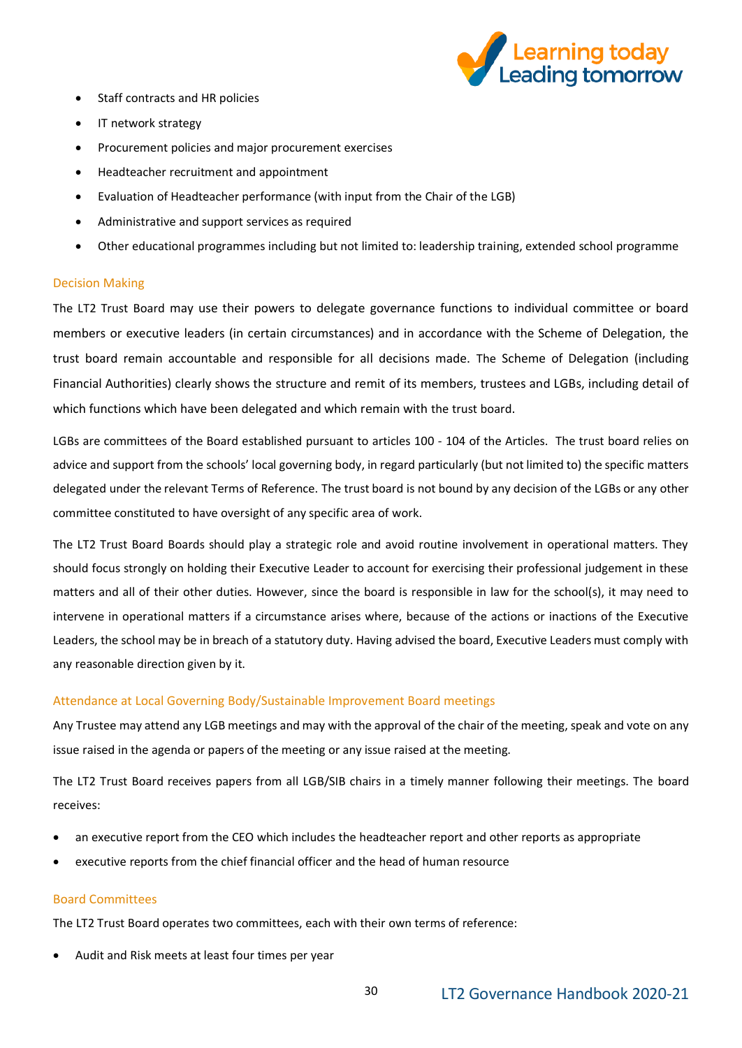- Staff contracts and HR policies
- IT network strategy
- Procurement policies and major procurement exercises
- Headteacher recruitment and appointment
- Evaluation of Headteacher performance (with input from the Chair of the LGB)
- Administrative and support services as required
- Other educational programmes including but not limited to: leadership training, extended school programme

### Decision Making

The LT2 Trust Board may use their powers to delegate governance functions to individual committee or board members or executive leaders (in certain circumstances) and in accordance with the Scheme of Delegation, the trust board remain accountable and responsible for all decisions made. The Scheme of Delegation (including Financial Authorities) clearly shows the structure and remit of its members, trustees and LGBs, including detail of which functions which have been delegated and which remain with the trust board.

LGBs are committees of the Board established pursuant to articles 100 - 104 of the Articles. The trust board relies on advice and support from the schools' local governing body, in regard particularly (but not limited to) the specific matters delegated under the relevant Terms of Reference. The trust board is not bound by any decision of the LGBs or any other committee constituted to have oversight of any specific area of work.

The LT2 Trust Board Boards should play a strategic role and avoid routine involvement in operational matters. They should focus strongly on holding their Executive Leader to account for exercising their professional judgement in these matters and all of their other duties. However, since the board is responsible in law for the school(s), it may need to intervene in operational matters if a circumstance arises where, because of the actions or inactions of the Executive Leaders, the school may be in breach of a statutory duty. Having advised the board, Executive Leaders must comply with any reasonable direction given by it.

### Attendance at Local Governing Body/Sustainable Improvement Board meetings

Any Trustee may attend any LGB meetings and may with the approval of the chair of the meeting, speak and vote on any issue raised in the agenda or papers of the meeting or any issue raised at the meeting.

The LT2 Trust Board receives papers from all LGB/SIB chairs in a timely manner following their meetings. The board receives:

- an executive report from the CEO which includes the headteacher report and other reports as appropriate
- executive reports from the chief financial officer and the head of human resource

### Board Committees

The LT2 Trust Board operates two committees, each with their own terms of reference:

- Audit and Risk meets at least four times per year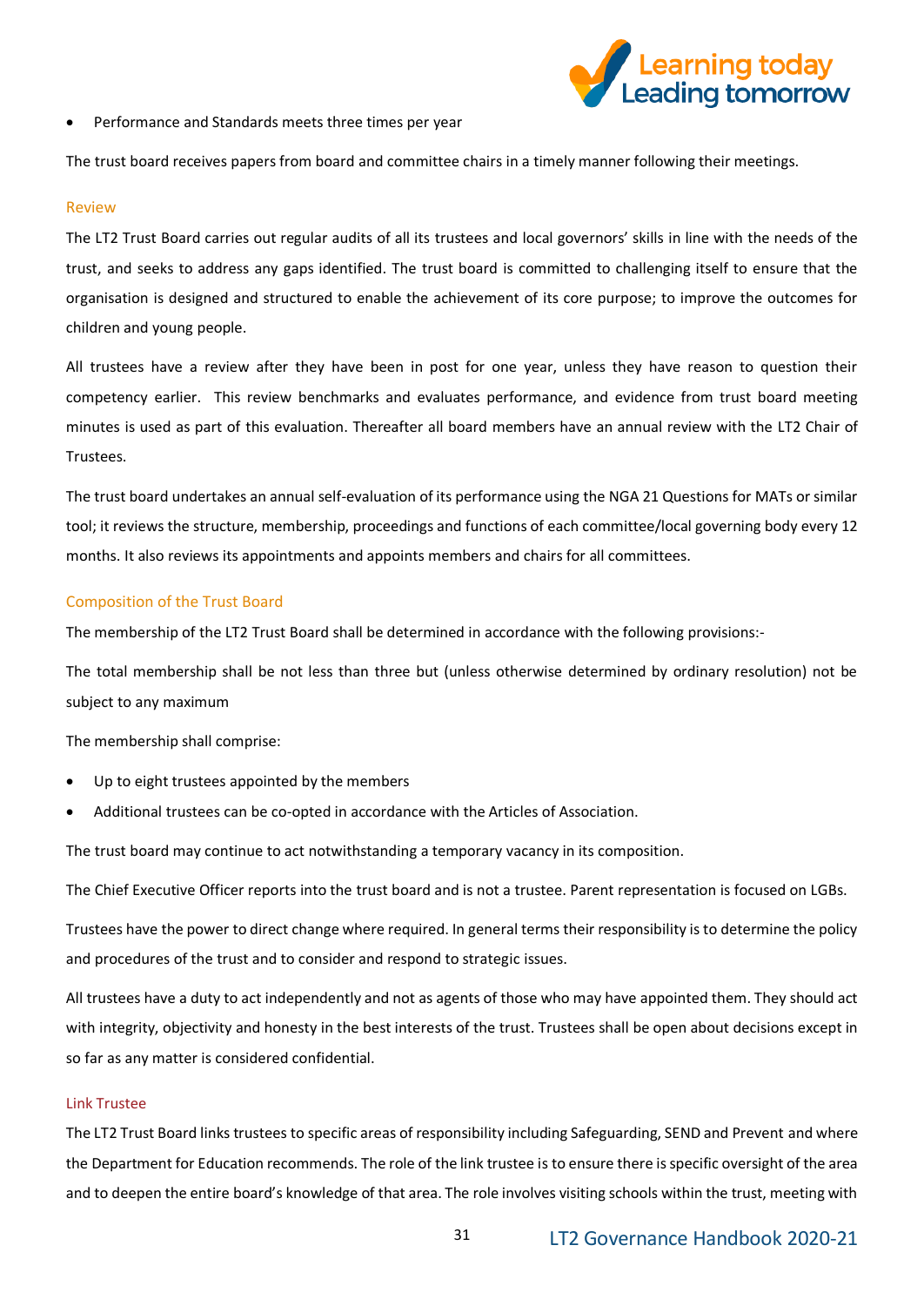- Performance and Standards meets three times per year

The trust board receives papers from board and committee chairs in a timely manner following their meetings.

### Review

The LT2 Trust Board carries out regular audits of all its trustees and local governors' skills in line with the needs of the trust, and seeks to address any gaps identified. The trust board is committed to challenging itself to ensure that the organisation is designed and structured to enable the achievement of its core purpose; to improve the outcomes for children and young people.

All trustees have a review after they have been in post for one year, unless they have reason to question their competency earlier. This review benchmarks and evaluates performance, and evidence from trust board meeting minutes is used as part of this evaluation. Thereafter all board members have an annual review with the LT2 Chair of Trustees.

The trust board undertakes an annual self-evaluation of its performance using the NGA 21 Questions for MATs or similar tool; it reviews the structure, membership, proceedings and functions of each committee/local governing body every 12 months. It also reviews its appointments and appoints members and chairs for all committees.

### Composition of the Trust Board

The membership of the LT2 Trust Board shall be determined in accordance with the following provisions:-

The total membership shall be not less than three but (unless otherwise determined by ordinary resolution) not be subject to any maximum

The membership shall comprise:

- Up to eight trustees appointed by the members
- Additional trustees can be co-opted in accordance with the Articles of Association.

The trust board may continue to act notwithstanding a temporary vacancy in its composition.

The Chief Executive Officer reports into the trust board and is not a trustee. Parent representation is focused on LGBs.

Trustees have the power to direct change where required. In general terms their responsibility is to determine the policy and procedures of the trust and to consider and respond to strategic issues.

All trustees have a duty to act independently and not as agents of those who may have appointed them. They should act with integrity, objectivity and honesty in the best interests of the trust. Trustees shall be open about decisions except in so far as any matter is considered confidential.

### Link Trustee

The LT2 Trust Board links trustees to specific areas of responsibility including Safeguarding, SEND and Prevent and where the Department for Education recommends. The role of the link trustee is to ensure there is specific oversight of the area and to deepen the entire board's knowledge of that area. The role involves visiting schools within the trust, meeting with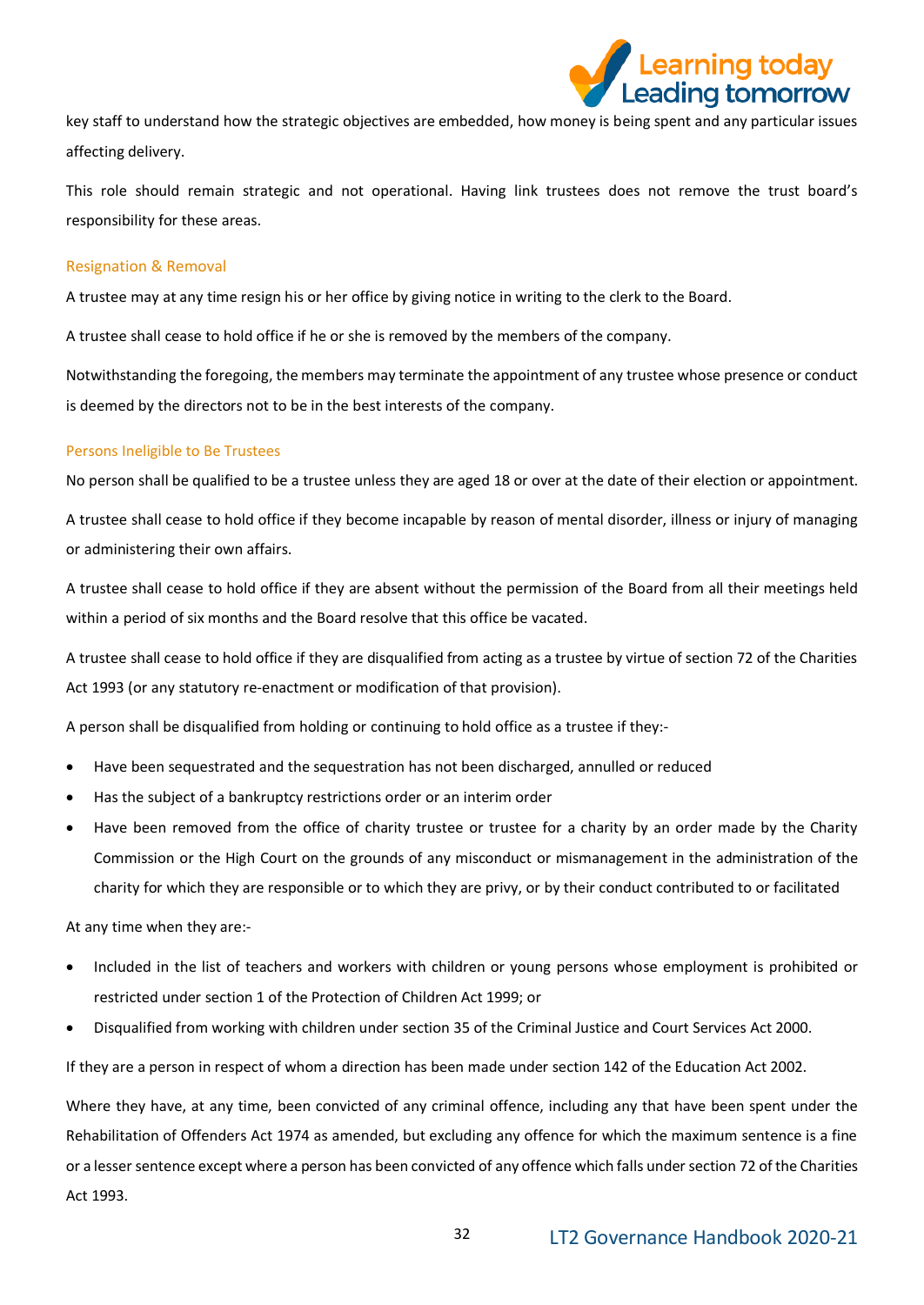key staff to understand how the strategic objectives are embedded, how money is being spent and any particular issues affecting delivery.

This role should remain strategic and not operational. Having link trustees does not remove the trust board's responsibility for these areas.

### Resignation & Removal

A trustee may at any time resign his or her office by giving notice in writing to the clerk to the Board.

A trustee shall cease to hold office if he or she is removed by the members of the company.

Notwithstanding the foregoing, the members may terminate the appointment of any trustee whose presence or conduct is deemed by the directors not to be in the best interests of the company.

### Persons Ineligible to Be Trustees

No person shall be qualified to be a trustee unless they are aged 18 or over at the date of their election or appointment.

A trustee shall cease to hold office if they become incapable by reason of mental disorder, illness or injury of managing or administering their own affairs.

A trustee shall cease to hold office if they are absent without the permission of the Board from all their meetings held within a period of six months and the Board resolve that this office be vacated.

A trustee shall cease to hold office if they are disqualified from acting as a trustee by virtue of section 72 of the Charities Act 1993 (or any statutory re-enactment or modification of that provision).

A person shall be disqualified from holding or continuing to hold office as a trustee if they:-

- Have been sequestrated and the sequestration has not been discharged, annulled or reduced
- Has the subject of a bankruptcy restrictions order or an interim order
- Have been removed from the office of charity trustee or trustee for a charity by an order made by the Charity Commission or the High Court on the grounds of any misconduct or mismanagement in the administration of the charity for which they are responsible or to which they are privy, or by their conduct contributed to or facilitated

At any time when they are:-

- Included in the list of teachers and workers with children or young persons whose employment is prohibited or restricted under section 1 of the Protection of Children Act 1999; or
- Disqualified from working with children under section 35 of the Criminal Justice and Court Services Act 2000.

If they are a person in respect of whom a direction has been made under section 142 of the Education Act 2002.

Where they have, at any time, been convicted of any criminal offence, including any that have been spent under the Rehabilitation of Offenders Act 1974 as amended, but excluding any offence for which the maximum sentence is a fine or a lesser sentence except where a person has been convicted of any offence which falls under section 72 of the Charities Act 1993.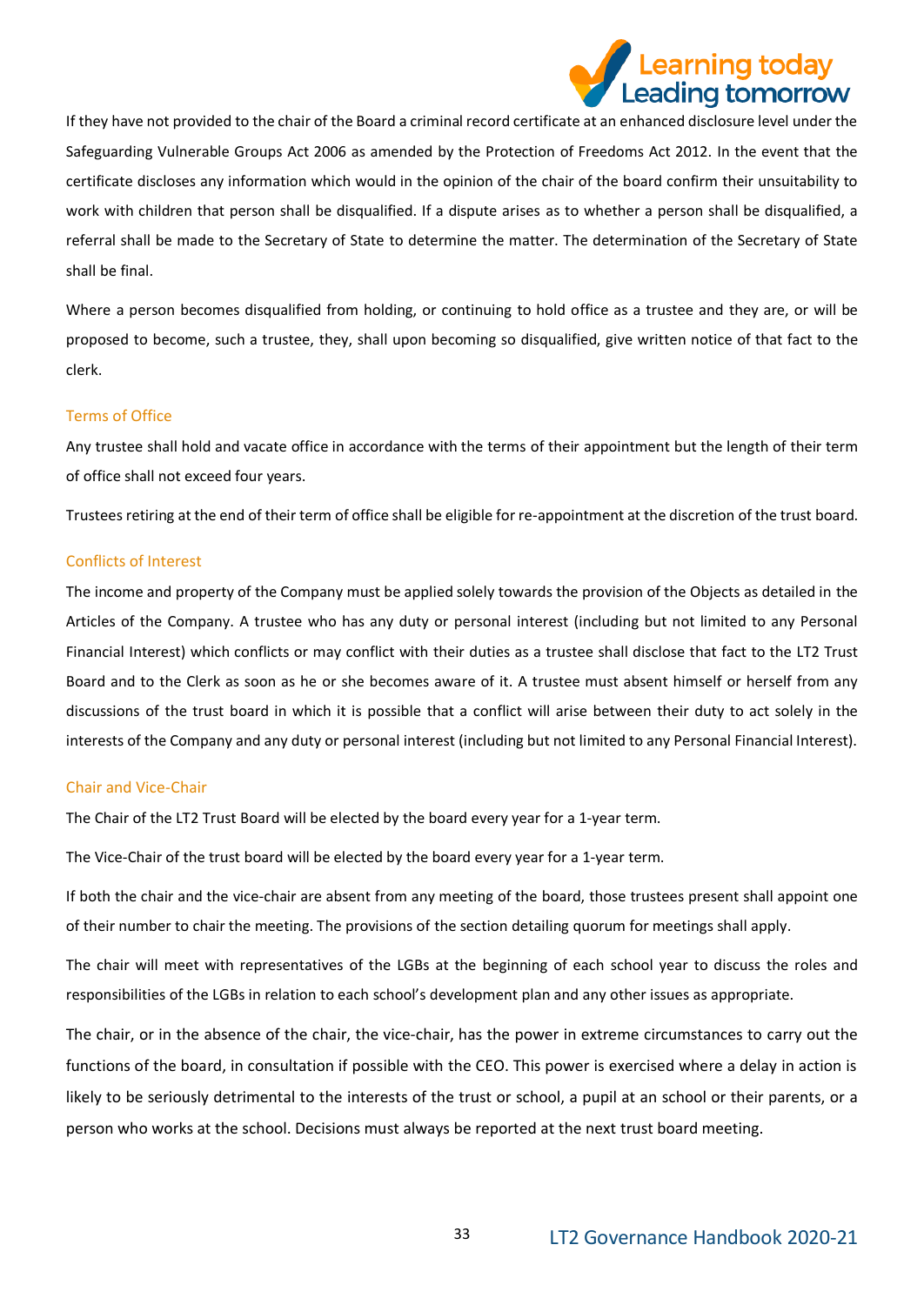If they have not provided to the chair of the Board a criminal record certificate at an enhanced disclosure level under the Safeguarding Vulnerable Groups Act 2006 as amended by the Protection of Freedoms Act 2012. In the event that the certificate discloses any information which would in the opinion of the chair of the board confirm their unsuitability to work with children that person shall be disqualified. If a dispute arises as to whether a person shall be disqualified, a referral shall be made to the Secretary of State to determine the matter. The determination of the Secretary of State shall be final.

Where a person becomes disqualified from holding, or continuing to hold office as a trustee and they are, or will be proposed to become, such a trustee, they, shall upon becoming so disqualified, give written notice of that fact to the clerk.

### Terms of Office

Any trustee shall hold and vacate office in accordance with the terms of their appointment but the length of their term of office shall not exceed four years.

Trustees retiring at the end of their term of office shall be eligible for re-appointment at the discretion of the trust board.

### Conflicts of Interest

The income and property of the Company must be applied solely towards the provision of the Objects as detailed in the Articles of the Company. A trustee who has any duty or personal interest (including but not limited to any Personal Financial Interest) which conflicts or may conflict with their duties as a trustee shall disclose that fact to the LT2 Trust Board and to the Clerk as soon as he or she becomes aware of it. A trustee must absent himself or herself from any discussions of the trust board in which it is possible that a conflict will arise between their duty to act solely in the interests of the Company and any duty or personal interest (including but not limited to any Personal Financial Interest).

### Chair and Vice-Chair

The Chair of the LT2 Trust Board will be elected by the board every year for a 1-year term.

The Vice-Chair of the trust board will be elected by the board every year for a 1-year term.

If both the chair and the vice-chair are absent from any meeting of the board, those trustees present shall appoint one of their number to chair the meeting. The provisions of the section detailing quorum for meetings shall apply.

The chair will meet with representatives of the LGBs at the beginning of each school year to discuss the roles and responsibilities of the LGBs in relation to each school's development plan and any other issues as appropriate.

The chair, or in the absence of the chair, the vice-chair, has the power in extreme circumstances to carry out the functions of the board, in consultation if possible with the CEO. This power is exercised where a delay in action is likely to be seriously detrimental to the interests of the trust or school, a pupil at an school or their parents, or a person who works at the school. Decisions must always be reported at the next trust board meeting.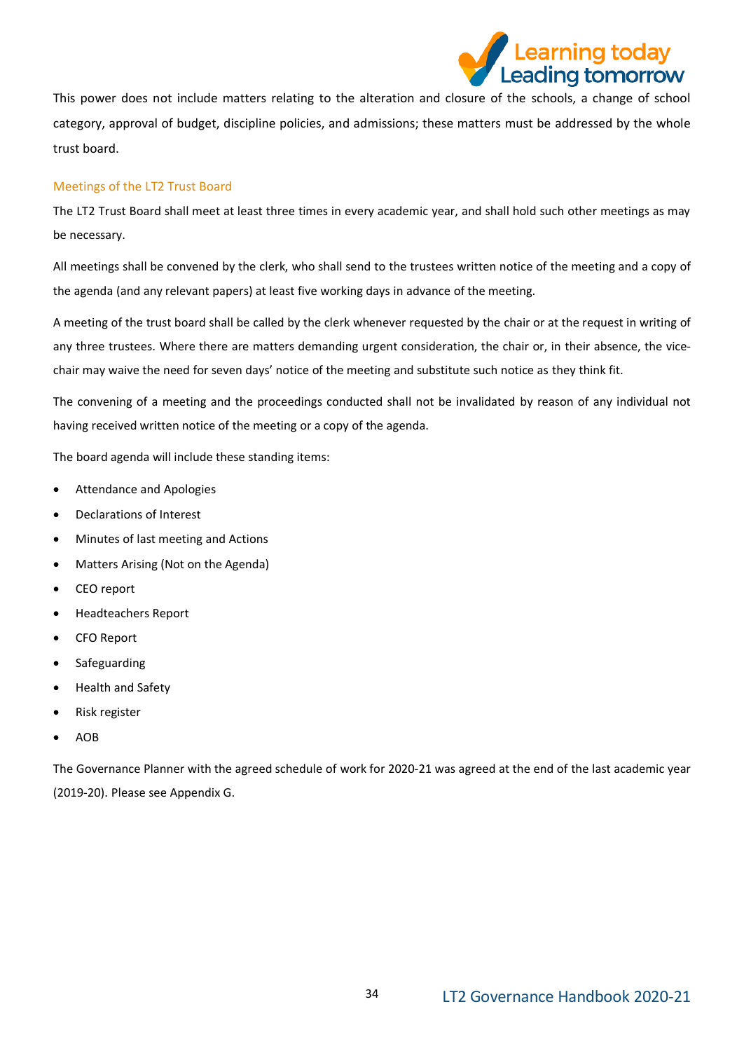This power does not include matters relating to the alteration and closure of the schools, a change of school category, approval of budget, discipline policies, and admissions; these matters must be addressed by the whole trust board.

### Meetings of the LT2 Trust Board

The LT2 Trust Board shall meet at least three times in every academic year, and shall hold such other meetings as may be necessary.

All meetings shall be convened by the clerk, who shall send to the trustees written notice of the meeting and a copy of the agenda (and any relevant papers) at least five working days in advance of the meeting.

A meeting of the trust board shall be called by the clerk whenever requested by the chair or at the request in writing of any three trustees. Where there are matters demanding urgent consideration, the chair or, in their absence, the vice-chair may waive the need for seven days' notice of the meeting and substitute such notice as they think fit.

The convening of a meeting and the proceedings conducted shall not be invalidated by reason of any individual not having received written notice of the meeting or a copy of the agenda.

The board agenda will include these standing items:

- Attendance and Apologies
- Declarations of Interest
- Minutes of last meeting and Actions
- Matters Arising (Not on the Agenda)
- CEO report
- Headteachers Report
- CFO Report
- Safeguarding
- Health and Safety
- Risk register
- AOB

The Governance Planner with the agreed schedule of work for 2020-21 was agreed at the end of the last academic year (2019-20). Please see Appendix G.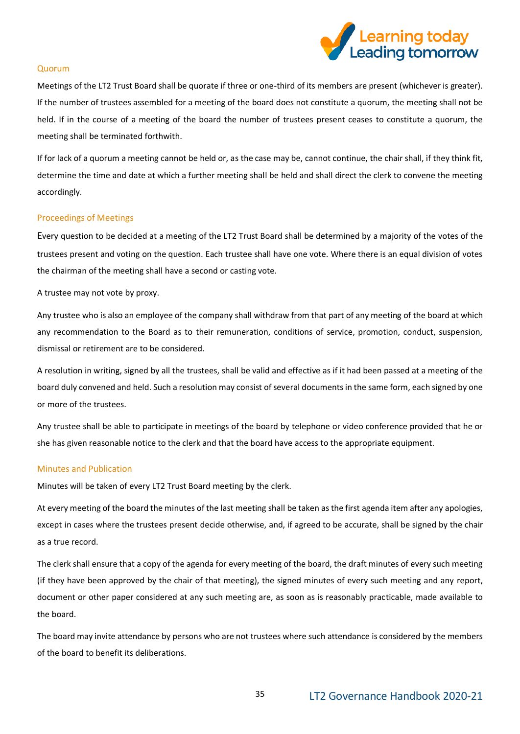## Quorum

Meetings of the LT2 Trust Board shall be quorate if three or one-third of its members are present (whichever is greater). If the number of trustees assembled for a meeting of the board does not constitute a quorum, the meeting shall not be held. If in the course of a meeting of the board the number of trustees present ceases to constitute a quorum, the meeting shall be terminated forthwith.

If for lack of a quorum a meeting cannot be held or, as the case may be, cannot continue, the chair shall, if they think fit, determine the time and date at which a further meeting shall be held and shall direct the clerk to convene the meeting accordingly.

## Proceedings of Meetings

Every question to be decided at a meeting of the LT2 Trust Board shall be determined by a majority of the votes of the trustees present and voting on the question. Each trustee shall have one vote. Where there is an equal division of votes the chairman of the meeting shall have a second or casting vote.

A trustee may not vote by proxy.

Any trustee who is also an employee of the company shall withdraw from that part of any meeting of the board at which any recommendation to the Board as to their remuneration, conditions of service, promotion, conduct, suspension, dismissal or retirement are to be considered.

A resolution in writing, signed by all the trustees, shall be valid and effective as if it had been passed at a meeting of the board duly convened and held. Such a resolution may consist of several documents in the same form, each signed by one or more of the trustees.

Any trustee shall be able to participate in meetings of the board by telephone or video conference provided that he or she has given reasonable notice to the clerk and that the board have access to the appropriate equipment.

## Minutes and Publication

Minutes will be taken of every LT2 Trust Board meeting by the clerk.

At every meeting of the board the minutes of the last meeting shall be taken as the first agenda item after any apologies, except in cases where the trustees present decide otherwise, and, if agreed to be accurate, shall be signed by the chair as a true record.

The clerk shall ensure that a copy of the agenda for every meeting of the board, the draft minutes of every such meeting (if they have been approved by the chair of that meeting), the signed minutes of every such meeting and any report, document or other paper considered at any such meeting are, as soon as is reasonably practicable, made available to the board.

The board may invite attendance by persons who are not trustees where such attendance is considered by the members of the board to benefit its deliberations.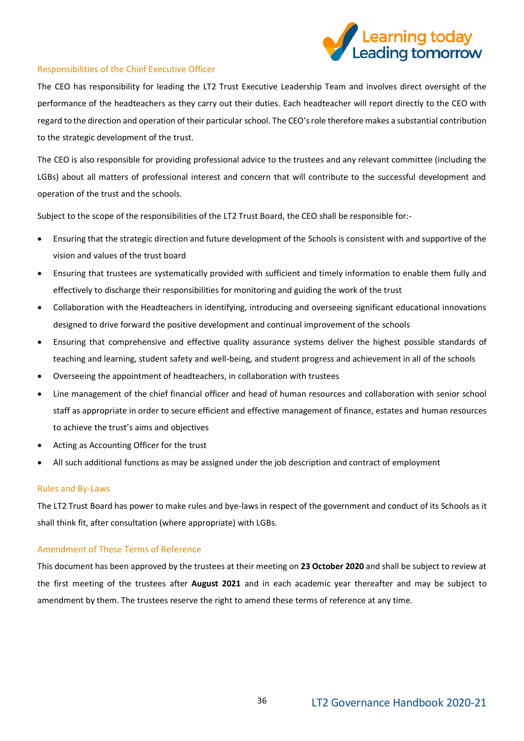## Responsibilities of the Chief Executive Officer

The CEO has responsibility for leading the LT2 Trust Executive Leadership Team and involves direct oversight of the performance of the headteachers as they carry out their duties. Each headteacher will report directly to the CEO with regard to the direction and operation of their particular school. The CEO's role therefore makes a substantial contribution to the strategic development of the trust.

The CEO is also responsible for providing professional advice to the trustees and any relevant committee (including the LGBs) about all matters of professional interest and concern that will contribute to the successful development and operation of the trust and the schools.

Subject to the scope of the responsibilities of the LT2 Trust Board, the CEO shall be responsible for:-

- Ensuring that the strategic direction and future development of the Schools is consistent with and supportive of the vision and values of the trust board
- Ensuring that trustees are systematically provided with sufficient and timely information to enable them fully and effectively to discharge their responsibilities for monitoring and guiding the work of the trust
- Collaboration with the Headteachers in identifying, introducing and overseeing significant educational innovations designed to drive forward the positive development and continual improvement of the schools
- Ensuring that comprehensive and effective quality assurance systems deliver the highest possible standards of teaching and learning, student safety and well-being, and student progress and achievement in all of the schools
- Overseeing the appointment of headteachers, in collaboration with trustees
- Line management of the chief financial officer and head of human resources and collaboration with senior school staff as appropriate in order to secure efficient and effective management of finance, estates and human resources to achieve the trust's aims and objectives
- Acting as Accounting Officer for the trust
- All such additional functions as may be assigned under the job description and contract of employment

## Rules and By-Laws

The LT2 Trust Board has power to make rules and bye-laws in respect of the government and conduct of its Schools as it shall think fit, after consultation (where appropriate) with LGBs.

## Amendment of These Terms of Reference

This document has been approved by the trustees at their meeting on **23 October 2020** and shall be subject to review at the first meeting of the trustees after **August 2021** and in each academic year thereafter and may be subject to amendment by them. The trustees reserve the right to amend these terms of reference at any time.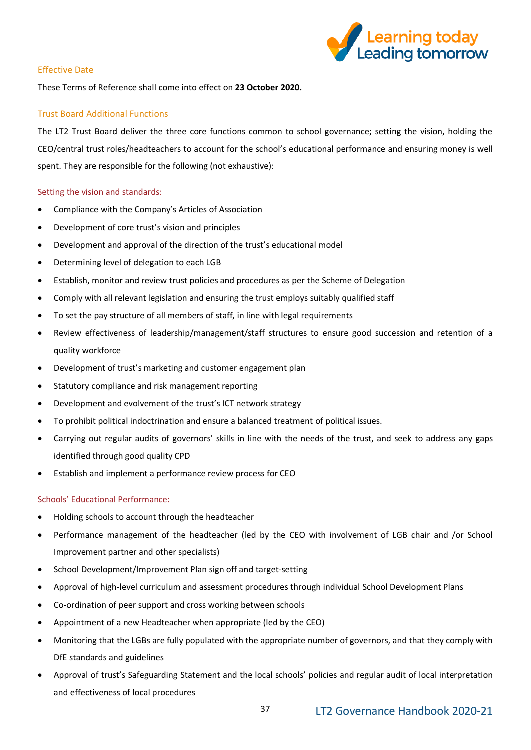## Effective Date

These Terms of Reference shall come into effect on **23 October 2020.**

## Trust Board Additional Functions

The LT2 Trust Board deliver the three core functions common to school governance; setting the vision, holding the CEO/central trust roles/headteachers to account for the school's educational performance and ensuring money is well spent. They are responsible for the following (not exhaustive):

### Setting the vision and standards:

- Compliance with the Company's Articles of Association
- Development of core trust's vision and principles
- Development and approval of the direction of the trust's educational model
- Determining level of delegation to each LGB
- Establish, monitor and review trust policies and procedures as per the Scheme of Delegation
- Comply with all relevant legislation and ensuring the trust employs suitably qualified staff
- To set the pay structure of all members of staff, in line with legal requirements
- Review effectiveness of leadership/management/staff structures to ensure good succession and retention of a quality workforce
- Development of trust's marketing and customer engagement plan
- Statutory compliance and risk management reporting
- Development and evolvement of the trust's ICT network strategy
- To prohibit political indoctrination and ensure a balanced treatment of political issues.
- Carrying out regular audits of governors' skills in line with the needs of the trust, and seek to address any gaps identified through good quality CPD
- Establish and implement a performance review process for CEO

### Schools' Educational Performance:

- Holding schools to account through the headteacher
- Performance management of the headteacher (led by the CEO with involvement of LGB chair and /or School Improvement partner and other specialists)
- School Development/Improvement Plan sign off and target-setting
- Approval of high-level curriculum and assessment procedures through individual School Development Plans
- Co-ordination of peer support and cross working between schools
- Appointment of a new Headteacher when appropriate (led by the CEO)
- Monitoring that the LGBs are fully populated with the appropriate number of governors, and that they comply with DfE standards and guidelines
- Approval of trust's Safeguarding Statement and the local schools' policies and regular audit of local interpretation and effectiveness of local procedures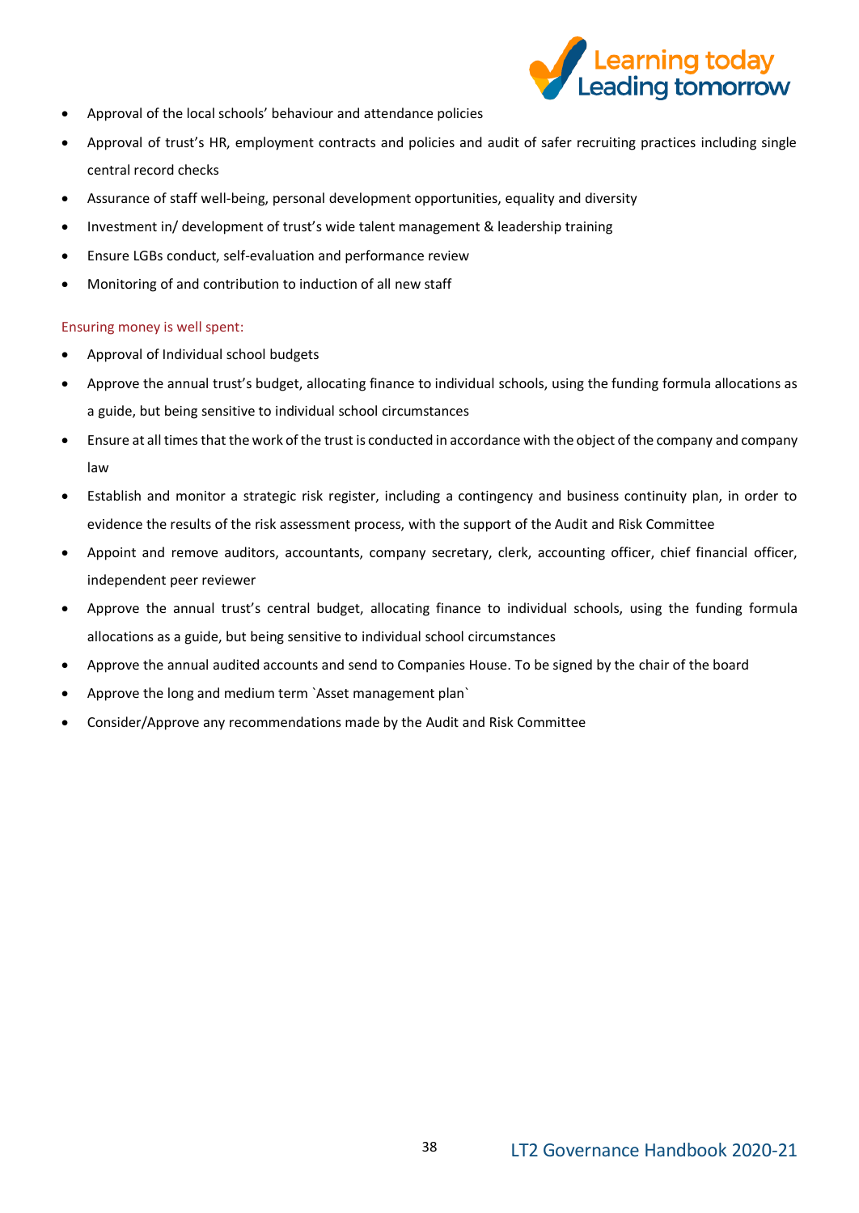- Approval of the local schools' behaviour and attendance policies
- Approval of trust's HR, employment contracts and policies and audit of safer recruiting practices including single central record checks
- Assurance of staff well-being, personal development opportunities, equality and diversity
- Investment in/ development of trust's wide talent management & leadership training
- Ensure LGBs conduct, self-evaluation and performance review
- Monitoring of and contribution to induction of all new staff

Ensuring money is well spent:

- Approval of Individual school budgets
- Approve the annual trust's budget, allocating finance to individual schools, using the funding formula allocations as a guide, but being sensitive to individual school circumstances
- Ensure at all times that the work of the trust is conducted in accordance with the object of the company and company law
- Establish and monitor a strategic risk register, including a contingency and business continuity plan, in order to evidence the results of the risk assessment process, with the support of the Audit and Risk Committee
- Appoint and remove auditors, accountants, company secretary, clerk, accounting officer, chief financial officer, independent peer reviewer
- Approve the annual trust's central budget, allocating finance to individual schools, using the funding formula allocations as a guide, but being sensitive to individual school circumstances
- Approve the annual audited accounts and send to Companies House. To be signed by the chair of the board
- Approve the long and medium term `Asset management plan`
- Consider/Approve any recommendations made by the Audit and Risk Committee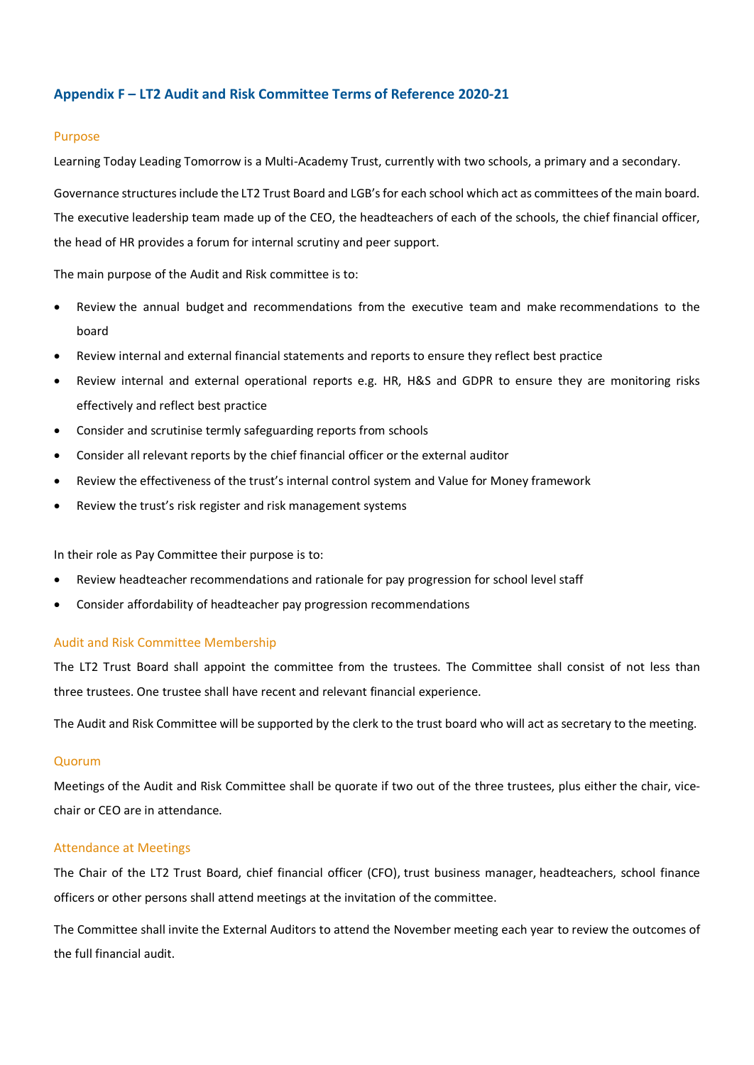## Appendix F – LT2 Audit and Risk Committee Terms of Reference 2020-21

### Purpose

Learning Today Leading Tomorrow is a Multi-Academy Trust, currently with two schools, a primary and a secondary.

Governance structures include the LT2 Trust Board and LGB's for each school which act as committees of the main board. The executive leadership team made up of the CEO, the headteachers of each of the schools, the chief financial officer, the head of HR provides a forum for internal scrutiny and peer support.

The main purpose of the Audit and Risk committee is to:

- Review the annual budget and recommendations from the executive team and make recommendations to the board
- Review internal and external financial statements and reports to ensure they reflect best practice
- Review internal and external operational reports e.g. HR, H&S and GDPR to ensure they are monitoring risks effectively and reflect best practice
- Consider and scrutinise termly safeguarding reports from schools
- Consider all relevant reports by the chief financial officer or the external auditor
- Review the effectiveness of the trust's internal control system and Value for Money framework
- Review the trust's risk register and risk management systems

In their role as Pay Committee their purpose is to:

- Review headteacher recommendations and rationale for pay progression for school level staff
- Consider affordability of headteacher pay progression recommendations

### Audit and Risk Committee Membership

The LT2 Trust Board shall appoint the committee from the trustees. The Committee shall consist of not less than three trustees. One trustee shall have recent and relevant financial experience.

The Audit and Risk Committee will be supported by the clerk to the trust board who will act as secretary to the meeting.

### Quorum

Meetings of the Audit and Risk Committee shall be quorate if two out of the three trustees, plus either the chair, vice-chair or CEO are in attendance.

### Attendance at Meetings

The Chair of the LT2 Trust Board, chief financial officer (CFO), trust business manager, headteachers, school finance officers or other persons shall attend meetings at the invitation of the committee.

The Committee shall invite the External Auditors to attend the November meeting each year to review the outcomes of the full financial audit.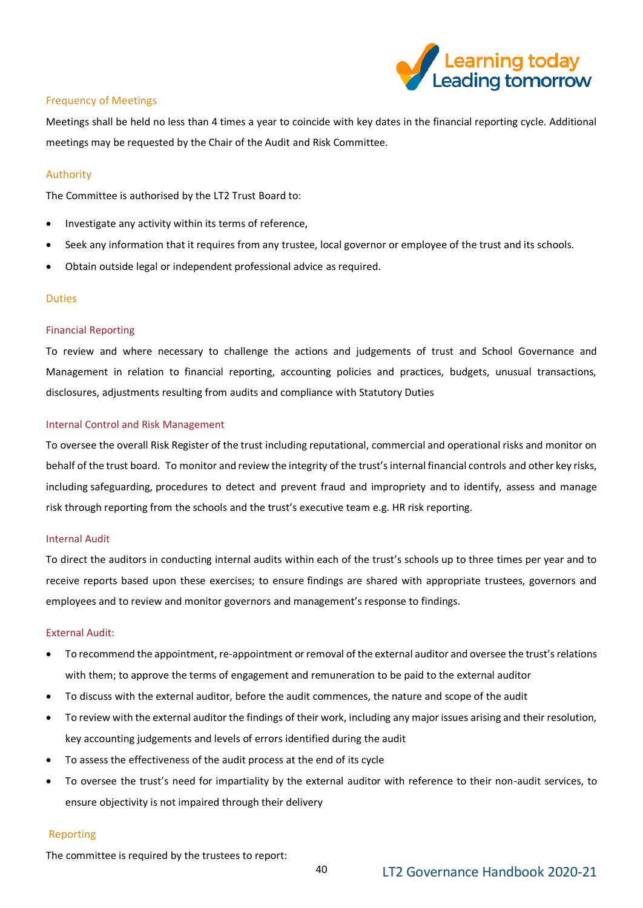### Frequency of Meetings

Meetings shall be held no less than 4 times a year to coincide with key dates in the financial reporting cycle. Additional meetings may be requested by the Chair of the Audit and Risk Committee.

### Authority

The Committee is authorised by the LT2 Trust Board to:

- Investigate any activity within its terms of reference,
- Seek any information that it requires from any trustee, local governor or employee of the trust and its schools.
- Obtain outside legal or independent professional advice as required.

### Duties

#### Financial Reporting

To review and where necessary to challenge the actions and judgements of trust and School Governance and Management in relation to financial reporting, accounting policies and practices, budgets, unusual transactions, disclosures, adjustments resulting from audits and compliance with Statutory Duties

#### Internal Control and Risk Management

To oversee the overall Risk Register of the trust including reputational, commercial and operational risks and monitor on behalf of the trust board. To monitor and review the integrity of the trust's internal financial controls and other key risks, including safeguarding, procedures to detect and prevent fraud and impropriety and to identify, assess and manage risk through reporting from the schools and the trust's executive team e.g. HR risk reporting.

#### Internal Audit

To direct the auditors in conducting internal audits within each of the trust's schools up to three times per year and to receive reports based upon these exercises; to ensure findings are shared with appropriate trustees, governors and employees and to review and monitor governors and management's response to findings.

#### External Audit:

- To recommend the appointment, re-appointment or removal of the external auditor and oversee the trust's relations with them; to approve the terms of engagement and remuneration to be paid to the external auditor
- To discuss with the external auditor, before the audit commences, the nature and scope of the audit
- To review with the external auditor the findings of their work, including any major issues arising and their resolution, key accounting judgements and levels of errors identified during the audit
- To assess the effectiveness of the audit process at the end of its cycle
- To oversee the trust's need for impartiality by the external auditor with reference to their non-audit services, to ensure objectivity is not impaired through their delivery

### Reporting

The committee is required by the trustees to report: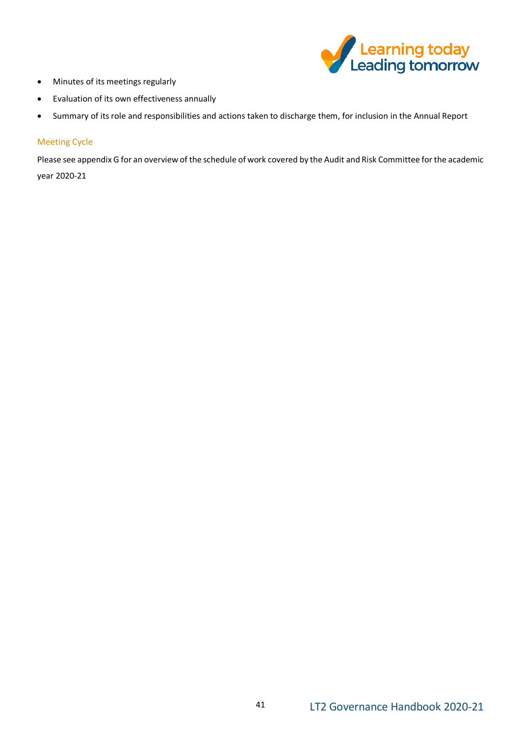- Minutes of its meetings regularly
- Evaluation of its own effectiveness annually
- Summary of its role and responsibilities and actions taken to discharge them, for inclusion in the Annual Report

### Meeting Cycle

Please see appendix G for an overview of the schedule of work covered by the Audit and Risk Committee for the academic year 2020-21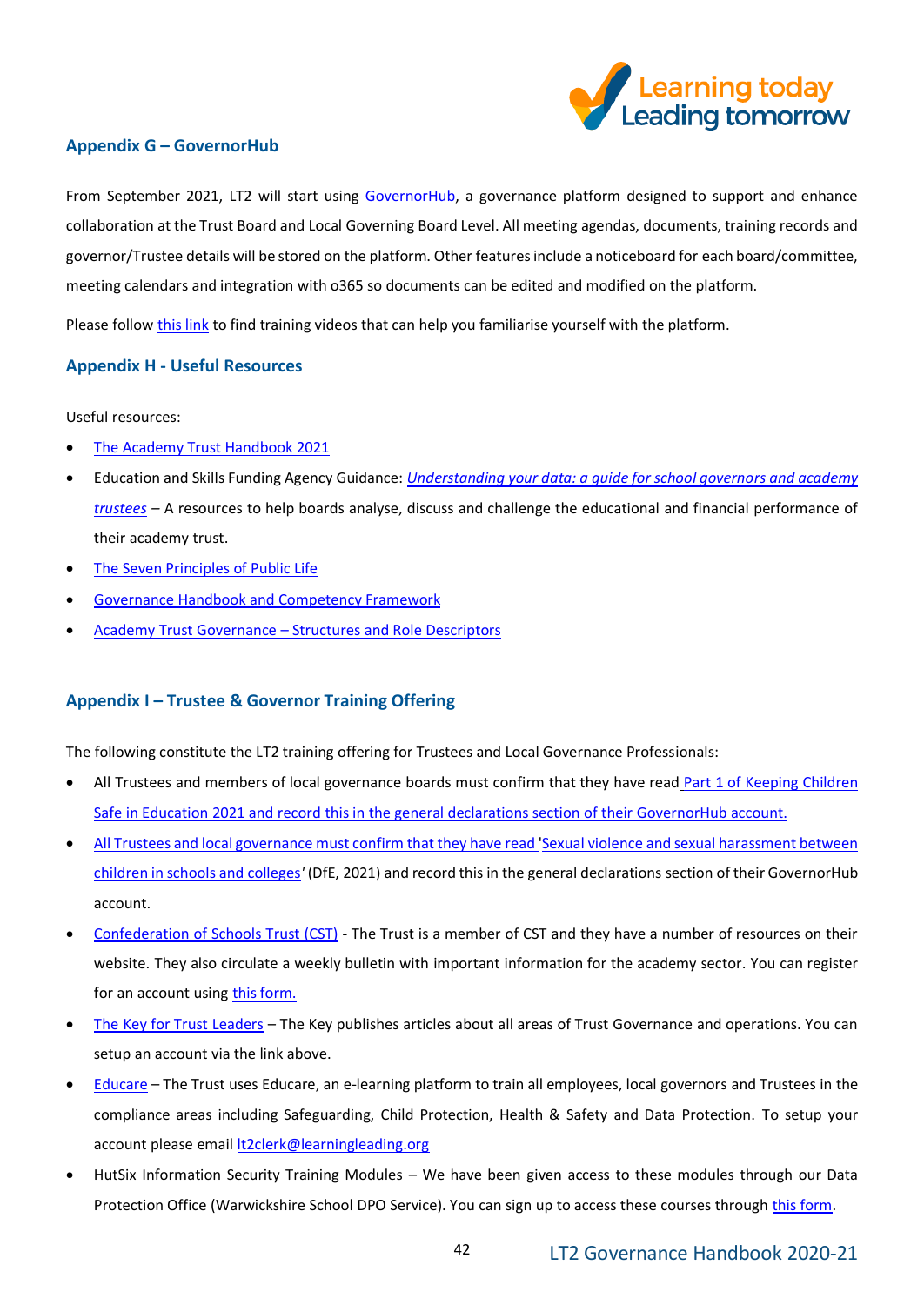## Appendix G – GovernorHub

From September 2021, LT2 will start using GovernorHub, a governance platform designed to support and enhance collaboration at the Trust Board and Local Governing Board Level. All meeting agendas, documents, training records and governor/Trustee details will be stored on the platform. Other features include a noticeboard for each board/committee, meeting calendars and integration with o365 so documents can be edited and modified on the platform.

Please follow this link to find training videos that can help you familiarise yourself with the platform.

## Appendix H - Useful Resources

Useful resources:

- The Academy Trust Handbook 2021
- Education and Skills Funding Agency Guidance: *Understanding your data: a guide for school governors and academy trustees* – A resources to help boards analyse, discuss and challenge the educational and financial performance of their academy trust.
- The Seven Principles of Public Life
- Governance Handbook and Competency Framework
- Academy Trust Governance – Structures and Role Descriptors

## Appendix I – Trustee & Governor Training Offering

The following constitute the LT2 training offering for Trustees and Local Governance Professionals:

- All Trustees and members of local governance boards must confirm that they have read Part 1 of Keeping Children Safe in Education 2021 and record this in the general declarations section of their GovernorHub account.
- All Trustees and local governance must confirm that they have read 'Sexual violence and sexual harassment between children in schools and colleges' (DfE, 2021) and record this in the general declarations section of their GovernorHub account.
- Confederation of Schools Trust (CST) - The Trust is a member of CST and they have a number of resources on their website. They also circulate a weekly bulletin with important information for the academy sector. You can register for an account using this form.
- The Key for Trust Leaders – The Key publishes articles about all areas of Trust Governance and operations. You can setup an account via the link above.
- Educare – The Trust uses Educare, an e-learning platform to train all employees, local governors and Trustees in the compliance areas including Safeguarding, Child Protection, Health & Safety and Data Protection. To setup your account please email lt2clerk@learningleading.org
- HutSix Information Security Training Modules – We have been given access to these modules through our Data Protection Office (Warwickshire School DPO Service). You can sign up to access these courses through this form.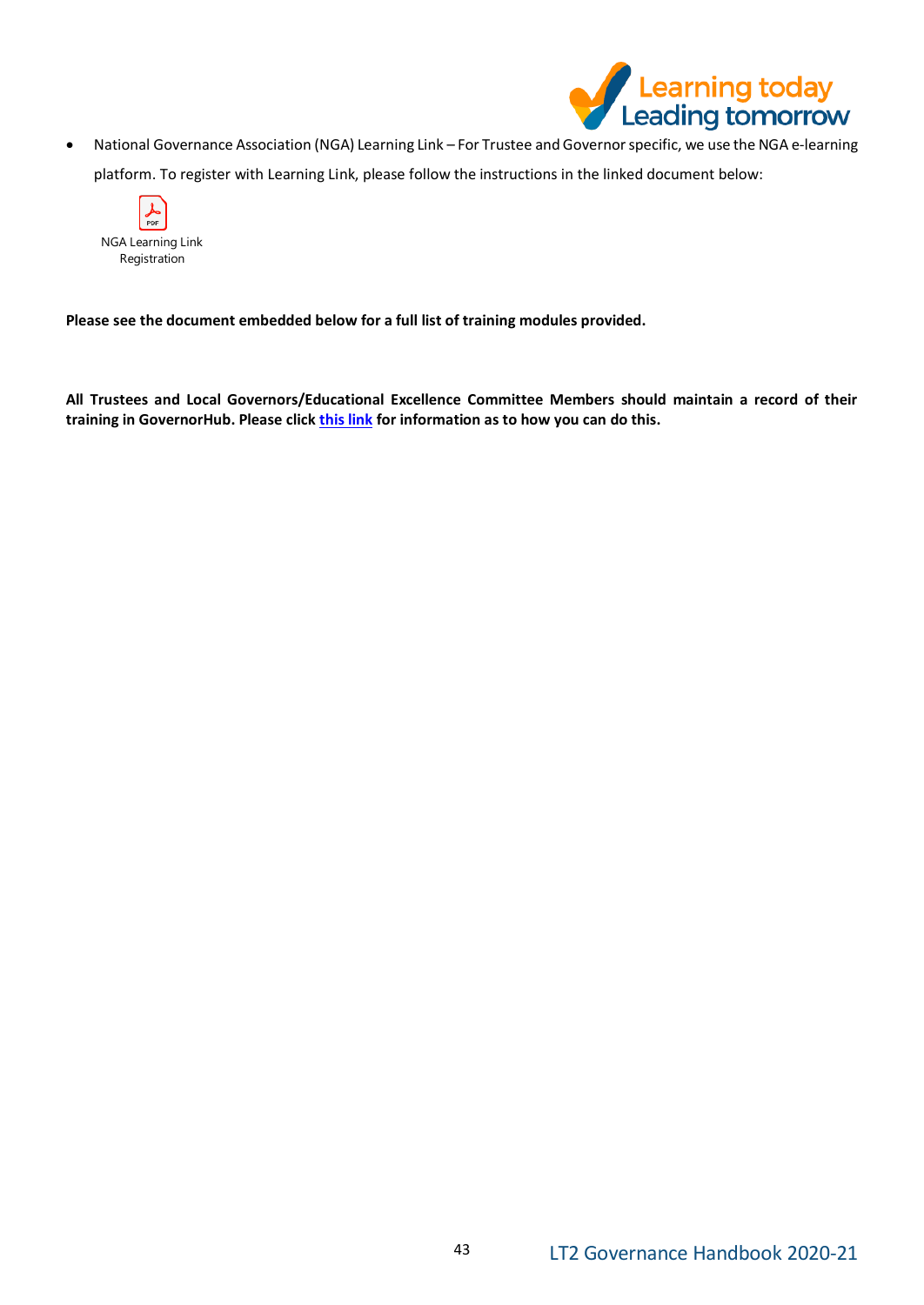- National Governance Association (NGA) Learning Link – For Trustee and Governor specific, we use the NGA e-learning platform. To register with Learning Link, please follow the instructions in the linked document below:

NGA Learning Link Registration

**Please see the document embedded below for a full list of training modules provided.**

**All Trustees and Local Governors/Educational Excellence Committee Members should maintain a record of their training in GovernorHub. Please click this link for information as to how you can do this.**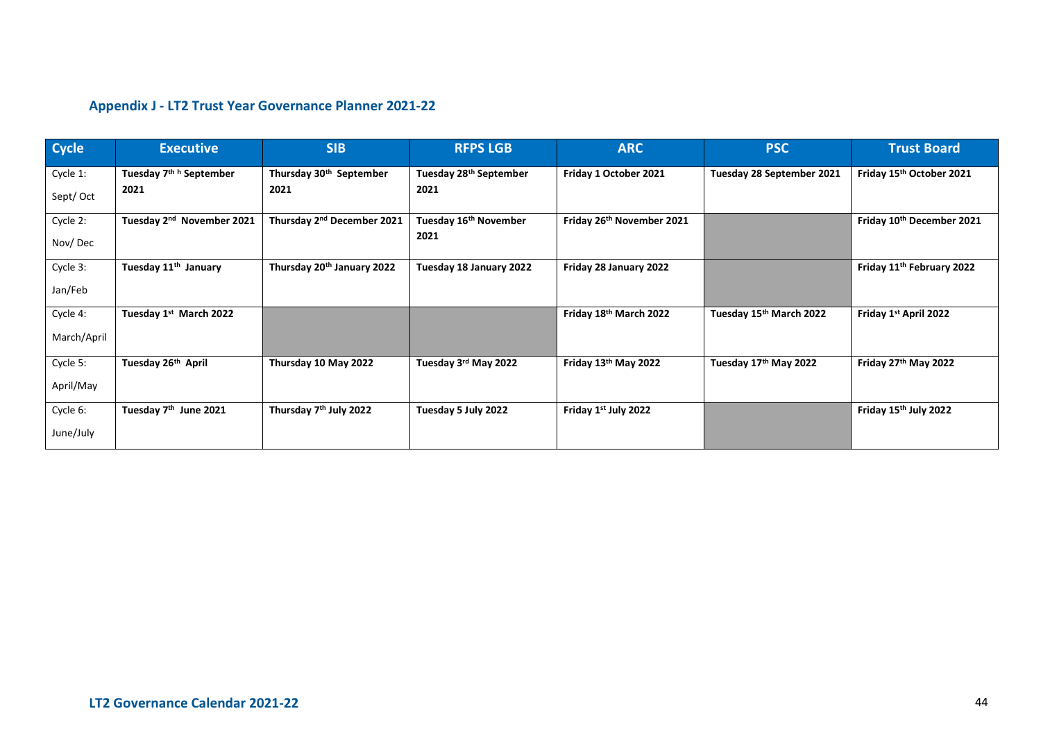## Appendix J - LT2 Trust Year Governance Planner 2021-22

| Cycle | Executive | SIB | RFPS LGB | ARC | PSC | Trust Board |
|---|---|---|---|---|---|---|
| Cycle 1: Sept/ Oct | Tuesday 7th h September 2021 | Thursday 30th September 2021 | Tuesday 28th September 2021 | Friday 1 October 2021 | Tuesday 28 September 2021 | Friday 15th October 2021 |
| Cycle 2: Nov/ Dec | Tuesday 2nd November 2021 | Thursday 2nd December 2021 | Tuesday 16th November 2021 | Friday 26th November 2021 | | Friday 10th December 2021 |
| Cycle 3: Jan/Feb | Tuesday 11th January | Thursday 20th January 2022 | Tuesday 18 January 2022 | Friday 28 January 2022 | | Friday 11th February 2022 |
| Cycle 4: March/April | Tuesday 1st March 2022 | | | Friday 18th March 2022 | Tuesday 15th March 2022 | Friday 1st April 2022 |
| Cycle 5: April/May | Tuesday 26th April | Thursday 10 May 2022 | Tuesday 3rd May 2022 | Friday 13th May 2022 | Tuesday 17th May 2022 | Friday 27th May 2022 |
| Cycle 6: June/July | Tuesday 7th June 2021 | Thursday 7th July 2022 | Tuesday 5 July 2022 | Friday 1st July 2022 | | Friday 15th July 2022 |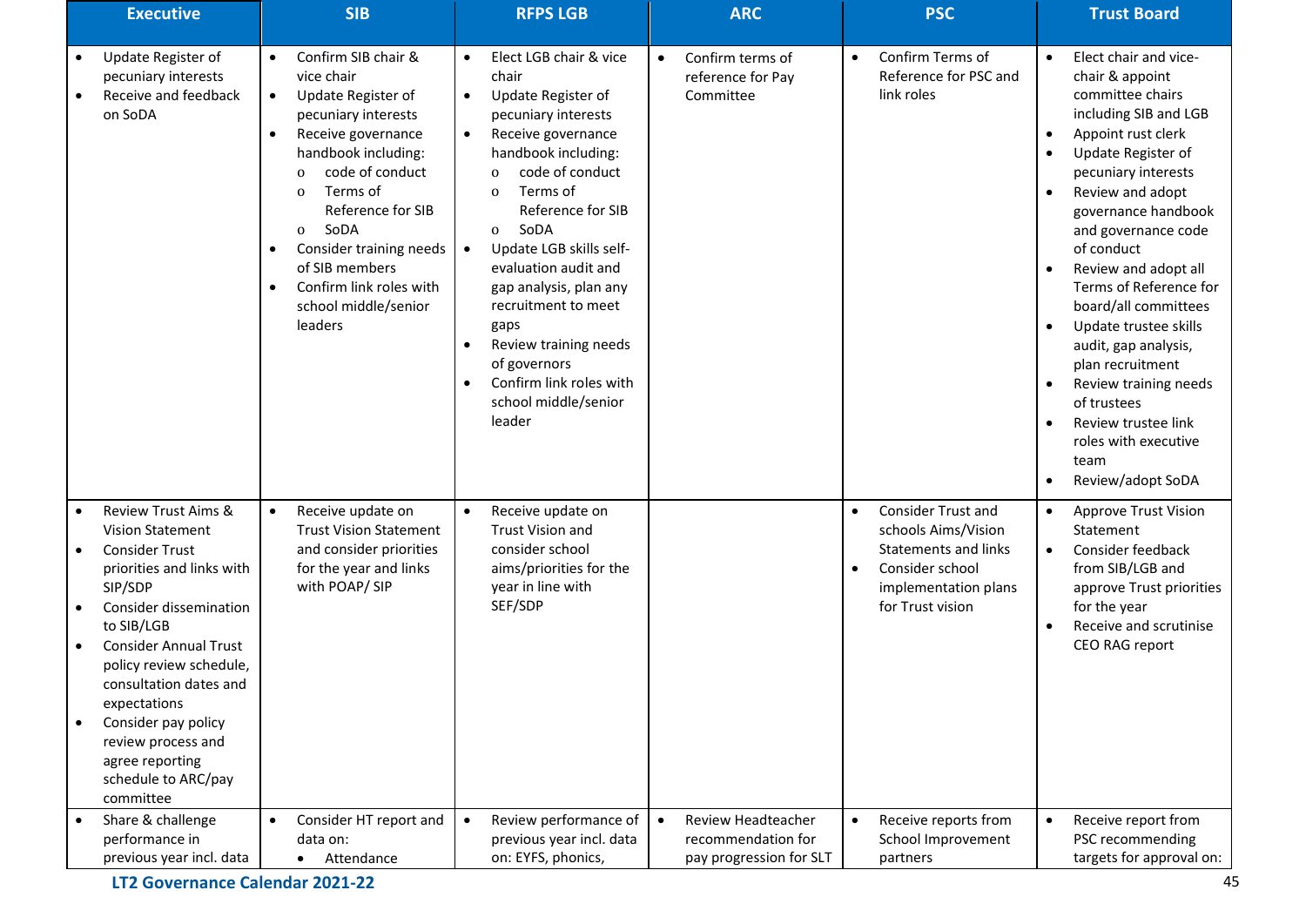| Executive | SIB | RFPS LGB | ARC | PSC | Trust Board |
|---|---|---|---|---|---|
| • Update Register of pecuniary interests<br>• Receive and feedback on SoDA | • Confirm SIB chair & vice chair<br>• Update Register of pecuniary interests<br>• Receive governance handbook including:<br>o code of conduct<br>o Terms of Reference for SIB<br>o SoDA<br>• Consider training needs of SIB members<br>• Confirm link roles with school middle/senior leaders | • Elect LGB chair & vice chair<br>• Update Register of pecuniary interests<br>• Receive governance handbook including:<br>o code of conduct<br>o Terms of Reference for SIB<br>o SoDA<br>• Update LGB skills self-evaluation audit and gap analysis, plan any recruitment to meet gaps<br>• Review training needs of governors<br>• Confirm link roles with school middle/senior leader | • Confirm terms of reference for Pay Committee | • Confirm Terms of Reference for PSC and link roles | • Elect chair and vice-chair & appoint committee chairs including SIB and LGB<br>• Appoint rust clerk<br>• Update Register of pecuniary interests<br>• Review and adopt governance handbook and governance code of conduct<br>• Review and adopt all Terms of Reference for board/all committees<br>• Update trustee skills audit, gap analysis, plan recruitment<br>• Review training needs of trustees<br>• Review trustee link roles with executive team<br>• Review/adopt SoDA |
| • Review Trust Aims & Vision Statement<br>• Consider Trust priorities and links with SIP/SDP<br>• Consider dissemination to SIB/LGB<br>• Consider Annual Trust policy review schedule, consultation dates and expectations<br>• Consider pay policy review process and agree reporting schedule to ARC/pay committee | • Receive update on Trust Vision Statement and consider priorities for the year and links with POAP/ SIP | • Receive update on Trust Vision and consider school aims/priorities for the year in line with SEF/SDP | | • Consider Trust and schools Aims/Vision Statements and links<br>• Consider school implementation plans for Trust vision | • Approve Trust Vision Statement<br>• Consider feedback from SIB/LGB and approve Trust priorities for the year<br>• Receive and scrutinise CEO RAG report |
| • Share & challenge performance in previous year incl. data | • Consider HT report and data on:<br>• Attendance | • Review performance of previous year incl. data on: EYFS, phonics, | • Review Headteacher recommendation for pay progression for SLT | • Receive reports from School Improvement partners | • Receive report from PSC recommending targets for approval on: |

**LT2 Governance Calendar 2021-22**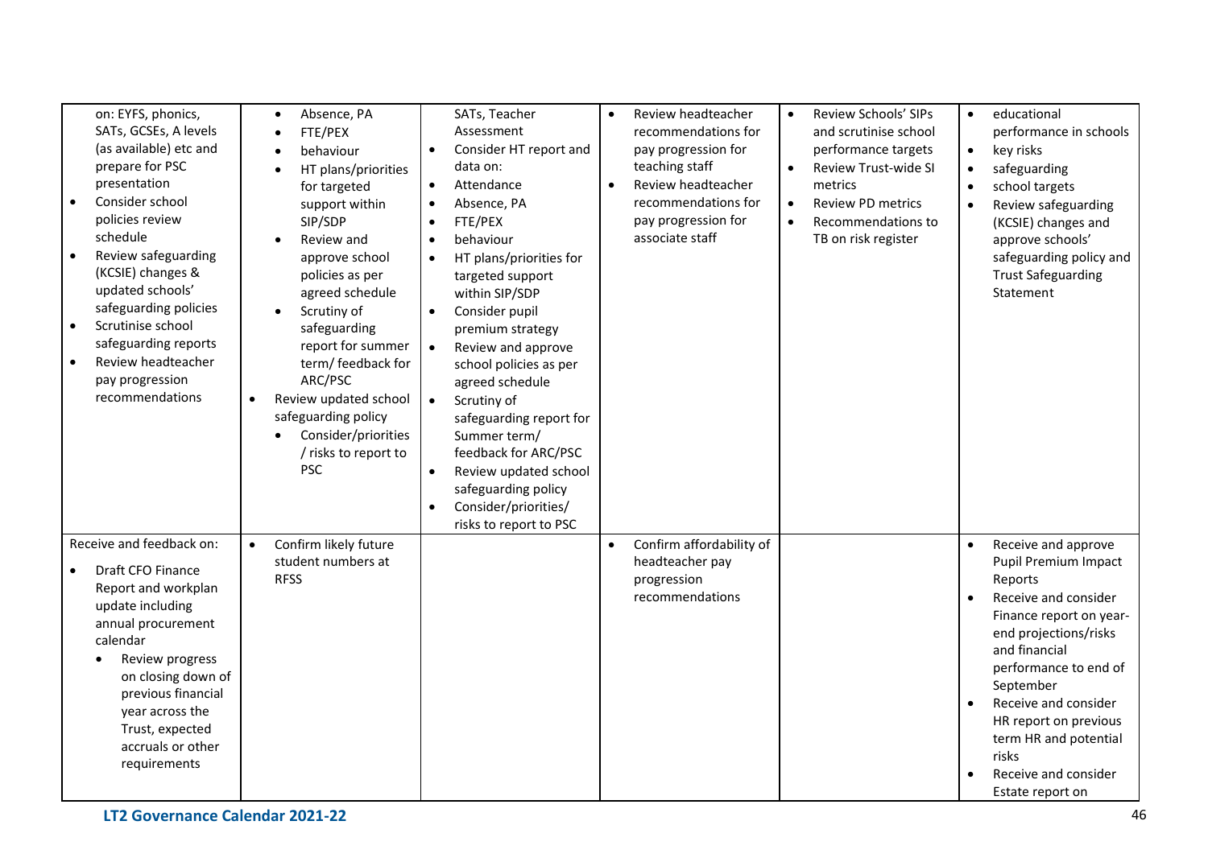| | | | | | |
|---|---|---|---|---|---|
| on: EYFS, phonics, SATs, GCSEs, A levels (as available) etc and prepare for PSC presentation<br>• Consider school policies review schedule<br>• Review safeguarding (KCSIE) changes & updated schools' safeguarding policies<br>• Scrutinise school safeguarding reports<br>• Review headteacher pay progression recommendations | • Absence, PA<br>• FTE/PEX<br>• behaviour<br>• HT plans/priorities for targeted support within SIP/SDP<br>• Review and approve school policies as per agreed schedule<br>• Scrutiny of safeguarding report for summer term/ feedback for ARC/PSC<br>• Review updated school safeguarding policy<br>• Consider/priorities / risks to report to PSC | SATs, Teacher Assessment<br>• Consider HT report and data on:<br>• Attendance<br>• Absence, PA<br>• FTE/PEX<br>• behaviour<br>• HT plans/priorities for targeted support within SIP/SDP<br>• Consider pupil premium strategy<br>• Review and approve school policies as per agreed schedule<br>• Scrutiny of safeguarding report for Summer term/ feedback for ARC/PSC<br>• Review updated school safeguarding policy<br>• Consider/priorities/ risks to report to PSC | • Review headteacher recommendations for pay progression for teaching staff<br>• Review headteacher recommendations for pay progression for associate staff | • Review Schools' SIPs and scrutinise school performance targets<br>• Review Trust-wide SI metrics<br>• Review PD metrics<br>• Recommendations to TB on risk register | • educational performance in schools<br>• key risks<br>• safeguarding<br>• school targets<br>• Review safeguarding (KCSIE) changes and approve schools' safeguarding policy and Trust Safeguarding Statement |
| Receive and feedback on:<br>• Draft CFO Finance Report and workplan update including annual procurement calendar<br>• Review progress on closing down of previous financial year across the Trust, expected accruals or other requirements | • Confirm likely future student numbers at RFSS | | • Confirm affordability of headteacher pay progression recommendations | | • Receive and approve Pupil Premium Impact Reports<br>• Receive and consider Finance report on year-end projections/risks and financial performance to end of September<br>• Receive and consider HR report on previous term HR and potential risks<br>• Receive and consider Estate report on |

LT2 Governance Calendar 2021-22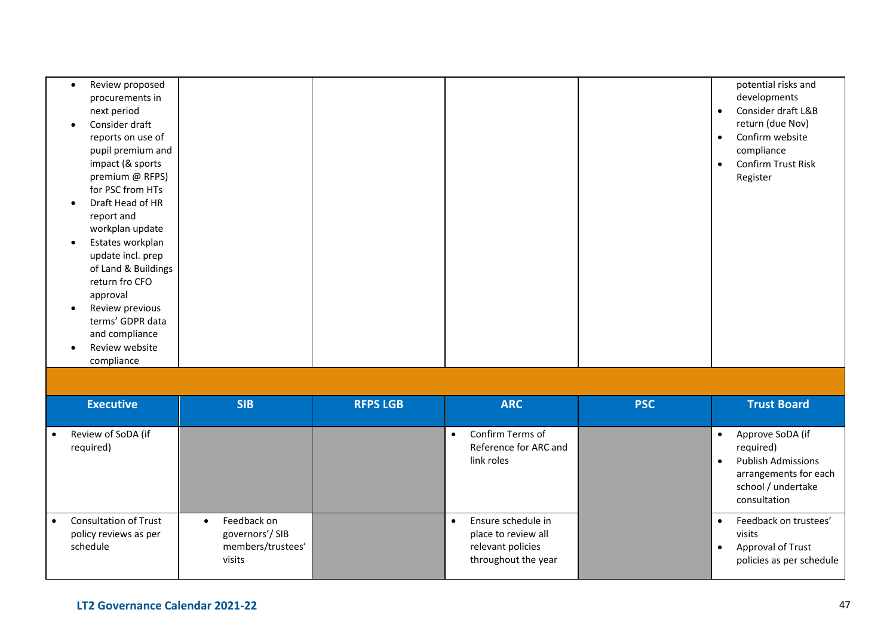| | | | | | |
|---|---|---|---|---|---|
| • Review proposed procurements in next period<br>• Consider draft reports on use of pupil premium and impact (& sports premium @ RFPS) for PSC from HTs<br>• Draft Head of HR report and workplan update<br>• Estates workplan update incl. prep of Land & Buildings return fro CFO approval<br>• Review previous terms' GDPR data and compliance<br>• Review website compliance | | | | | potential risks and developments<br>• Consider draft L&B return (due Nov)<br>• Confirm website compliance<br>• Confirm Trust Risk Register |

| Executive | SIB | RFPS LGB | ARC | PSC | Trust Board |
|---|---|---|---|---|---|
| • Review of SoDA (if required) | | | • Confirm Terms of Reference for ARC and link roles | | • Approve SoDA (if required)<br>• Publish Admissions arrangements for each school / undertake consultation |
| • Consultation of Trust policy reviews as per schedule | • Feedback on governors'/ SIB members/trustees' visits | | • Ensure schedule in place to review all relevant policies throughout the year | | • Feedback on trustees' visits<br>• Approval of Trust policies as per schedule |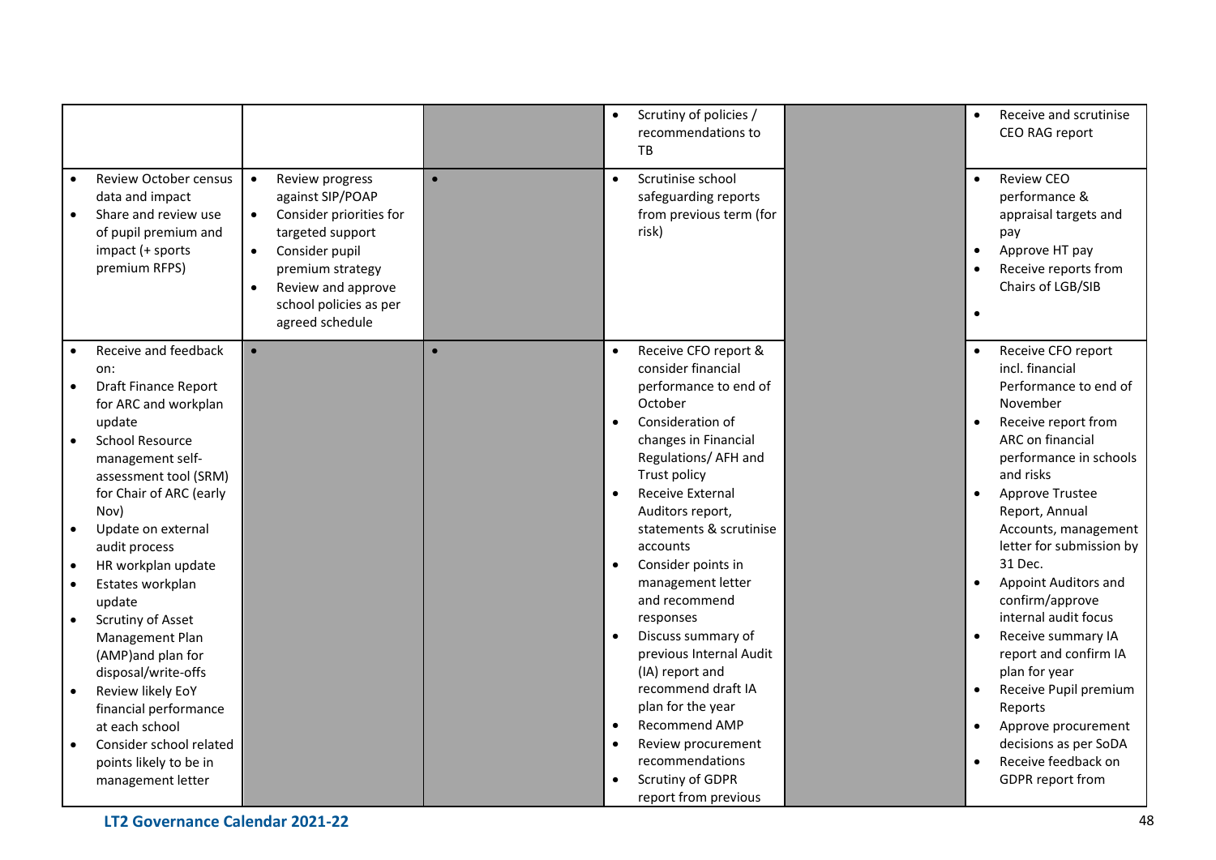| | | | | | |
|---|---|---|---|---|---|
| | | | • Scrutiny of policies / recommendations to TB | | • Receive and scrutinise CEO RAG report |
| • Review October census data and impact<br>• Share and review use of pupil premium and impact (+ sports premium RFPS) | • Review progress against SIP/POAP<br>• Consider priorities for targeted support<br>• Consider pupil premium strategy<br>• Review and approve school policies as per agreed schedule | • | • Scrutinise school safeguarding reports from previous term (for risk) | | • Review CEO performance & appraisal targets and pay<br>• Approve HT pay<br>• Receive reports from Chairs of LGB/SIB<br>• |
| • Receive and feedback on:<br>• Draft Finance Report for ARC and workplan update<br>• School Resource management self-assessment tool (SRM) for Chair of ARC (early Nov)<br>• Update on external audit process<br>• HR workplan update<br>• Estates workplan update<br>• Scrutiny of Asset Management Plan (AMP)and plan for disposal/write-offs<br>• Review likely EoY financial performance at each school<br>• Consider school related points likely to be in management letter | • | • | • Receive CFO report & consider financial performance to end of October<br>• Consideration of changes in Financial Regulations/ AFH and Trust policy<br>• Receive External Auditors report, statements & scrutinise accounts<br>• Consider points in management letter and recommend responses<br>• Discuss summary of previous Internal Audit (IA) report and recommend draft IA plan for the year<br>• Recommend AMP<br>• Review procurement recommendations<br>• Scrutiny of GDPR report from previous | | • Receive CFO report incl. financial Performance to end of November<br>• Receive report from ARC on financial performance in schools and risks<br>• Approve Trustee Report, Annual Accounts, management letter for submission by 31 Dec.<br>• Appoint Auditors and confirm/approve internal audit focus<br>• Receive summary IA report and confirm IA plan for year<br>• Receive Pupil premium Reports<br>• Approve procurement decisions as per SoDA<br>• Receive feedback on GDPR report from |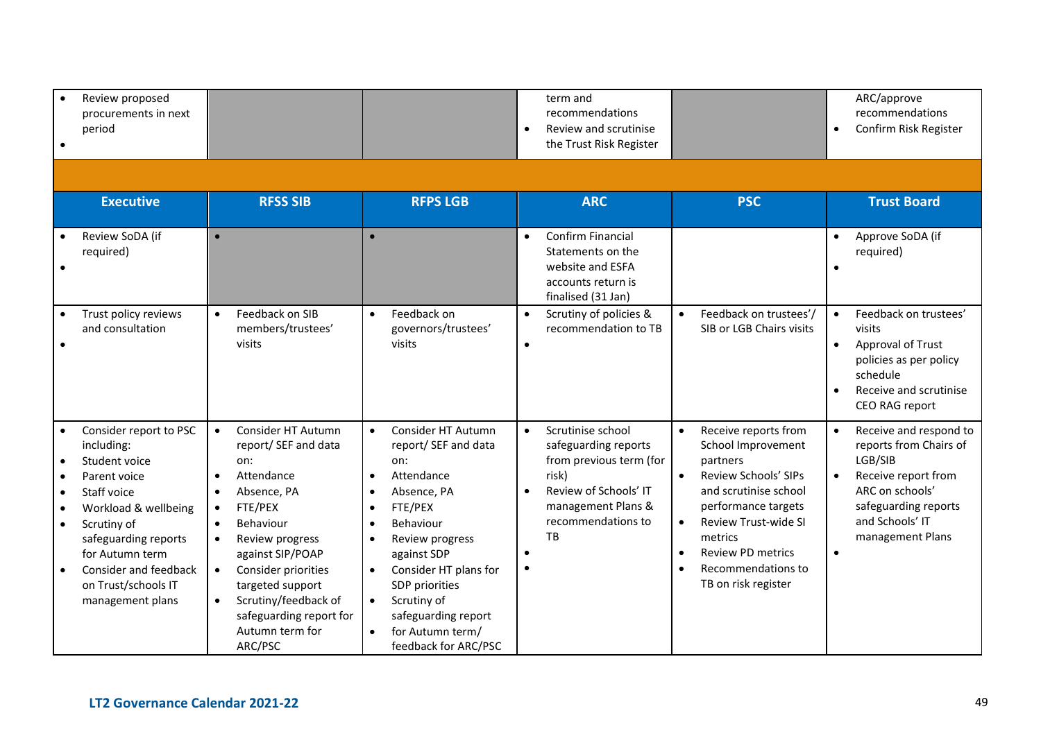| | | | | | |
|---|---|---|---|---|---|
| • Review proposed procurements in next period<br>• | | | term and recommendations<br>• Review and scrutinise the Trust Risk Register | | ARC/approve recommendations<br>• Confirm Risk Register |

| Executive | RFSS SIB | RFPS LGB | ARC | PSC | Trust Board |
|---|---|---|---|---|---|
| • Review SoDA (if required)<br>• | • | • | • Confirm Financial Statements on the website and ESFA accounts return is finalised (31 Jan) | | • Approve SoDA (if required)<br>• |
| • Trust policy reviews and consultation<br>• | • Feedback on SIB members/trustees' visits | • Feedback on governors/trustees' visits | • Scrutiny of policies & recommendation to TB<br>• | • Feedback on trustees'/ SIB or LGB Chairs visits | • Feedback on trustees' visits<br>• Approval of Trust policies as per policy schedule<br>• Receive and scrutinise CEO RAG report |
| • Consider report to PSC including:<br>• Student voice<br>• Parent voice<br>• Staff voice<br>• Workload & wellbeing<br>• Scrutiny of safeguarding reports for Autumn term<br>• Consider and feedback on Trust/schools IT management plans | • Consider HT Autumn report/ SEF and data on:<br>• Attendance<br>• Absence, PA<br>• FTE/PEX<br>• Behaviour<br>• Review progress against SIP/POAP<br>• Consider priorities targeted support<br>• Scrutiny/feedback of safeguarding report for Autumn term for ARC/PSC | • Consider HT Autumn report/ SEF and data on:<br>• Attendance<br>• Absence, PA<br>• FTE/PEX<br>• Behaviour<br>• Review progress against SDP<br>• Consider HT plans for SDP priorities<br>• Scrutiny of safeguarding report<br>• for Autumn term/ feedback for ARC/PSC | • Scrutinise school safeguarding reports from previous term (for risk)<br>• Review of Schools' IT management Plans & recommendations to TB<br>•<br>• | • Receive reports from School Improvement partners<br>• Review Schools' SIPs and scrutinise school performance targets<br>• Review Trust-wide SI metrics<br>• Review PD metrics<br>• Recommendations to TB on risk register | • Receive and respond to reports from Chairs of LGB/SIB<br>• Receive report from ARC on schools' safeguarding reports and Schools' IT management Plans<br>• |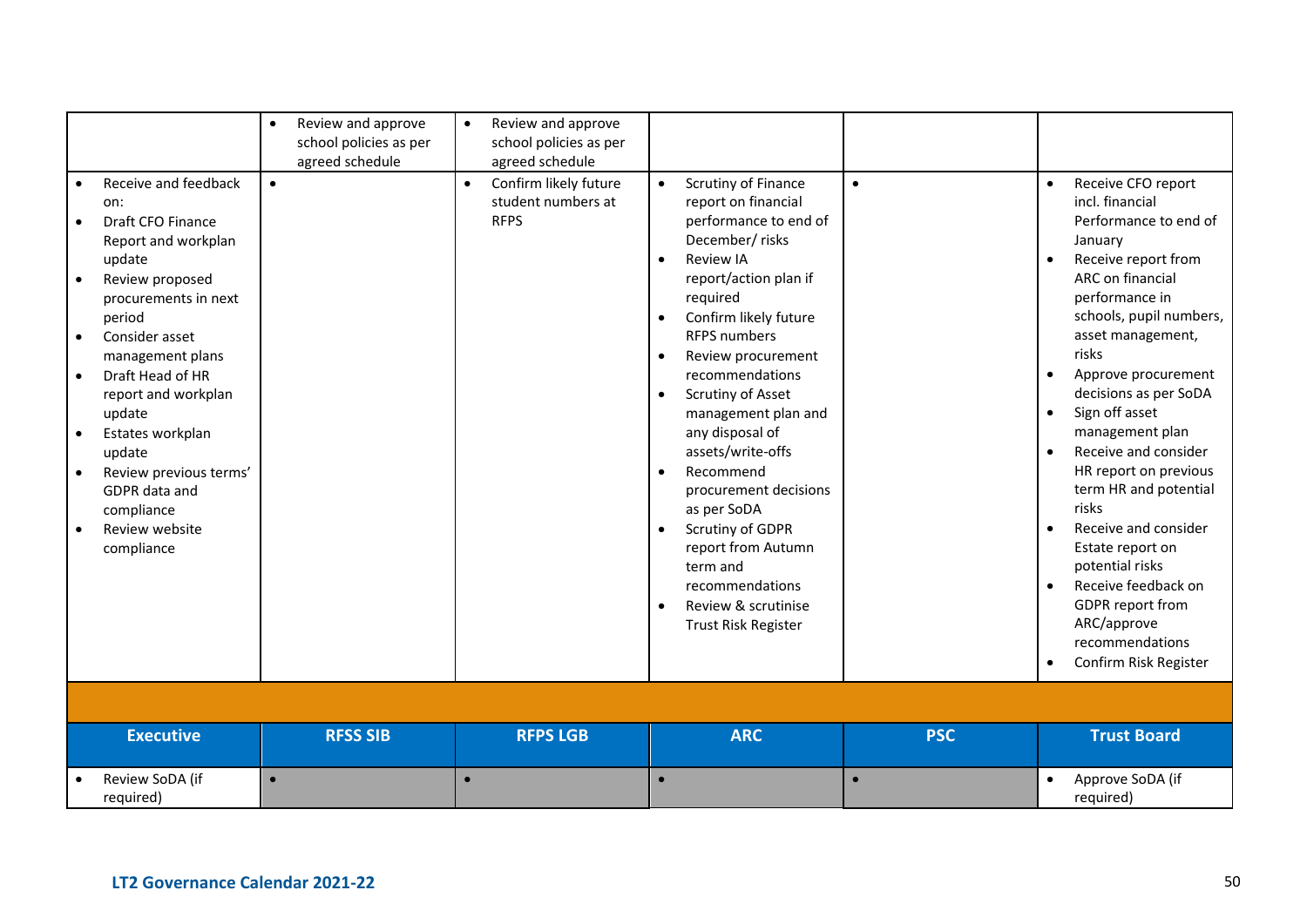| | | | | | |
|---|---|---|---|---|---|
| | • Review and approve school policies as per agreed schedule | • Review and approve school policies as per agreed schedule | | | |
| • Receive and feedback on:<br>• Draft CFO Finance Report and workplan update<br>• Review proposed procurements in next period<br>• Consider asset management plans<br>• Draft Head of HR report and workplan update<br>• Estates workplan update<br>• Review previous terms' GDPR data and compliance<br>• Review website compliance | • | • Confirm likely future student numbers at RFPS | • Scrutiny of Finance report on financial performance to end of December/ risks<br>• Review IA report/action plan if required<br>• Confirm likely future RFPS numbers<br>• Review procurement recommendations<br>• Scrutiny of Asset management plan and any disposal of assets/write-offs<br>• Recommend procurement decisions as per SoDA<br>• Scrutiny of GDPR report from Autumn term and recommendations<br>• Review & scrutinise Trust Risk Register | • | • Receive CFO report incl. financial Performance to end of January<br>• Receive report from ARC on financial performance in schools, pupil numbers, asset management, risks<br>• Approve procurement decisions as per SoDA<br>• Sign off asset management plan<br>• Receive and consider HR report on previous term HR and potential risks<br>• Receive and consider Estate report on potential risks<br>• Receive feedback on GDPR report from ARC/approve recommendations<br>• Confirm Risk Register |

| **Executive** | **RFSS SIB** | **RFPS LGB** | **ARC** | **PSC** | **Trust Board** |
|---|---|---|---|---|---|
| • Review SoDA (if required) | • | • | • | • | • Approve SoDA (if required) |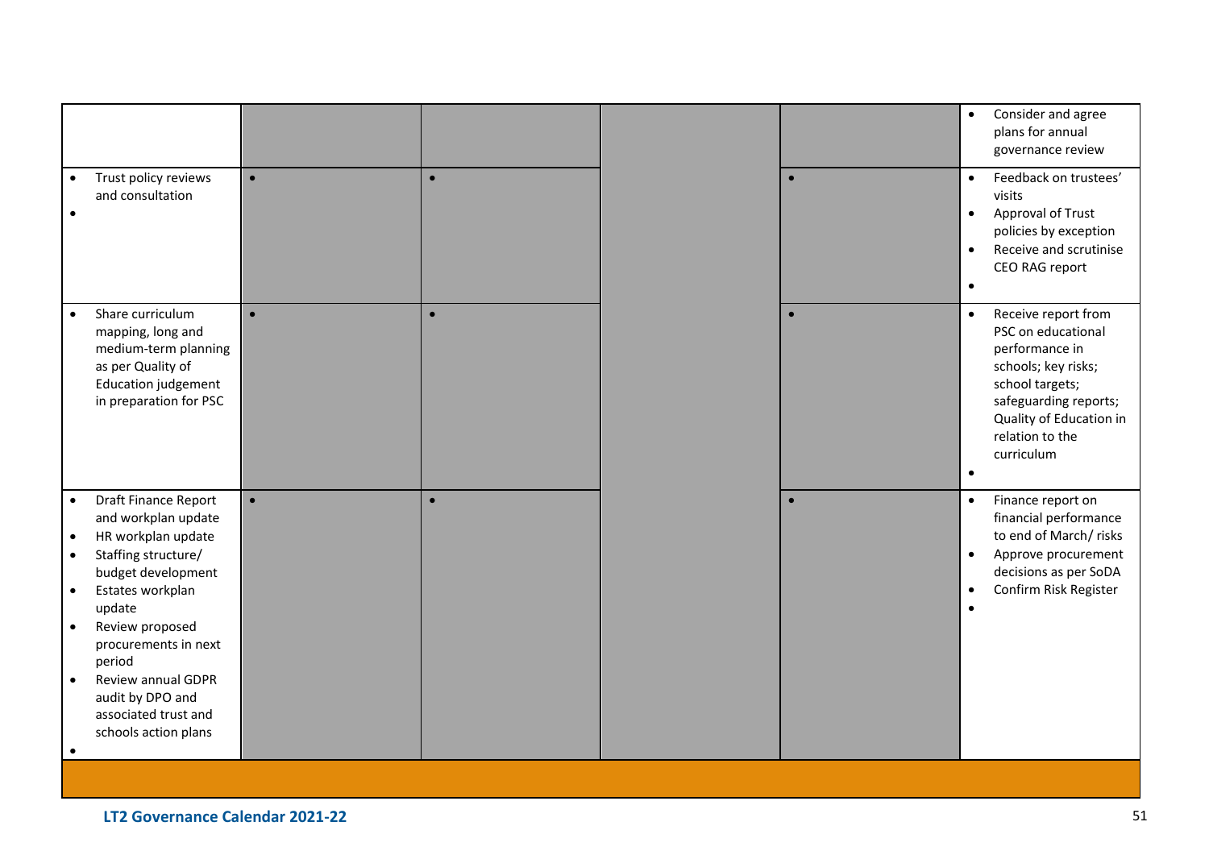| | | | | | |
|---|---|---|---|---|---|
| | | | | | • Consider and agree plans for annual governance review |
| • Trust policy reviews and consultation<br>• | • | • | | • | • Feedback on trustees' visits<br>• Approval of Trust policies by exception<br>• Receive and scrutinise CEO RAG report<br>• |
| • Share curriculum mapping, long and medium-term planning as per Quality of Education judgement in preparation for PSC | • | • | | • | • Receive report from PSC on educational performance in schools; key risks; school targets; safeguarding reports; Quality of Education in relation to the curriculum<br>• |
| • Draft Finance Report and workplan update<br>• HR workplan update<br>• Staffing structure/ budget development<br>• Estates workplan update<br>• Review proposed procurements in next period<br>• Review annual GDPR audit by DPO and associated trust and schools action plans<br>• | • | • | | • | • Finance report on financial performance to end of March/ risks<br>• Approve procurement decisions as per SoDA<br>• Confirm Risk Register<br>• |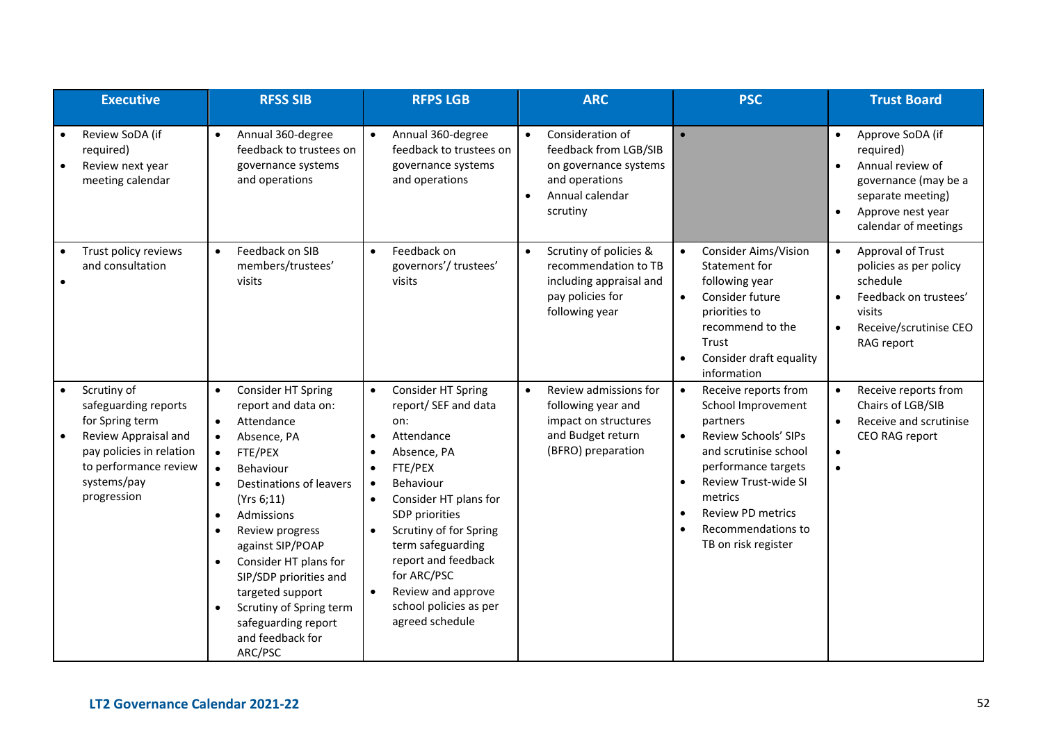| Executive | RFSS SIB | RFPS LGB | ARC | PSC | Trust Board |
|---|---|---|---|---|---|
| • Review SoDA (if required)<br>• Review next year meeting calendar | • Annual 360-degree feedback to trustees on governance systems and operations | • Annual 360-degree feedback to trustees on governance systems and operations | • Consideration of feedback from LGB/SIB on governance systems and operations<br>• Annual calendar scrutiny | • | • Approve SoDA (if required)<br>• Annual review of governance (may be a separate meeting)<br>• Approve nest year calendar of meetings |
| • Trust policy reviews and consultation<br>• | • Feedback on SIB members/trustees' visits | • Feedback on governors'/ trustees' visits | • Scrutiny of policies & recommendation to TB including appraisal and pay policies for following year | • Consider Aims/Vision Statement for following year<br>• Consider future priorities to recommend to the Trust<br>• Consider draft equality information | • Approval of Trust policies as per policy schedule<br>• Feedback on trustees' visits<br>• Receive/scrutinise CEO RAG report |
| • Scrutiny of safeguarding reports for Spring term<br>• Review Appraisal and pay policies in relation to performance review systems/pay progression | • Consider HT Spring report and data on:<br>• Attendance<br>• Absence, PA<br>• FTE/PEX<br>• Behaviour<br>• Destinations of leavers (Yrs 6;11)<br>• Admissions<br>• Review progress against SIP/POAP<br>• Consider HT plans for SIP/SDP priorities and targeted support<br>• Scrutiny of Spring term safeguarding report and feedback for ARC/PSC | • Consider HT Spring report/ SEF and data on:<br>• Attendance<br>• Absence, PA<br>• FTE/PEX<br>• Behaviour<br>• Consider HT plans for SDP priorities<br>• Scrutiny of for Spring term safeguarding report and feedback for ARC/PSC<br>• Review and approve school policies as per agreed schedule | • Review admissions for following year and impact on structures and Budget return (BFRO) preparation | • Receive reports from School Improvement partners<br>• Review Schools' SIPs and scrutinise school performance targets<br>• Review Trust-wide SI metrics<br>• Review PD metrics<br>• Recommendations to TB on risk register | • Receive reports from Chairs of LGB/SIB<br>• Receive and scrutinise CEO RAG report<br>•<br>• |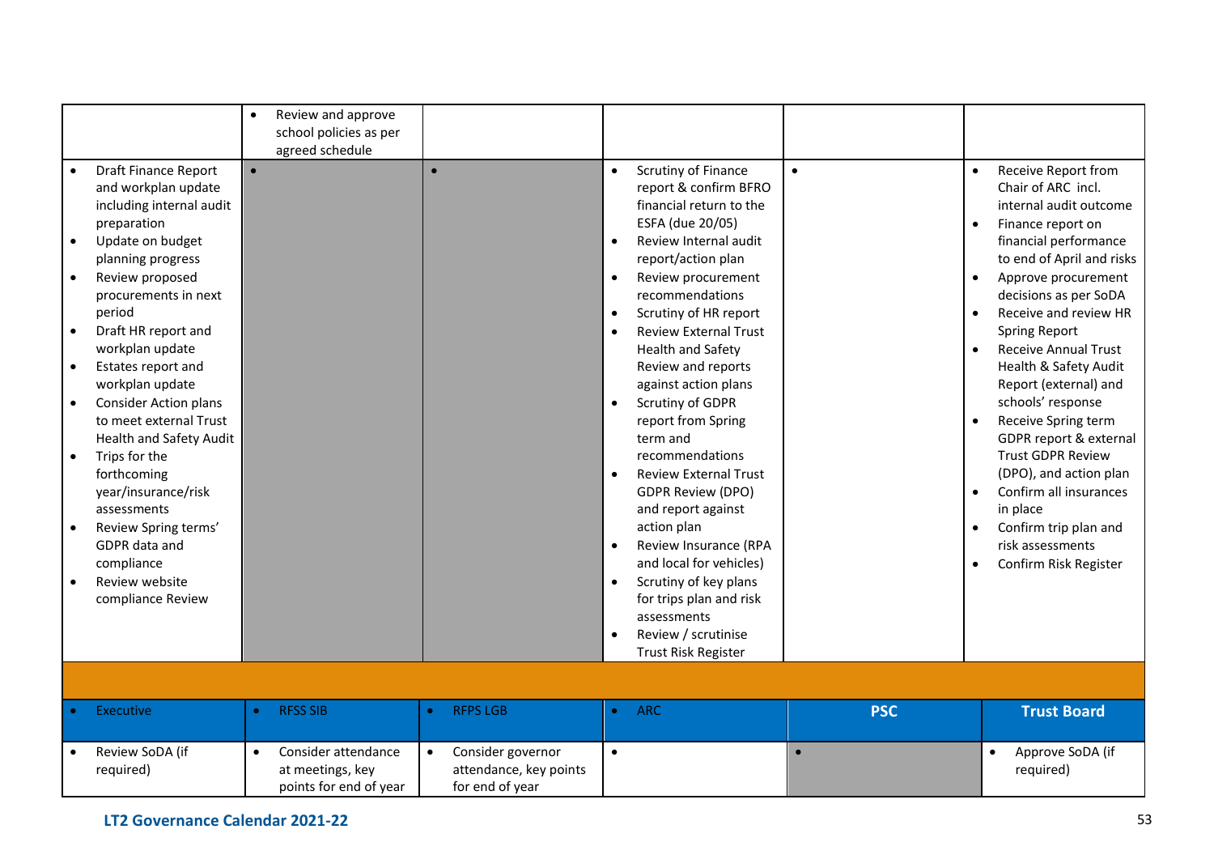| | | | | | |
|---|---|---|---|---|---|
| | • Review and approve school policies as per agreed schedule | | | | |
| • Draft Finance Report and workplan update including internal audit preparation<br>• Update on budget planning progress<br>• Review proposed procurements in next period<br>• Draft HR report and workplan update<br>• Estates report and workplan update<br>• Consider Action plans to meet external Trust Health and Safety Audit<br>• Trips for the forthcoming year/insurance/risk assessments<br>• Review Spring terms' GDPR data and compliance<br>• Review website compliance Review | • | • | • Scrutiny of Finance report & confirm BFRO financial return to the ESFA (due 20/05)<br>• Review Internal audit report/action plan<br>• Review procurement recommendations<br>• Scrutiny of HR report<br>• Review External Trust Health and Safety Review and reports against action plans<br>• Scrutiny of GDPR report from Spring term and recommendations<br>• Review External Trust GDPR Review (DPO) and report against action plan<br>• Review Insurance (RPA and local for vehicles)<br>• Scrutiny of key plans for trips plan and risk assessments<br>• Review / scrutinise Trust Risk Register | • | • Receive Report from Chair of ARC incl. internal audit outcome<br>• Finance report on financial performance to end of April and risks<br>• Approve procurement decisions as per SoDA<br>• Receive and review HR Spring Report<br>• Receive Annual Trust Health & Safety Audit Report (external) and schools' response<br>• Receive Spring term GDPR report & external Trust GDPR Review (DPO), and action plan<br>• Confirm all insurances in place<br>• Confirm trip plan and risk assessments<br>• Confirm Risk Register |
| | | | | | |
| **Executive** | **RFSS SIB** | **RFPS LGB** | **ARC** | **PSC** | **Trust Board** |
| • Review SoDA (if required) | • Consider attendance at meetings, key points for end of year | • Consider governor attendance, key points for end of year | • | • | • Approve SoDA (if required) |

LT2 Governance Calendar 2021-22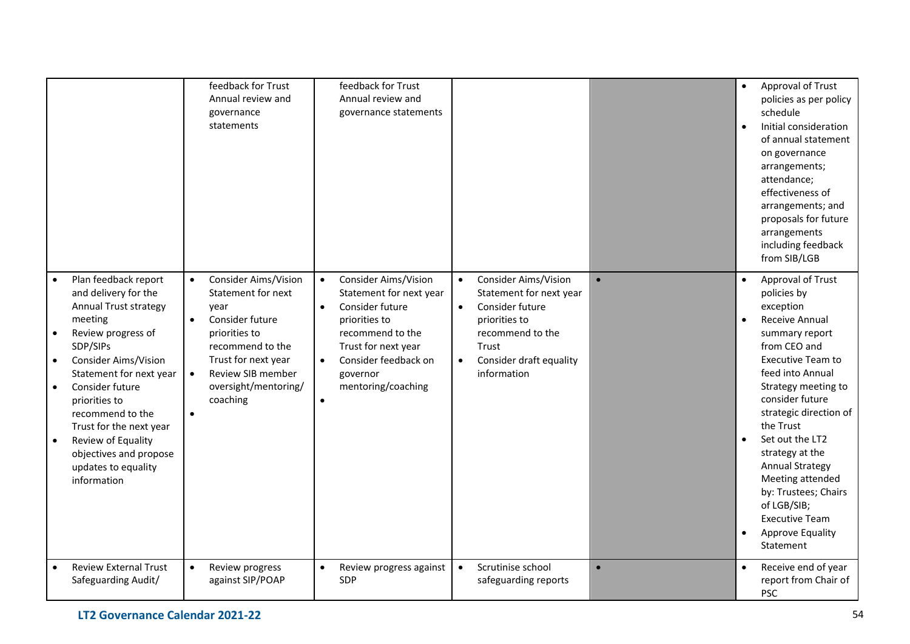|  |  |  |  |  |  |
|---|---|---|---|---|---|
|  | feedback for Trust Annual review and governance statements | feedback for Trust Annual review and governance statements |  |  | • Approval of Trust policies as per policy schedule<br>• Initial consideration of annual statement on governance arrangements; attendance; effectiveness of arrangements; and proposals for future arrangements including feedback from SIB/LGB |
| • Plan feedback report and delivery for the Annual Trust strategy meeting<br>• Review progress of SDP/SIPs<br>• Consider Aims/Vision Statement for next year<br>• Consider future priorities to recommend to the Trust for the next year<br>• Review of Equality objectives and propose updates to equality information | • Consider Aims/Vision Statement for next year<br>• Consider future priorities to recommend to the Trust for next year<br>• Review SIB member oversight/mentoring/ coaching<br>• | • Consider Aims/Vision Statement for next year<br>• Consider future priorities to recommend to the Trust for next year<br>• Consider feedback on governor mentoring/coaching<br>• | • Consider Aims/Vision Statement for next year<br>• Consider future priorities to recommend to the Trust<br>• Consider draft equality information | • | • Approval of Trust policies by exception<br>• Receive Annual summary report from CEO and Executive Team to feed into Annual Strategy meeting to consider future strategic direction of the Trust<br>• Set out the LT2 strategy at the Annual Strategy Meeting attended by: Trustees; Chairs of LGB/SIB; Executive Team<br>• Approve Equality Statement |
| • Review External Trust Safeguarding Audit/ | • Review progress against SIP/POAP | • Review progress against SDP | • Scrutinise school safeguarding reports | • | • Receive end of year report from Chair of PSC |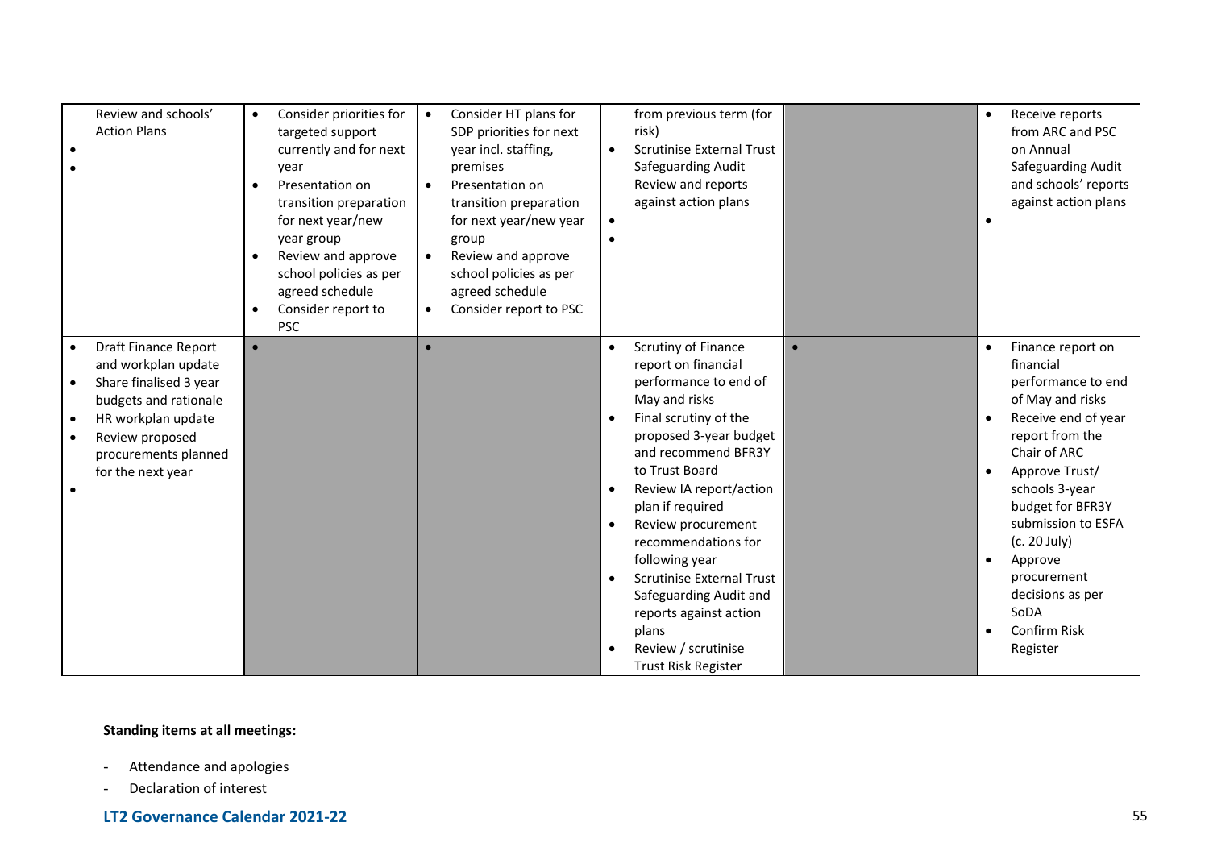| | | | | | |
|---|---|---|---|---|---|
| Review and schools' Action Plans<br>•<br>• | • Consider priorities for targeted support currently and for next year<br>• Presentation on transition preparation for next year/new year group<br>• Review and approve school policies as per agreed schedule<br>• Consider report to PSC | • Consider HT plans for SDP priorities for next year incl. staffing, premises<br>• Presentation on transition preparation for next year/new year group<br>• Review and approve school policies as per agreed schedule<br>• Consider report to PSC | from previous term (for risk)<br>• Scrutinise External Trust Safeguarding Audit Review and reports against action plans<br>•<br>• | | • Receive reports from ARC and PSC on Annual Safeguarding Audit and schools' reports against action plans<br>• |
| • Draft Finance Report and workplan update<br>• Share finalised 3 year budgets and rationale<br>• HR workplan update<br>• Review proposed procurements planned for the next year<br>• | • | • | • Scrutiny of Finance report on financial performance to end of May and risks<br>• Final scrutiny of the proposed 3-year budget and recommend BFR3Y to Trust Board<br>• Review IA report/action plan if required<br>• Review procurement recommendations for following year<br>• Scrutinise External Trust Safeguarding Audit and reports against action plans<br>• Review / scrutinise Trust Risk Register | • | • Finance report on financial performance to end of May and risks<br>• Receive end of year report from the Chair of ARC<br>• Approve Trust/ schools 3-year budget for BFR3Y submission to ESFA (c. 20 July)<br>• Approve procurement decisions as per SoDA<br>• Confirm Risk Register |

**Standing items at all meetings:**

- Attendance and apologies
- Declaration of interest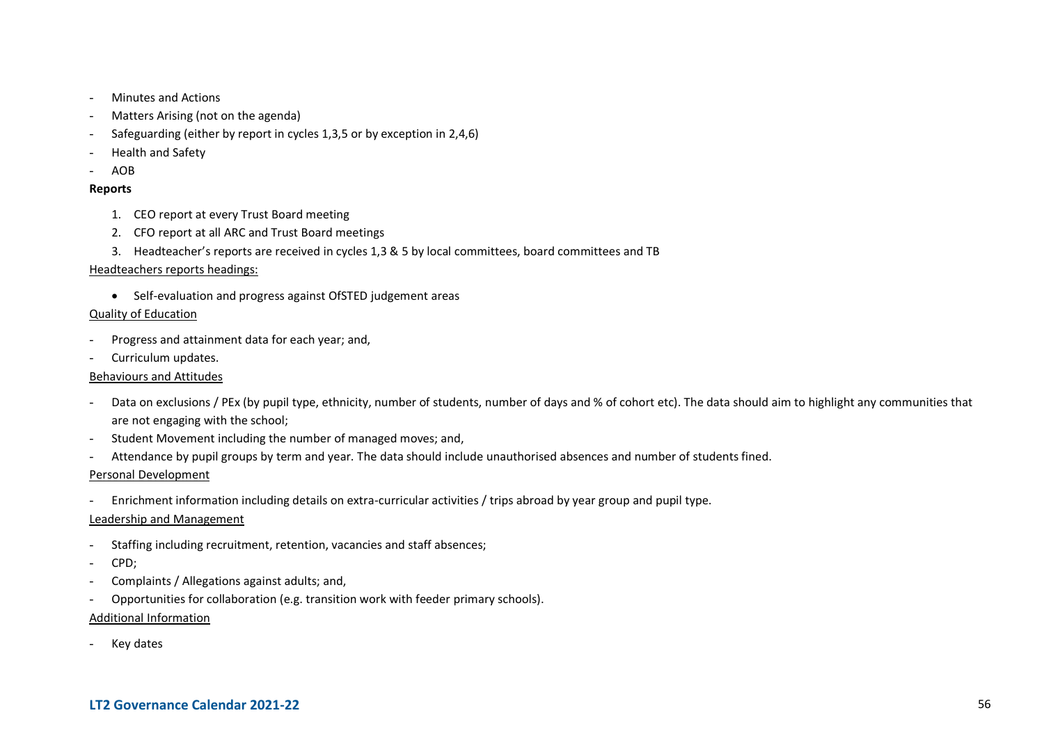- Minutes and Actions
- Matters Arising (not on the agenda)
- Safeguarding (either by report in cycles 1,3,5 or by exception in 2,4,6)
- Health and Safety
- AOB

**Reports**

1. CEO report at every Trust Board meeting
2. CFO report at all ARC and Trust Board meetings
3. Headteacher's reports are received in cycles 1,3 & 5 by local committees, board committees and TB

Headteachers reports headings:

- Self-evaluation and progress against OfSTED judgement areas

Quality of Education

- Progress and attainment data for each year; and,
- Curriculum updates.

Behaviours and Attitudes

- Data on exclusions / PEx (by pupil type, ethnicity, number of students, number of days and % of cohort etc). The data should aim to highlight any communities that are not engaging with the school;
- Student Movement including the number of managed moves; and,
- Attendance by pupil groups by term and year. The data should include unauthorised absences and number of students fined.

Personal Development

- Enrichment information including details on extra-curricular activities / trips abroad by year group and pupil type.

Leadership and Management

- Staffing including recruitment, retention, vacancies and staff absences;
- CPD;
- Complaints / Allegations against adults; and,
- Opportunities for collaboration (e.g. transition work with feeder primary schools).

Additional Information

- Key dates